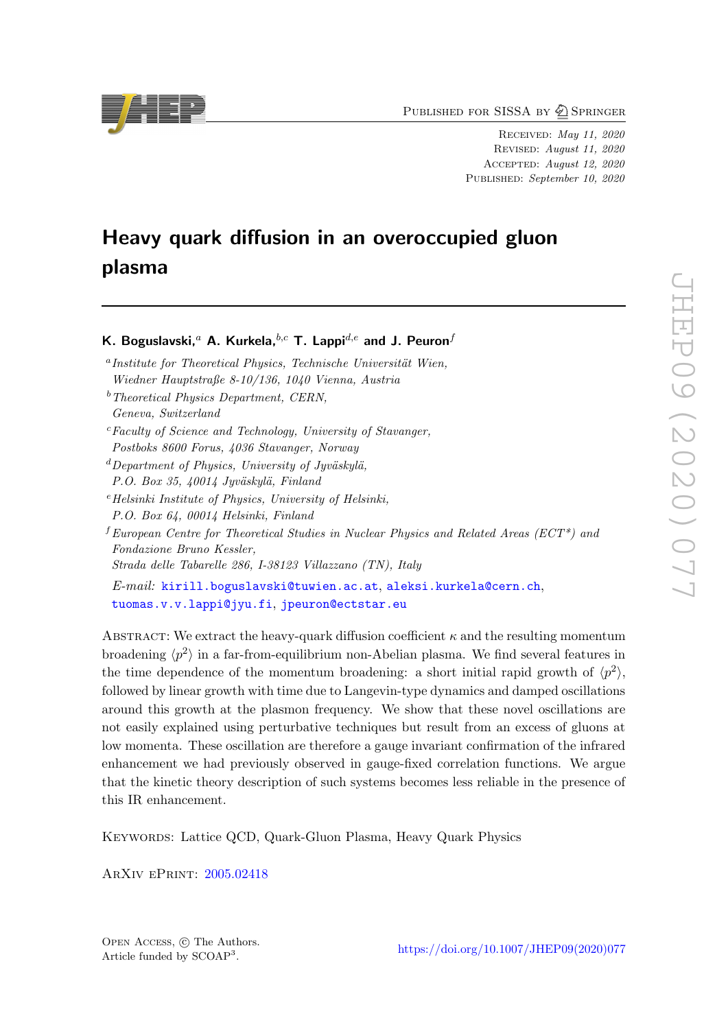Published for SISSA by Springer

Received: *May 11, 2020*
Revised: *August 11, 2020*
Accepted: *August 12, 2020*
Published: *September 10, 2020*

# Heavy quark diffusion in an overoccupied gluon plasma

**K. Boguslavski,[a] A. Kurkela,[b,c] T. Lappi[d,e] and J. Peuron[f]**

[a] *Institute for Theoretical Physics, Technische Universität Wien, Wiedner Hauptstraße 8-10/136, 1040 Vienna, Austria*
[b] *Theoretical Physics Department, CERN, Geneva, Switzerland*
[c] *Faculty of Science and Technology, University of Stavanger, Postboks 8600 Forus, 4036 Stavanger, Norway*
[d] *Department of Physics, University of Jyväskylä, P.O. Box 35, 40014 Jyväskylä, Finland*
[e] *Helsinki Institute of Physics, University of Helsinki, P.O. Box 64, 00014 Helsinki, Finland*
[f] *European Centre for Theoretical Studies in Nuclear Physics and Related Areas (ECT\*) and Fondazione Bruno Kessler, Strada delle Tabarelle 286, I-38123 Villazzano (TN), Italy*

*E-mail:* kirill.boguslavski@tuwien.ac.at, aleksi.kurkela@cern.ch, tuomas.v.v.lappi@jyu.fi, jpeuron@ectstar.eu

Abstract: We extract the heavy-quark diffusion coefficient $\kappa$ and the resulting momentum broadening $\langle p^2 \rangle$ in a far-from-equilibrium non-Abelian plasma. We find several features in the time dependence of the momentum broadening: a short initial rapid growth of $\langle p^2 \rangle$, followed by linear growth with time due to Langevin-type dynamics and damped oscillations around this growth at the plasmon frequency. We show that these novel oscillations are not easily explained using perturbative techniques but result from an excess of gluons at low momenta. These oscillation are therefore a gauge invariant confirmation of the infrared enhancement we had previously observed in gauge-fixed correlation functions. We argue that the kinetic theory description of such systems becomes less reliable in the presence of this IR enhancement.

Keywords: Lattice QCD, Quark-Gluon Plasma, Heavy Quark Physics

ArXiv ePrint: 2005.02418

Open Access, © The Authors.
Article funded by SCOAP[3].

https://doi.org/10.1007/JHEP09(2020)077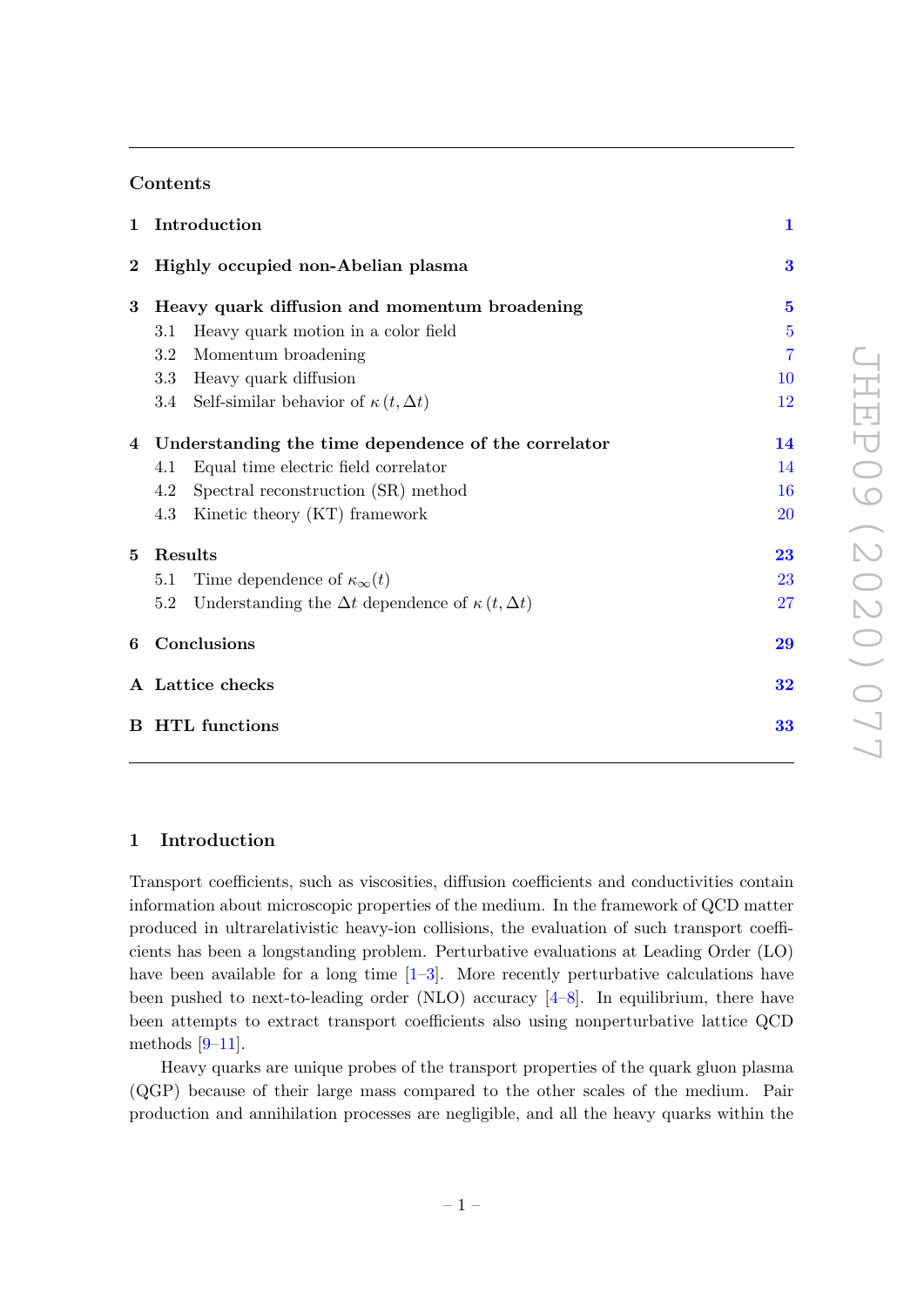## Contents

| | | |
|---|---|---|
| **1** | **Introduction** | **1** |
| **2** | **Highly occupied non-Abelian plasma** | **3** |
| **3** | **Heavy quark diffusion and momentum broadening** | **5** |
| | 3.1 Heavy quark motion in a color field | 5 |
| | 3.2 Momentum broadening | 7 |
| | 3.3 Heavy quark diffusion | 10 |
| | 3.4 Self-similar behavior of $\kappa(t, \Delta t)$ | 12 |
| **4** | **Understanding the time dependence of the correlator** | **14** |
| | 4.1 Equal time electric field correlator | 14 |
| | 4.2 Spectral reconstruction (SR) method | 16 |
| | 4.3 Kinetic theory (KT) framework | 20 |
| **5** | **Results** | **23** |
| | 5.1 Time dependence of $\kappa_\infty(t)$ | 23 |
| | 5.2 Understanding the $\Delta t$ dependence of $\kappa(t, \Delta t)$ | 27 |
| **6** | **Conclusions** | **29** |
| **A** | **Lattice checks** | **32** |
| **B** | **HTL functions** | **33** |

# 1 Introduction

Transport coefficients, such as viscosities, diffusion coefficients and conductivities contain information about microscopic properties of the medium. In the framework of QCD matter produced in ultrarelativistic heavy-ion collisions, the evaluation of such transport coefficients has been a longstanding problem. Perturbative evaluations at Leading Order (LO) have been available for a long time [1–3]. More recently perturbative calculations have been pushed to next-to-leading order (NLO) accuracy [4–8]. In equilibrium, there have been attempts to extract transport coefficients also using nonperturbative lattice QCD methods [9–11].

Heavy quarks are unique probes of the transport properties of the quark gluon plasma (QGP) because of their large mass compared to the other scales of the medium. Pair production and annihilation processes are negligible, and all the heavy quarks within the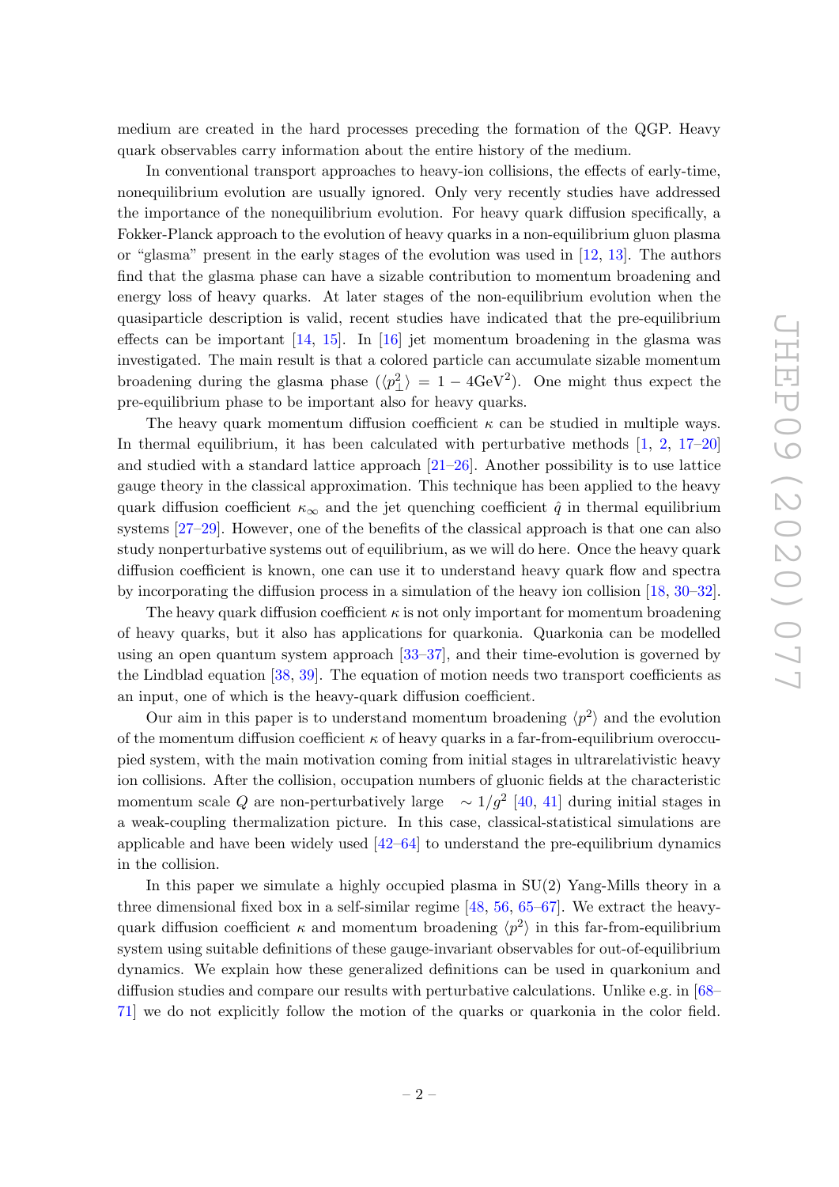medium are created in the hard processes preceding the formation of the QGP. Heavy quark observables carry information about the entire history of the medium.

In conventional transport approaches to heavy-ion collisions, the effects of early-time, nonequilibrium evolution are usually ignored. Only very recently studies have addressed the importance of the nonequilibrium evolution. For heavy quark diffusion specifically, a Fokker-Planck approach to the evolution of heavy quarks in a non-equilibrium gluon plasma or "glasma" present in the early stages of the evolution was used in [12, 13]. The authors find that the glasma phase can have a sizable contribution to momentum broadening and energy loss of heavy quarks. At later stages of the non-equilibrium evolution when the quasiparticle description is valid, recent studies have indicated that the pre-equilibrium effects can be important [14, 15]. In [16] jet momentum broadening in the glasma was investigated. The main result is that a colored particle can accumulate sizable momentum broadening during the glasma phase ($\langle p_\perp^2 \rangle = 1 - 4\mathrm{GeV}^2$). One might thus expect the pre-equilibrium phase to be important also for heavy quarks.

The heavy quark momentum diffusion coefficient $\kappa$ can be studied in multiple ways. In thermal equilibrium, it has been calculated with perturbative methods [1, 2, 17–20] and studied with a standard lattice approach [21–26]. Another possibility is to use lattice gauge theory in the classical approximation. This technique has been applied to the heavy quark diffusion coefficient $\kappa_\infty$ and the jet quenching coefficient $\hat{q}$ in thermal equilibrium systems [27–29]. However, one of the benefits of the classical approach is that one can also study nonperturbative systems out of equilibrium, as we will do here. Once the heavy quark diffusion coefficient is known, one can use it to understand heavy quark flow and spectra by incorporating the diffusion process in a simulation of the heavy ion collision [18, 30–32].

The heavy quark diffusion coefficient $\kappa$ is not only important for momentum broadening of heavy quarks, but it also has applications for quarkonia. Quarkonia can be modelled using an open quantum system approach [33–37], and their time-evolution is governed by the Lindblad equation [38, 39]. The equation of motion needs two transport coefficients as an input, one of which is the heavy-quark diffusion coefficient.

Our aim in this paper is to understand momentum broadening $\langle p^2 \rangle$ and the evolution of the momentum diffusion coefficient $\kappa$ of heavy quarks in a far-from-equilibrium overoccupied system, with the main motivation coming from initial stages in ultrarelativistic heavy ion collisions. After the collision, occupation numbers of gluonic fields at the characteristic momentum scale $Q$ are non-perturbatively large $\sim 1/g^2$ [40, 41] during initial stages in a weak-coupling thermalization picture. In this case, classical-statistical simulations are applicable and have been widely used [42–64] to understand the pre-equilibrium dynamics in the collision.

In this paper we simulate a highly occupied plasma in SU(2) Yang-Mills theory in a three dimensional fixed box in a self-similar regime [48, 56, 65–67]. We extract the heavy-quark diffusion coefficient $\kappa$ and momentum broadening $\langle p^2 \rangle$ in this far-from-equilibrium system using suitable definitions of these gauge-invariant observables for out-of-equilibrium dynamics. We explain how these generalized definitions can be used in quarkonium and diffusion studies and compare our results with perturbative calculations. Unlike e.g. in [68–71] we do not explicitly follow the motion of the quarks or quarkonia in the color field.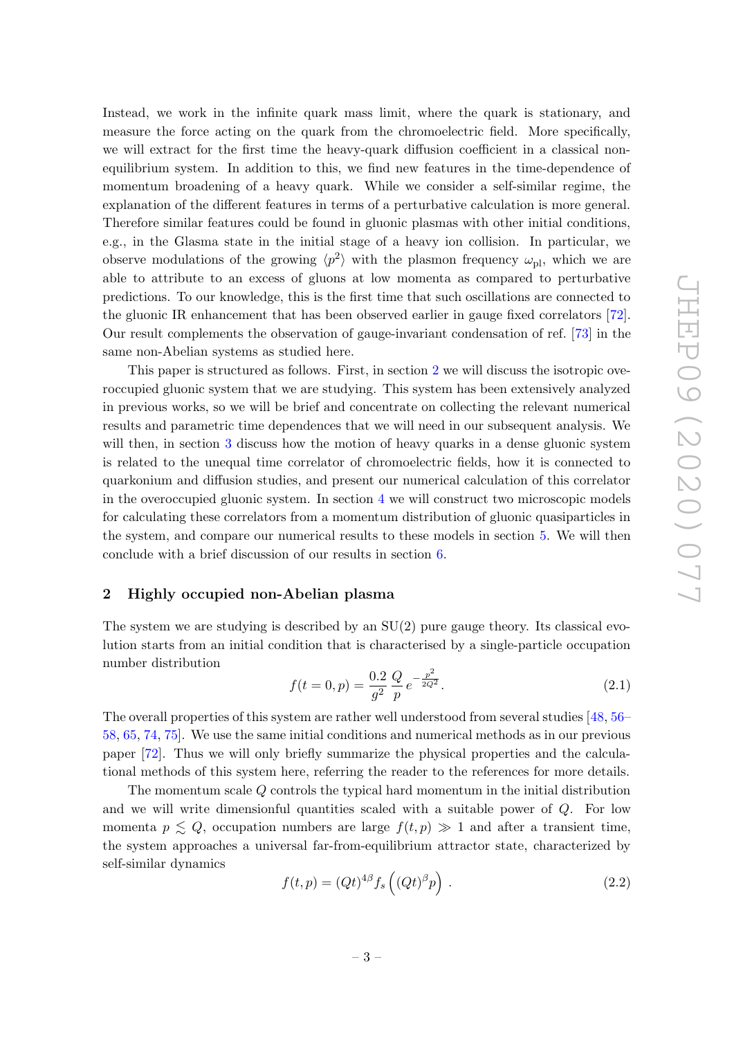Instead, we work in the infinite quark mass limit, where the quark is stationary, and measure the force acting on the quark from the chromoelectric field. More specifically, we will extract for the first time the heavy-quark diffusion coefficient in a classical non-equilibrium system. In addition to this, we find new features in the time-dependence of momentum broadening of a heavy quark. While we consider a self-similar regime, the explanation of the different features in terms of a perturbative calculation is more general. Therefore similar features could be found in gluonic plasmas with other initial conditions, e.g., in the Glasma state in the initial stage of a heavy ion collision. In particular, we observe modulations of the growing $\langle p^2 \rangle$ with the plasmon frequency $\omega_{\text{pl}}$, which we are able to attribute to an excess of gluons at low momenta as compared to perturbative predictions. To our knowledge, this is the first time that such oscillations are connected to the gluonic IR enhancement that has been observed earlier in gauge fixed correlators [72]. Our result complements the observation of gauge-invariant condensation of ref. [73] in the same non-Abelian systems as studied here.

This paper is structured as follows. First, in section 2 we will discuss the isotropic overoccupied gluonic system that we are studying. This system has been extensively analyzed in previous works, so we will be brief and concentrate on collecting the relevant numerical results and parametric time dependences that we will need in our subsequent analysis. We will then, in section 3 discuss how the motion of heavy quarks in a dense gluonic system is related to the unequal time correlator of chromoelectric fields, how it is connected to quarkonium and diffusion studies, and present our numerical calculation of this correlator in the overoccupied gluonic system. In section 4 we will construct two microscopic models for calculating these correlators from a momentum distribution of gluonic quasiparticles in the system, and compare our numerical results to these models in section 5. We will then conclude with a brief discussion of our results in section 6.

## 2 Highly occupied non-Abelian plasma

The system we are studying is described by an SU(2) pure gauge theory. Its classical evolution starts from an initial condition that is characterised by a single-particle occupation number distribution

$$f(t=0,p) = \frac{0.2}{g^2}\,\frac{Q}{p}\,e^{-\frac{p^2}{2Q^2}}. \tag{2.1}$$

The overall properties of this system are rather well understood from several studies [48, 56–58, 65, 74, 75]. We use the same initial conditions and numerical methods as in our previous paper [72]. Thus we will only briefly summarize the physical properties and the calculational methods of this system here, referring the reader to the references for more details.

The momentum scale $Q$ controls the typical hard momentum in the initial distribution and we will write dimensionful quantities scaled with a suitable power of $Q$. For low momenta $p \lesssim Q$, occupation numbers are large $f(t,p) \gg 1$ and after a transient time, the system approaches a universal far-from-equilibrium attractor state, characterized by self-similar dynamics

$$f(t,p) = (Qt)^{4\beta} f_s\left((Qt)^{\beta} p\right). \tag{2.2}$$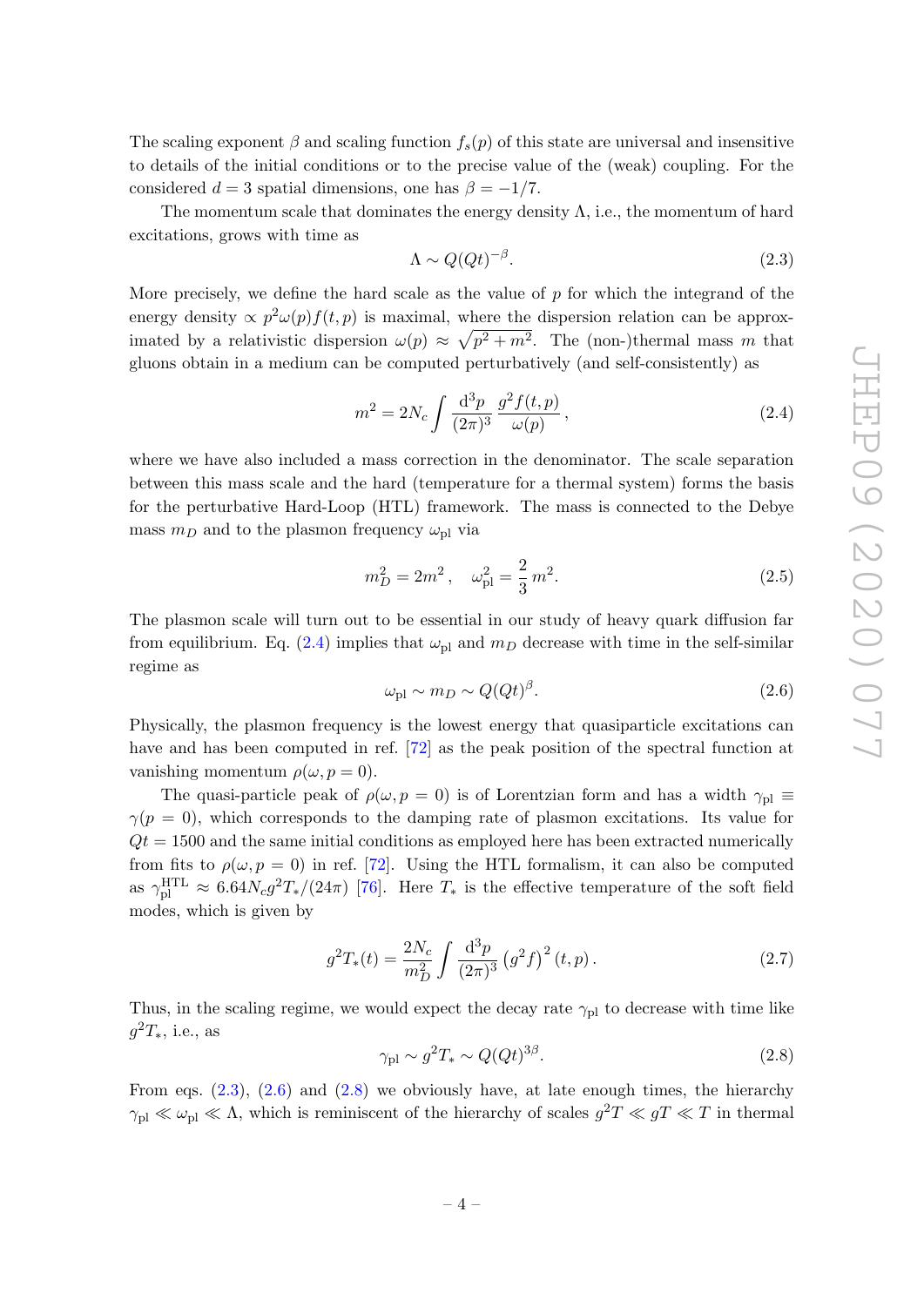The scaling exponent $\beta$ and scaling function $f_s(p)$ of this state are universal and insensitive to details of the initial conditions or to the precise value of the (weak) coupling. For the considered $d = 3$ spatial dimensions, one has $\beta = -1/7$.

The momentum scale that dominates the energy density $\Lambda$, i.e., the momentum of hard excitations, grows with time as

$$\Lambda \sim Q(Qt)^{-\beta}. \tag{2.3}$$

More precisely, we define the hard scale as the value of $p$ for which the integrand of the energy density $\propto p^2\omega(p)f(t,p)$ is maximal, where the dispersion relation can be approximated by a relativistic dispersion $\omega(p) \approx \sqrt{p^2+m^2}$. The (non-)thermal mass $m$ that gluons obtain in a medium can be computed perturbatively (and self-consistently) as

$$m^2 = 2N_c \int \frac{\mathrm{d}^3p}{(2\pi)^3}\, \frac{g^2 f(t,p)}{\omega(p)}\,, \tag{2.4}$$

where we have also included a mass correction in the denominator. The scale separation between this mass scale and the hard (temperature for a thermal system) forms the basis for the perturbative Hard-Loop (HTL) framework. The mass is connected to the Debye mass $m_D$ and to the plasmon frequency $\omega_{\mathrm{pl}}$ via

$$m_D^2 = 2m^2\,, \quad \omega_{\mathrm{pl}}^2 = \frac{2}{3}\,m^2. \tag{2.5}$$

The plasmon scale will turn out to be essential in our study of heavy quark diffusion far from equilibrium. Eq. (2.4) implies that $\omega_{\mathrm{pl}}$ and $m_D$ decrease with time in the self-similar regime as

$$\omega_{\mathrm{pl}} \sim m_D \sim Q(Qt)^{\beta}. \tag{2.6}$$

Physically, the plasmon frequency is the lowest energy that quasiparticle excitations can have and has been computed in ref. [72] as the peak position of the spectral function at vanishing momentum $\rho(\omega, p = 0)$.

The quasi-particle peak of $\rho(\omega, p = 0)$ is of Lorentzian form and has a width $\gamma_{\mathrm{pl}} \equiv \gamma(p = 0)$, which corresponds to the damping rate of plasmon excitations. Its value for $Qt = 1500$ and the same initial conditions as employed here has been extracted numerically from fits to $\rho(\omega, p = 0)$ in ref. [72]. Using the HTL formalism, it can also be computed as $\gamma_{\mathrm{pl}}^{\mathrm{HTL}} \approx 6.64 N_c g^2 T_*/(24\pi)$ [76]. Here $T_*$ is the effective temperature of the soft field modes, which is given by

$$g^2T_*(t) = \frac{2N_c}{m_D^2} \int \frac{\mathrm{d}^3p}{(2\pi)^3} \left(g^2 f\right)^2(t,p)\,. \tag{2.7}$$

Thus, in the scaling regime, we would expect the decay rate $\gamma_{\mathrm{pl}}$ to decrease with time like $g^2T_*$, i.e., as

$$\gamma_{\mathrm{pl}} \sim g^2T_* \sim Q(Qt)^{3\beta}. \tag{2.8}$$

From eqs. (2.3), (2.6) and (2.8) we obviously have, at late enough times, the hierarchy $\gamma_{\mathrm{pl}} \ll \omega_{\mathrm{pl}} \ll \Lambda$, which is reminiscent of the hierarchy of scales $g^2T \ll gT \ll T$ in thermal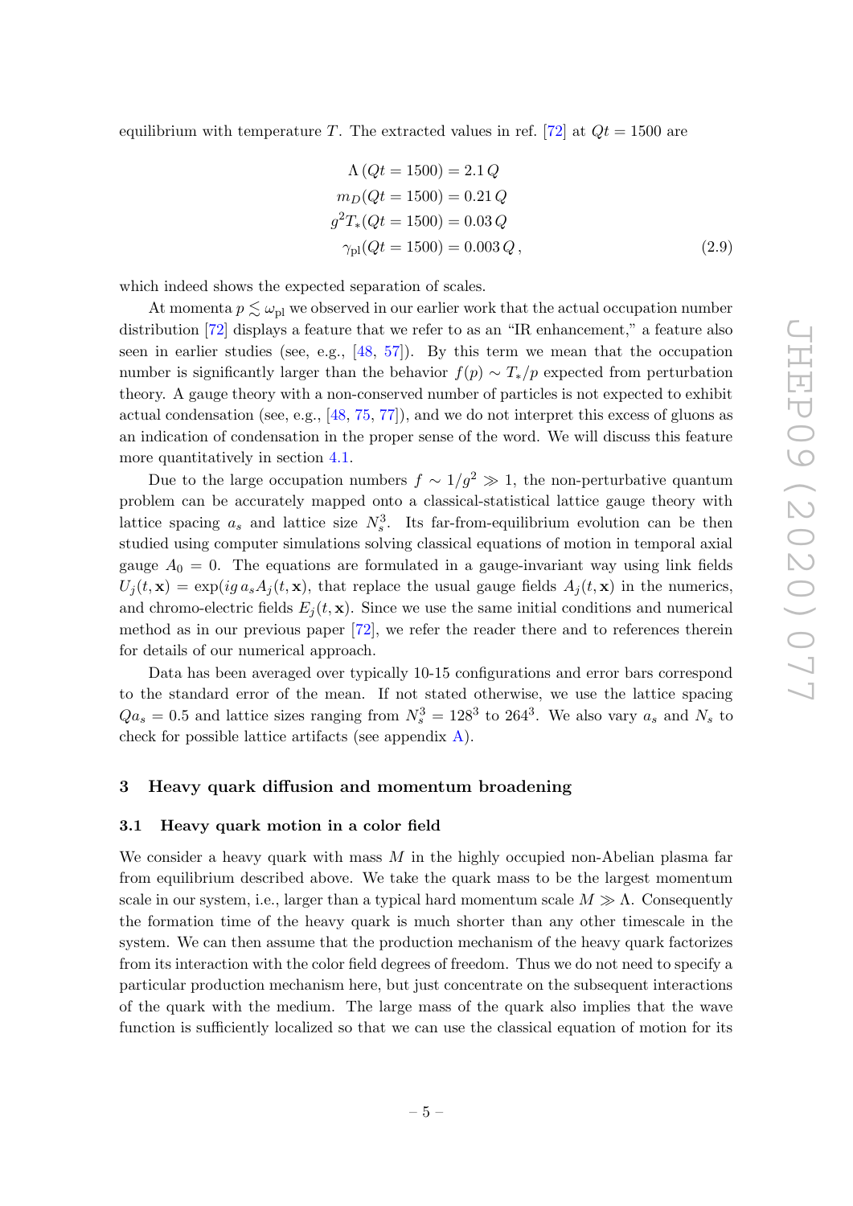equilibrium with temperature $T$. The extracted values in ref. [72] at $Qt = 1500$ are

$$
\begin{aligned}
\Lambda\,(Qt = 1500) &= 2.1\,Q \\
m_D(Qt = 1500) &= 0.21\,Q \\
g^2 T_*(Qt = 1500) &= 0.03\,Q \\
\gamma_{\text{pl}}(Qt = 1500) &= 0.003\,Q\,,
\end{aligned}
\tag{2.9}
$$

which indeed shows the expected separation of scales.

At momenta $p \lesssim \omega_{\text{pl}}$ we observed in our earlier work that the actual occupation number distribution [72] displays a feature that we refer to as an "IR enhancement," a feature also seen in earlier studies (see, e.g., [48, 57]). By this term we mean that the occupation number is significantly larger than the behavior $f(p) \sim T_*/p$ expected from perturbation theory. A gauge theory with a non-conserved number of particles is not expected to exhibit actual condensation (see, e.g., [48, 75, 77]), and we do not interpret this excess of gluons as an indication of condensation in the proper sense of the word. We will discuss this feature more quantitatively in section 4.1.

Due to the large occupation numbers $f \sim 1/g^2 \gg 1$, the non-perturbative quantum problem can be accurately mapped onto a classical-statistical lattice gauge theory with lattice spacing $a_s$ and lattice size $N_s^3$. Its far-from-equilibrium evolution can be then studied using computer simulations solving classical equations of motion in temporal axial gauge $A_0 = 0$. The equations are formulated in a gauge-invariant way using link fields $U_j(t, \mathbf{x}) = \exp(ig\, a_s A_j(t, \mathbf{x}))$, that replace the usual gauge fields $A_j(t, \mathbf{x})$ in the numerics, and chromo-electric fields $E_j(t, \mathbf{x})$. Since we use the same initial conditions and numerical method as in our previous paper [72], we refer the reader there and to references therein for details of our numerical approach.

Data has been averaged over typically 10-15 configurations and error bars correspond to the standard error of the mean. If not stated otherwise, we use the lattice spacing $Qa_s = 0.5$ and lattice sizes ranging from $N_s^3 = 128^3$ to $264^3$. We also vary $a_s$ and $N_s$ to check for possible lattice artifacts (see appendix A).

## 3 Heavy quark diffusion and momentum broadening

### 3.1 Heavy quark motion in a color field

We consider a heavy quark with mass $M$ in the highly occupied non-Abelian plasma far from equilibrium described above. We take the quark mass to be the largest momentum scale in our system, i.e., larger than a typical hard momentum scale $M \gg \Lambda$. Consequently the formation time of the heavy quark is much shorter than any other timescale in the system. We can then assume that the production mechanism of the heavy quark factorizes from its interaction with the color field degrees of freedom. Thus we do not need to specify a particular production mechanism here, but just concentrate on the subsequent interactions of the quark with the medium. The large mass of the quark also implies that the wave function is sufficiently localized so that we can use the classical equation of motion for its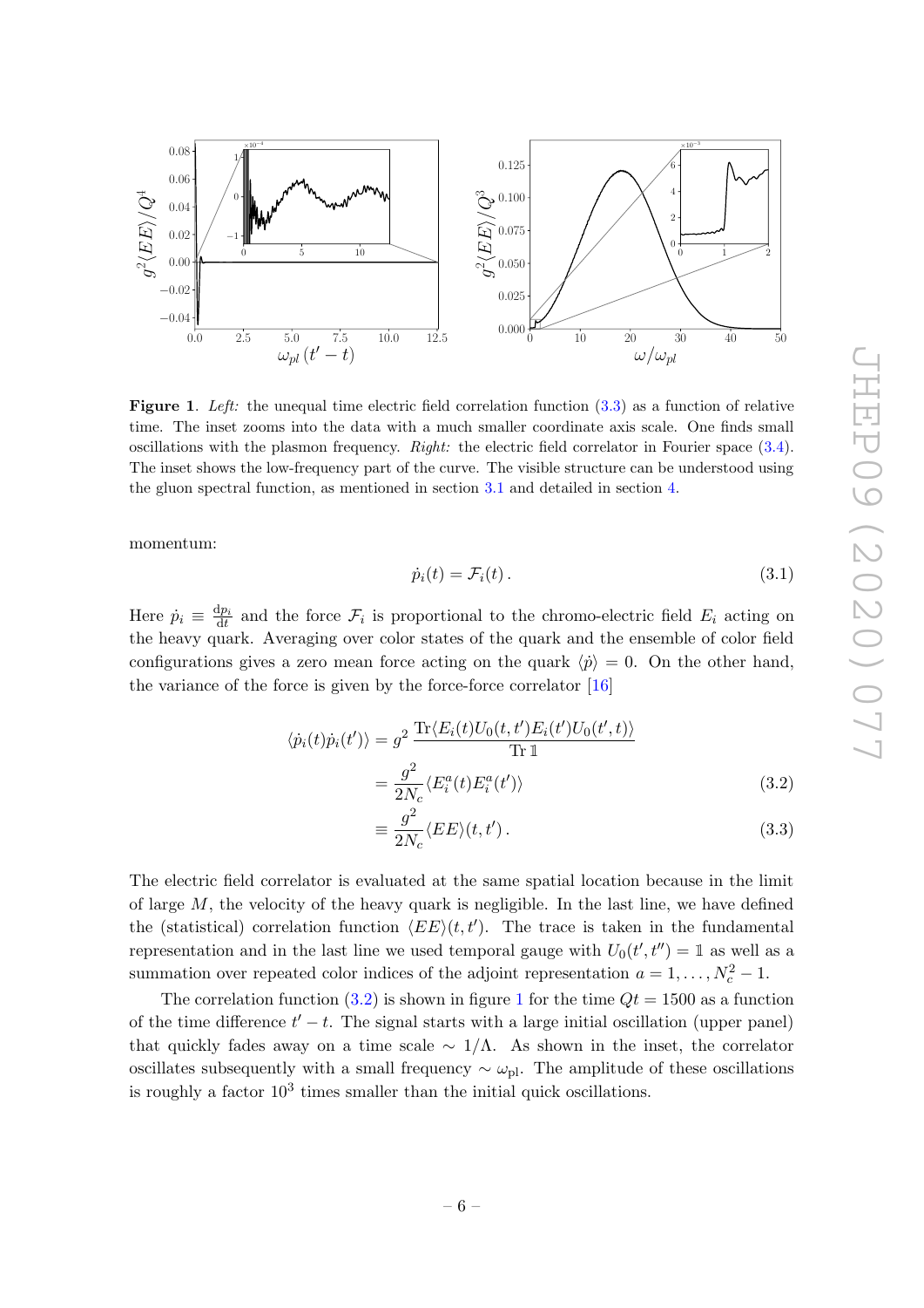**Figure 1**. *Left:* the unequal time electric field correlation function (3.3) as a function of relative time. The inset zooms into the data with a much smaller coordinate axis scale. One finds small oscillations with the plasmon frequency. *Right:* the electric field correlator in Fourier space (3.4). The inset shows the low-frequency part of the curve. The visible structure can be understood using the gluon spectral function, as mentioned in section 3.1 and detailed in section 4.

momentum:

$$\dot{p}_i(t) = \mathcal{F}_i(t)\,. \tag{3.1}$$

Here $\dot{p}_i \equiv \frac{\mathrm{d}p_i}{\mathrm{d}t}$ and the force $\mathcal{F}_i$ is proportional to the chromo-electric field $E_i$ acting on the heavy quark. Averaging over color states of the quark and the ensemble of color field configurations gives a zero mean force acting on the quark $\langle \dot{p} \rangle = 0$. On the other hand, the variance of the force is given by the force-force correlator [16]

$$\begin{aligned}
\langle \dot{p}_i(t)\dot{p}_i(t')\rangle &= g^2\,\frac{\mathrm{Tr}\langle E_i(t)U_0(t,t')E_i(t')U_0(t',t)\rangle}{\mathrm{Tr}\,\mathbb{1}} \\
&= \frac{g^2}{2N_c}\langle E_i^a(t)E_i^a(t')\rangle \qquad (3.2)\\
&\equiv \frac{g^2}{2N_c}\langle EE\rangle(t,t')\,. \qquad (3.3)
\end{aligned}$$

The electric field correlator is evaluated at the same spatial location because in the limit of large $M$, the velocity of the heavy quark is negligible. In the last line, we have defined the (statistical) correlation function $\langle EE\rangle(t,t')$. The trace is taken in the fundamental representation and in the last line we used temporal gauge with $U_0(t',t'') = \mathbb{1}$ as well as a summation over repeated color indices of the adjoint representation $a = 1,\ldots,N_c^2-1$.

The correlation function (3.2) is shown in figure 1 for the time $Qt = 1500$ as a function of the time difference $t'-t$. The signal starts with a large initial oscillation (upper panel) that quickly fades away on a time scale $\sim 1/\Lambda$. As shown in the inset, the correlator oscillates subsequently with a small frequency $\sim \omega_{\mathrm{pl}}$. The amplitude of these oscillations is roughly a factor $10^3$ times smaller than the initial quick oscillations.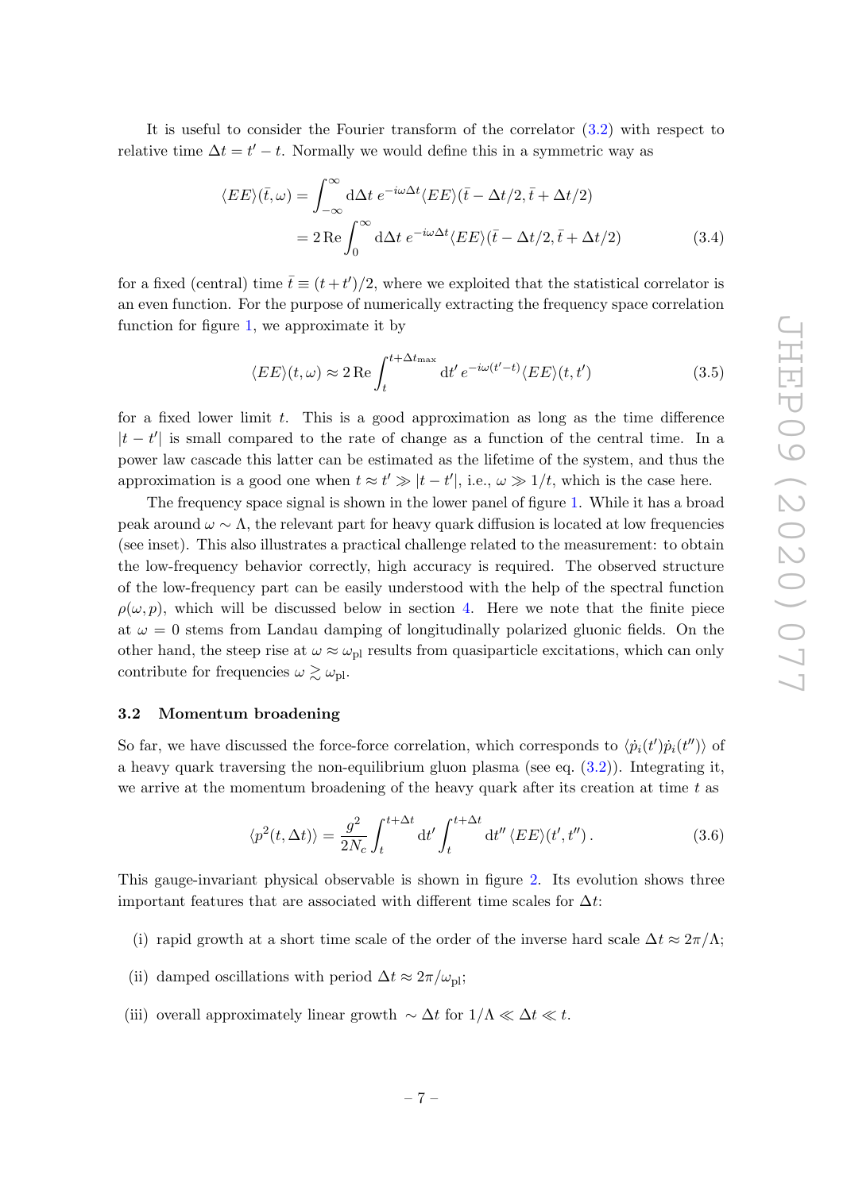It is useful to consider the Fourier transform of the correlator (3.2) with respect to relative time $\Delta t = t' - t$. Normally we would define this in a symmetric way as

$$
\begin{aligned}
\langle EE\rangle(\bar{t},\omega) &= \int_{-\infty}^{\infty} \mathrm{d}\Delta t\, e^{-i\omega\Delta t} \langle EE\rangle(\bar{t}-\Delta t/2, \bar{t}+\Delta t/2) \\
&= 2\,\mathrm{Re}\int_{0}^{\infty} \mathrm{d}\Delta t\, e^{-i\omega\Delta t} \langle EE\rangle(\bar{t}-\Delta t/2, \bar{t}+\Delta t/2)
\end{aligned}
\tag{3.4}
$$

for a fixed (central) time $\bar{t} \equiv (t+t')/2$, where we exploited that the statistical correlator is an even function. For the purpose of numerically extracting the frequency space correlation function for figure 1, we approximate it by

$$
\langle EE\rangle(t,\omega) \approx 2\,\mathrm{Re}\int_{t}^{t+\Delta t_{\max}} \mathrm{d}t'\, e^{-i\omega(t'-t)} \langle EE\rangle(t,t') \tag{3.5}
$$

for a fixed lower limit $t$. This is a good approximation as long as the time difference $|t-t'|$ is small compared to the rate of change as a function of the central time. In a power law cascade this latter can be estimated as the lifetime of the system, and thus the approximation is a good one when $t \approx t' \gg |t-t'|$, i.e., $\omega \gg 1/t$, which is the case here.

The frequency space signal is shown in the lower panel of figure 1. While it has a broad peak around $\omega \sim \Lambda$, the relevant part for heavy quark diffusion is located at low frequencies (see inset). This also illustrates a practical challenge related to the measurement: to obtain the low-frequency behavior correctly, high accuracy is required. The observed structure of the low-frequency part can be easily understood with the help of the spectral function $\rho(\omega, p)$, which will be discussed below in section 4. Here we note that the finite piece at $\omega = 0$ stems from Landau damping of longitudinally polarized gluonic fields. On the other hand, the steep rise at $\omega \approx \omega_{\mathrm{pl}}$ results from quasiparticle excitations, which can only contribute for frequencies $\omega \gtrsim \omega_{\mathrm{pl}}$.

### 3.2 Momentum broadening

So far, we have discussed the force-force correlation, which corresponds to $\langle \dot{p}_i(t')\dot{p}_i(t'')\rangle$ of a heavy quark traversing the non-equilibrium gluon plasma (see eq. (3.2)). Integrating it, we arrive at the momentum broadening of the heavy quark after its creation at time $t$ as

$$
\langle p^2(t,\Delta t)\rangle = \frac{g^2}{2N_c}\int_{t}^{t+\Delta t}\mathrm{d}t' \int_{t}^{t+\Delta t}\mathrm{d}t''\, \langle EE\rangle(t',t'')\,. \tag{3.6}
$$

This gauge-invariant physical observable is shown in figure 2. Its evolution shows three important features that are associated with different time scales for $\Delta t$:

(i) rapid growth at a short time scale of the order of the inverse hard scale $\Delta t \approx 2\pi/\Lambda$;

(ii) damped oscillations with period $\Delta t \approx 2\pi/\omega_{\mathrm{pl}}$;

(iii) overall approximately linear growth $\sim \Delta t$ for $1/\Lambda \ll \Delta t \ll t$.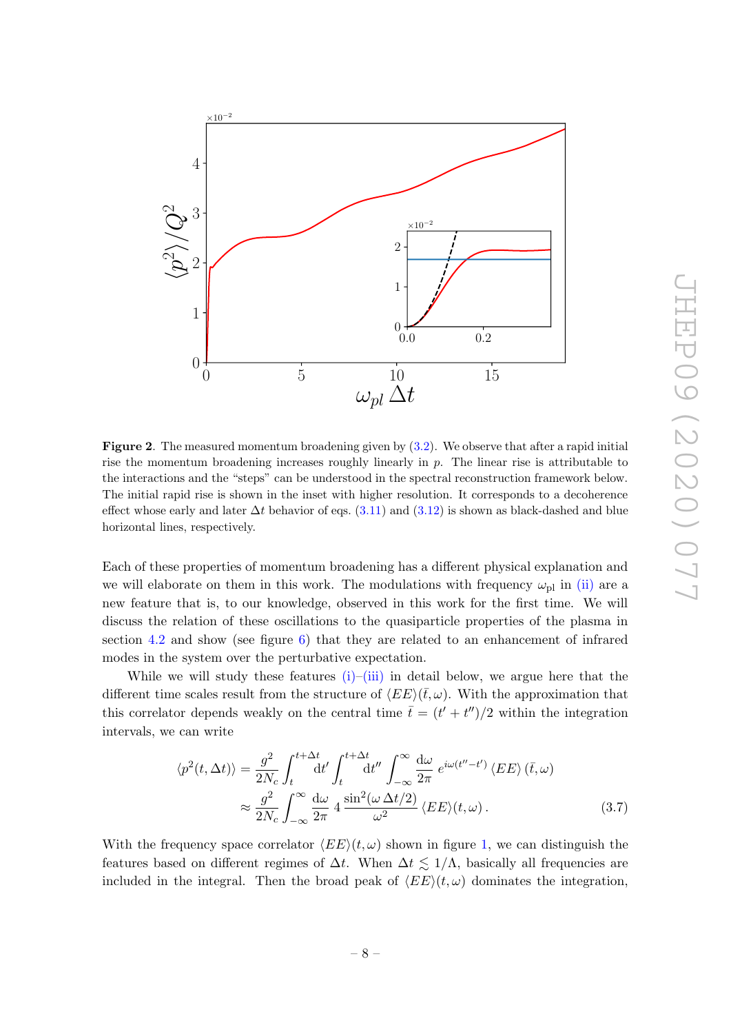**Figure 2**. The measured momentum broadening given by (3.2). We observe that after a rapid initial rise the momentum broadening increases roughly linearly in $p$. The linear rise is attributable to the interactions and the "steps" can be understood in the spectral reconstruction framework below. The initial rapid rise is shown in the inset with higher resolution. It corresponds to a decoherence effect whose early and later $\Delta t$ behavior of eqs. (3.11) and (3.12) is shown as black-dashed and blue horizontal lines, respectively.

Each of these properties of momentum broadening has a different physical explanation and we will elaborate on them in this work. The modulations with frequency $\omega_{\rm pl}$ in (ii) are a new feature that is, to our knowledge, observed in this work for the first time. We will discuss the relation of these oscillations to the quasiparticle properties of the plasma in section 4.2 and show (see figure 6) that they are related to an enhancement of infrared modes in the system over the perturbative expectation.

While we will study these features (i)–(iii) in detail below, we argue here that the different time scales result from the structure of $\langle EE\rangle(\bar{t},\omega)$. With the approximation that this correlator depends weakly on the central time $\bar{t} = (t' + t'')/2$ within the integration intervals, we can write

$$\langle p^2(t,\Delta t)\rangle = \frac{g^2}{2N_c}\int_t^{t+\Delta t}\mathrm{d}t' \int_t^{t+\Delta t}\mathrm{d}t'' \int_{-\infty}^{\infty}\frac{\mathrm{d}\omega}{2\pi}\, e^{i\omega(t''-t')}\,\langle EE\rangle\,(\bar{t},\omega)$$
$$\approx \frac{g^2}{2N_c}\int_{-\infty}^{\infty}\frac{\mathrm{d}\omega}{2\pi}\, 4\,\frac{\sin^2(\omega\,\Delta t/2)}{\omega^2}\,\langle EE\rangle(t,\omega)\,. \tag{3.7}$$

With the frequency space correlator $\langle EE\rangle(t,\omega)$ shown in figure 1, we can distinguish the features based on different regimes of $\Delta t$. When $\Delta t \lesssim 1/\Lambda$, basically all frequencies are included in the integral. Then the broad peak of $\langle EE\rangle(t,\omega)$ dominates the integration,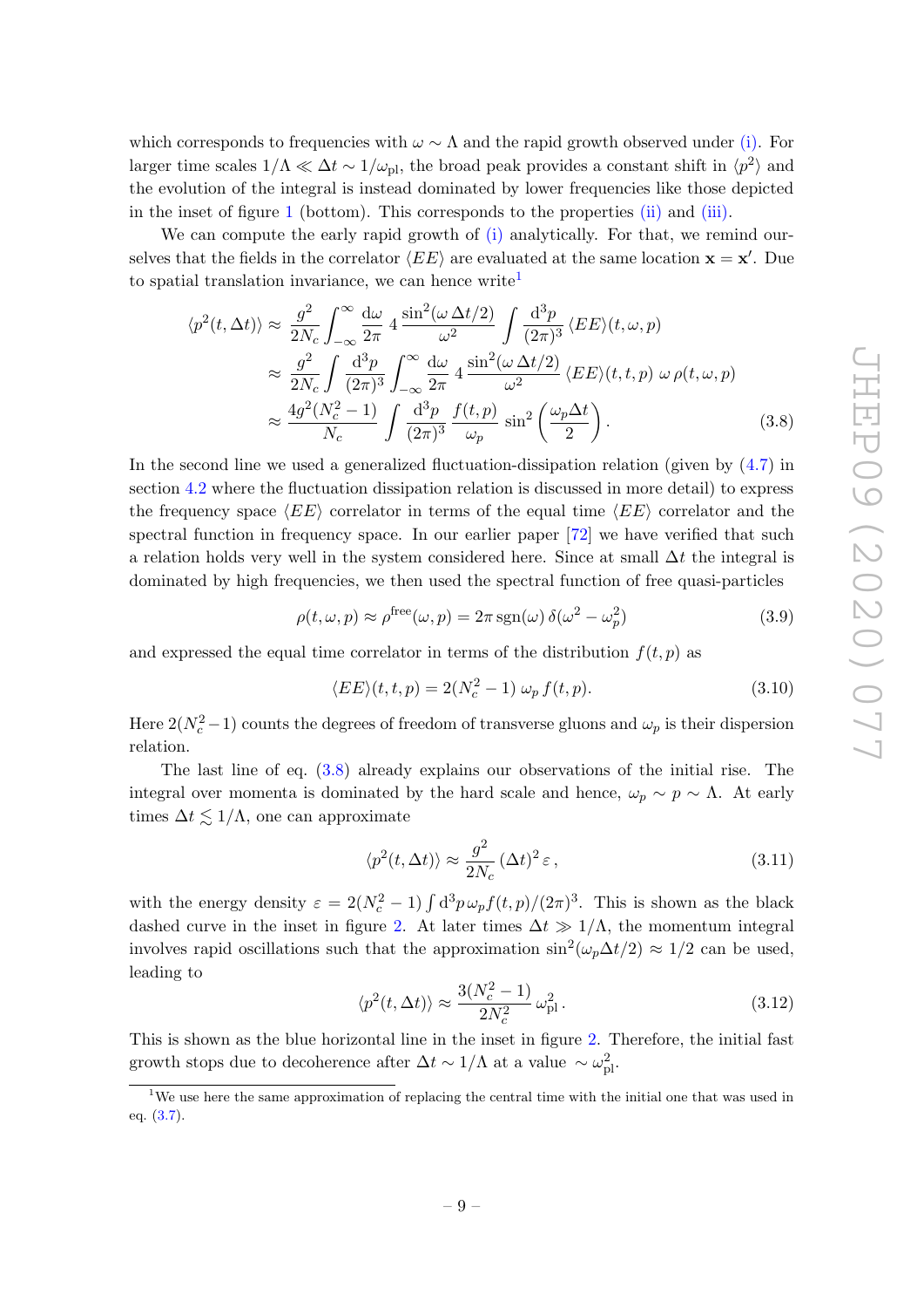which corresponds to frequencies with $\omega \sim \Lambda$ and the rapid growth observed under (i). For larger time scales $1/\Lambda \ll \Delta t \sim 1/\omega_{\rm pl}$, the broad peak provides a constant shift in $\langle p^2 \rangle$ and the evolution of the integral is instead dominated by lower frequencies like those depicted in the inset of figure 1 (bottom). This corresponds to the properties (ii) and (iii).

We can compute the early rapid growth of (i) analytically. For that, we remind ourselves that the fields in the correlator $\langle EE \rangle$ are evaluated at the same location $\mathbf{x} = \mathbf{x}'$. Due to spatial translation invariance, we can hence write[1]

$$
\begin{aligned}
\langle p^2(t, \Delta t) \rangle &\approx \frac{g^2}{2N_c} \int_{-\infty}^{\infty} \frac{\mathrm{d}\omega}{2\pi}\, 4\, \frac{\sin^2(\omega\, \Delta t/2)}{\omega^2} \int \frac{\mathrm{d}^3 p}{(2\pi)^3}\, \langle EE \rangle(t, \omega, p) \\
&\approx \frac{g^2}{2N_c} \int \frac{\mathrm{d}^3 p}{(2\pi)^3} \int_{-\infty}^{\infty} \frac{\mathrm{d}\omega}{2\pi}\, 4\, \frac{\sin^2(\omega\, \Delta t/2)}{\omega^2}\, \langle EE \rangle(t, t, p)\; \omega\, \rho(t, \omega, p) \\
&\approx \frac{4g^2(N_c^2 - 1)}{N_c} \int \frac{\mathrm{d}^3 p}{(2\pi)^3}\, \frac{f(t,p)}{\omega_p}\, \sin^2\left(\frac{\omega_p \Delta t}{2}\right).
\end{aligned}
\tag{3.8}
$$

In the second line we used a generalized fluctuation-dissipation relation (given by (4.7) in section 4.2 where the fluctuation dissipation relation is discussed in more detail) to express the frequency space $\langle EE \rangle$ correlator in terms of the equal time $\langle EE \rangle$ correlator and the spectral function in frequency space. In our earlier paper [72] we have verified that such a relation holds very well in the system considered here. Since at small $\Delta t$ the integral is dominated by high frequencies, we then used the spectral function of free quasi-particles

$$
\rho(t, \omega, p) \approx \rho^{\rm free}(\omega, p) = 2\pi\, \mathrm{sgn}(\omega)\, \delta(\omega^2 - \omega_p^2) \tag{3.9}
$$

and expressed the equal time correlator in terms of the distribution $f(t,p)$ as

$$
\langle EE \rangle(t, t, p) = 2(N_c^2 - 1)\; \omega_p\, f(t, p). \tag{3.10}
$$

Here $2(N_c^2 - 1)$ counts the degrees of freedom of transverse gluons and $\omega_p$ is their dispersion relation.

The last line of eq. (3.8) already explains our observations of the initial rise. The integral over momenta is dominated by the hard scale and hence, $\omega_p \sim p \sim \Lambda$. At early times $\Delta t \lesssim 1/\Lambda$, one can approximate

$$
\langle p^2(t, \Delta t) \rangle \approx \frac{g^2}{2N_c}\, (\Delta t)^2\, \varepsilon\,, \tag{3.11}
$$

with the energy density $\varepsilon = 2(N_c^2 - 1) \int \mathrm{d}^3 p\, \omega_p f(t,p)/(2\pi)^3$. This is shown as the black dashed curve in the inset in figure 2. At later times $\Delta t \gg 1/\Lambda$, the momentum integral involves rapid oscillations such that the approximation $\sin^2(\omega_p \Delta t/2) \approx 1/2$ can be used, leading to

$$
\langle p^2(t, \Delta t) \rangle \approx \frac{3(N_c^2 - 1)}{2N_c^2}\, \omega_{\rm pl}^2\,. \tag{3.12}
$$

This is shown as the blue horizontal line in the inset in figure 2. Therefore, the initial fast growth stops due to decoherence after $\Delta t \sim 1/\Lambda$ at a value $\sim \omega_{\rm pl}^2$.

[1] We use here the same approximation of replacing the central time with the initial one that was used in eq. (3.7).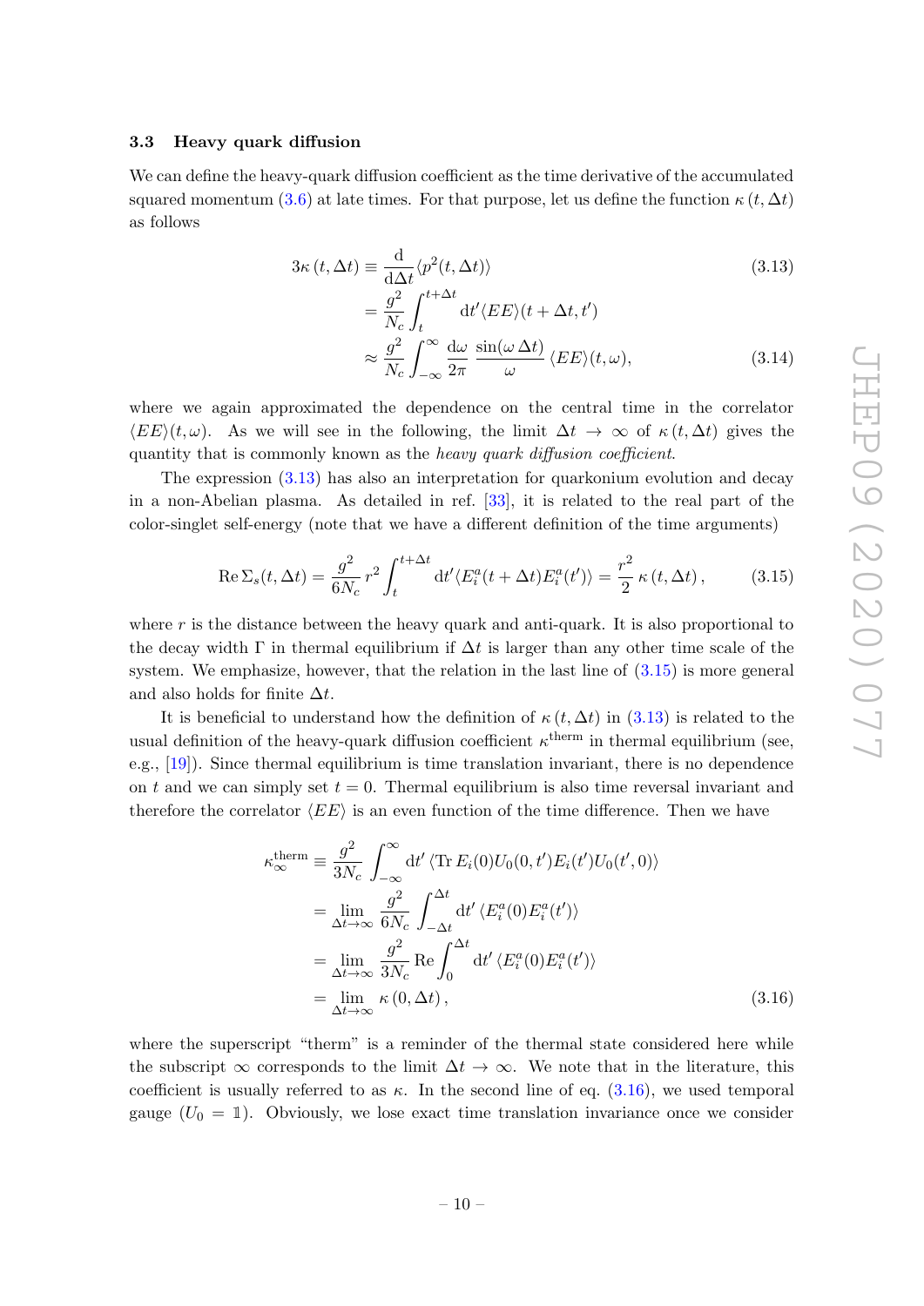### 3.3 Heavy quark diffusion

We can define the heavy-quark diffusion coefficient as the time derivative of the accumulated squared momentum (3.6) at late times. For that purpose, let us define the function $\kappa(t, \Delta t)$ as follows

$$
\begin{aligned}
3\kappa(t,\Delta t) &\equiv \frac{\mathrm{d}}{\mathrm{d}\Delta t}\langle p^2(t,\Delta t)\rangle && (3.13)\\
&= \frac{g^2}{N_c}\int_t^{t+\Delta t} \mathrm{d}t' \langle EE\rangle(t+\Delta t, t') \\
&\approx \frac{g^2}{N_c}\int_{-\infty}^{\infty} \frac{\mathrm{d}\omega}{2\pi}\, \frac{\sin(\omega\,\Delta t)}{\omega}\,\langle EE\rangle(t,\omega), && (3.14)
\end{aligned}
$$

where we again approximated the dependence on the central time in the correlator $\langle EE\rangle(t,\omega)$. As we will see in the following, the limit $\Delta t \to \infty$ of $\kappa(t, \Delta t)$ gives the quantity that is commonly known as the *heavy quark diffusion coefficient*.

The expression (3.13) has also an interpretation for quarkonium evolution and decay in a non-Abelian plasma. As detailed in ref. [33], it is related to the real part of the color-singlet self-energy (note that we have a different definition of the time arguments)

$$
\mathrm{Re}\,\Sigma_s(t,\Delta t) = \frac{g^2}{6N_c}\, r^2 \int_t^{t+\Delta t} \mathrm{d}t' \langle E_i^a(t+\Delta t) E_i^a(t')\rangle = \frac{r^2}{2}\,\kappa(t,\Delta t)\,, \qquad (3.15)
$$

where $r$ is the distance between the heavy quark and anti-quark. It is also proportional to the decay width $\Gamma$ in thermal equilibrium if $\Delta t$ is larger than any other time scale of the system. We emphasize, however, that the relation in the last line of (3.15) is more general and also holds for finite $\Delta t$.

It is beneficial to understand how the definition of $\kappa(t, \Delta t)$ in (3.13) is related to the usual definition of the heavy-quark diffusion coefficient $\kappa^{\text{therm}}$ in thermal equilibrium (see, e.g., [19]). Since thermal equilibrium is time translation invariant, there is no dependence on $t$ and we can simply set $t = 0$. Thermal equilibrium is also time reversal invariant and therefore the correlator $\langle EE\rangle$ is an even function of the time difference. Then we have

$$
\begin{aligned}
\kappa_\infty^{\text{therm}} &\equiv \frac{g^2}{3N_c}\int_{-\infty}^{\infty} \mathrm{d}t' \,\langle \mathrm{Tr}\, E_i(0) U_0(0,t') E_i(t') U_0(t',0)\rangle \\
&= \lim_{\Delta t\to\infty} \frac{g^2}{6N_c}\int_{-\Delta t}^{\Delta t} \mathrm{d}t' \,\langle E_i^a(0) E_i^a(t')\rangle \\
&= \lim_{\Delta t\to\infty} \frac{g^2}{3N_c}\,\mathrm{Re}\int_0^{\Delta t} \mathrm{d}t' \,\langle E_i^a(0) E_i^a(t')\rangle \\
&= \lim_{\Delta t\to\infty} \kappa(0,\Delta t)\,, && (3.16)
\end{aligned}
$$

where the superscript "therm" is a reminder of the thermal state considered here while the subscript $\infty$ corresponds to the limit $\Delta t \to \infty$. We note that in the literature, this coefficient is usually referred to as $\kappa$. In the second line of eq. (3.16), we used temporal gauge ($U_0 = \mathbb{1}$). Obviously, we lose exact time translation invariance once we consider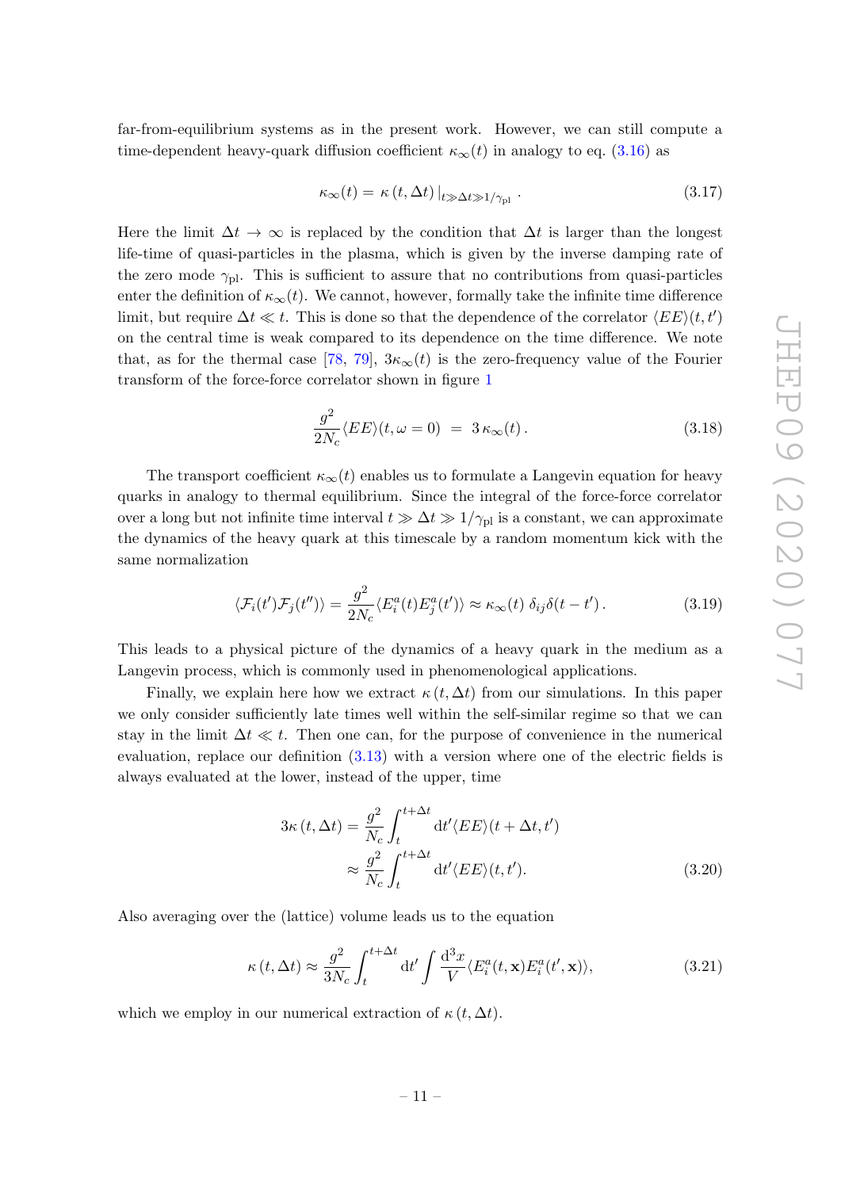far-from-equilibrium systems as in the present work. However, we can still compute a time-dependent heavy-quark diffusion coefficient $\kappa_\infty(t)$ in analogy to eq. (3.16) as

$$\kappa_\infty(t) = \kappa\left(t, \Delta t\right)|_{t \gg \Delta t \gg 1/\gamma_{\rm pl}}\,. \tag{3.17}$$

Here the limit $\Delta t \to \infty$ is replaced by the condition that $\Delta t$ is larger than the longest life-time of quasi-particles in the plasma, which is given by the inverse damping rate of the zero mode $\gamma_{\rm pl}$. This is sufficient to assure that no contributions from quasi-particles enter the definition of $\kappa_\infty(t)$. We cannot, however, formally take the infinite time difference limit, but require $\Delta t \ll t$. This is done so that the dependence of the correlator $\langle EE\rangle(t,t')$ on the central time is weak compared to its dependence on the time difference. We note that, as for the thermal case [78, 79], $3\kappa_\infty(t)$ is the zero-frequency value of the Fourier transform of the force-force correlator shown in figure 1

$$\frac{g^2}{2N_c}\langle EE\rangle(t,\omega=0) \;=\; 3\,\kappa_\infty(t)\,. \tag{3.18}$$

The transport coefficient $\kappa_\infty(t)$ enables us to formulate a Langevin equation for heavy quarks in analogy to thermal equilibrium. Since the integral of the force-force correlator over a long but not infinite time interval $t \gg \Delta t \gg 1/\gamma_{\rm pl}$ is a constant, we can approximate the dynamics of the heavy quark at this timescale by a random momentum kick with the same normalization

$$\langle \mathcal{F}_i(t')\mathcal{F}_j(t'')\rangle = \frac{g^2}{2N_c}\langle E_i^a(t)E_j^a(t')\rangle \approx \kappa_\infty(t)\;\delta_{ij}\delta(t-t')\,. \tag{3.19}$$

This leads to a physical picture of the dynamics of a heavy quark in the medium as a Langevin process, which is commonly used in phenomenological applications.

Finally, we explain here how we extract $\kappa\left(t,\Delta t\right)$ from our simulations. In this paper we only consider sufficiently late times well within the self-similar regime so that we can stay in the limit $\Delta t \ll t$. Then one can, for the purpose of convenience in the numerical evaluation, replace our definition (3.13) with a version where one of the electric fields is always evaluated at the lower, instead of the upper, time

$$\begin{aligned}
3\kappa\left(t,\Delta t\right) &= \frac{g^2}{N_c}\int_t^{t+\Delta t} \mathrm{d}t' \langle EE\rangle(t+\Delta t, t') \\
&\approx \frac{g^2}{N_c}\int_t^{t+\Delta t} \mathrm{d}t' \langle EE\rangle(t,t').
\end{aligned} \tag{3.20}$$

Also averaging over the (lattice) volume leads us to the equation

$$\kappa\left(t,\Delta t\right) \approx \frac{g^2}{3N_c}\int_t^{t+\Delta t}\mathrm{d}t' \int \frac{\mathrm{d}^3x}{V}\langle E_i^a(t,\mathbf{x})E_i^a(t',\mathbf{x})\rangle, \tag{3.21}$$

which we employ in our numerical extraction of $\kappa\left(t,\Delta t\right)$.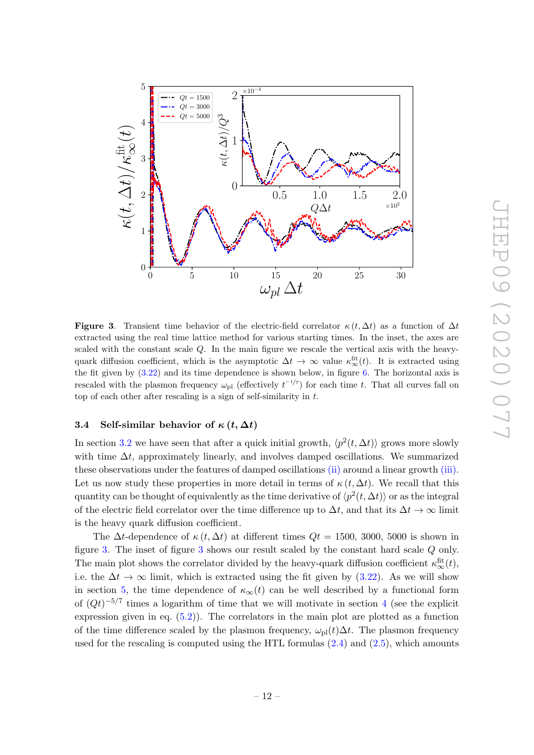**Figure 3**. Transient time behavior of the electric-field correlator $\kappa(t, \Delta t)$ as a function of $\Delta t$ extracted using the real time lattice method for various starting times. In the inset, the axes are scaled with the constant scale $Q$. In the main figure we rescale the vertical axis with the heavy-quark diffusion coefficient, which is the asymptotic $\Delta t \to \infty$ value $\kappa_\infty^{\rm fit}(t)$. It is extracted using the fit given by (3.22) and its time dependence is shown below, in figure 6. The horizontal axis is rescaled with the plasmon frequency $\omega_{\rm pl}$ (effectively $t^{-1/7}$) for each time $t$. That all curves fall on top of each other after rescaling is a sign of self-similarity in $t$.

### 3.4 Self-similar behavior of $\kappa(t, \Delta t)$

In section 3.2 we have seen that after a quick initial growth, $\langle p^2(t, \Delta t)\rangle$ grows more slowly with time $\Delta t$, approximately linearly, and involves damped oscillations. We summarized these observations under the features of damped oscillations (ii) around a linear growth (iii). Let us now study these properties in more detail in terms of $\kappa(t, \Delta t)$. We recall that this quantity can be thought of equivalently as the time derivative of $\langle p^2(t, \Delta t)\rangle$ or as the integral of the electric field correlator over the time difference up to $\Delta t$, and that its $\Delta t \to \infty$ limit is the heavy quark diffusion coefficient.

The $\Delta t$-dependence of $\kappa(t, \Delta t)$ at different times $Qt = 1500, 3000, 5000$ is shown in figure 3. The inset of figure 3 shows our result scaled by the constant hard scale $Q$ only. The main plot shows the correlator divided by the heavy-quark diffusion coefficient $\kappa_\infty^{\rm fit}(t)$, i.e. the $\Delta t \to \infty$ limit, which is extracted using the fit given by (3.22). As we will show in section 5, the time dependence of $\kappa_\infty(t)$ can be well described by a functional form of $(Qt)^{-5/7}$ times a logarithm of time that we will motivate in section 4 (see the explicit expression given in eq. (5.2)). The correlators in the main plot are plotted as a function of the time difference scaled by the plasmon frequency, $\omega_{\rm pl}(t)\Delta t$. The plasmon frequency used for the rescaling is computed using the HTL formulas (2.4) and (2.5), which amounts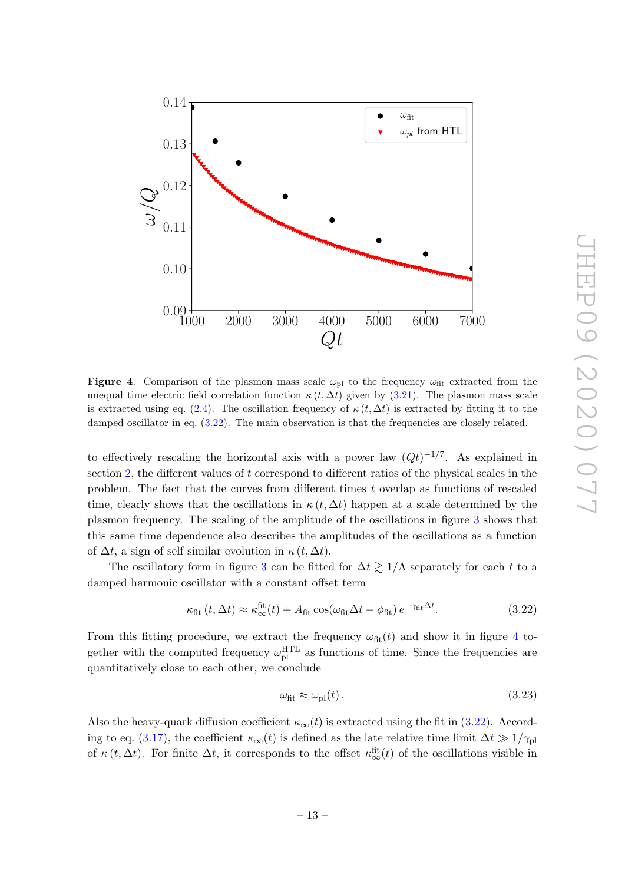**Figure 4**. Comparison of the plasmon mass scale $\omega_{\rm pl}$ to the frequency $\omega_{\rm fit}$ extracted from the unequal time electric field correlation function $\kappa(t, \Delta t)$ given by (3.21). The plasmon mass scale is extracted using eq. (2.4). The oscillation frequency of $\kappa(t, \Delta t)$ is extracted by fitting it to the damped oscillator in eq. (3.22). The main observation is that the frequencies are closely related.

to effectively rescaling the horizontal axis with a power law $(Qt)^{-1/7}$. As explained in section 2, the different values of $t$ correspond to different ratios of the physical scales in the problem. The fact that the curves from different times $t$ overlap as functions of rescaled time, clearly shows that the oscillations in $\kappa(t, \Delta t)$ happen at a scale determined by the plasmon frequency. The scaling of the amplitude of the oscillations in figure 3 shows that this same time dependence also describes the amplitudes of the oscillations as a function of $\Delta t$, a sign of self similar evolution in $\kappa(t, \Delta t)$.

The oscillatory form in figure 3 can be fitted for $\Delta t \gtrsim 1/\Lambda$ separately for each $t$ to a damped harmonic oscillator with a constant offset term

$$\kappa_{\rm fit}(t, \Delta t) \approx \kappa_\infty^{\rm fit}(t) + A_{\rm fit} \cos(\omega_{\rm fit} \Delta t - \phi_{\rm fit})\, e^{-\gamma_{\rm fit} \Delta t}. \tag{3.22}$$

From this fitting procedure, we extract the frequency $\omega_{\rm fit}(t)$ and show it in figure 4 together with the computed frequency $\omega_{\rm pl}^{\rm HTL}$ as functions of time. Since the frequencies are quantitatively close to each other, we conclude

$$\omega_{\rm fit} \approx \omega_{\rm pl}(t)\,. \tag{3.23}$$

Also the heavy-quark diffusion coefficient $\kappa_\infty(t)$ is extracted using the fit in (3.22). According to eq. (3.17), the coefficient $\kappa_\infty(t)$ is defined as the late relative time limit $\Delta t \gg 1/\gamma_{\rm pl}$ of $\kappa(t, \Delta t)$. For finite $\Delta t$, it corresponds to the offset $\kappa_\infty^{\rm fit}(t)$ of the oscillations visible in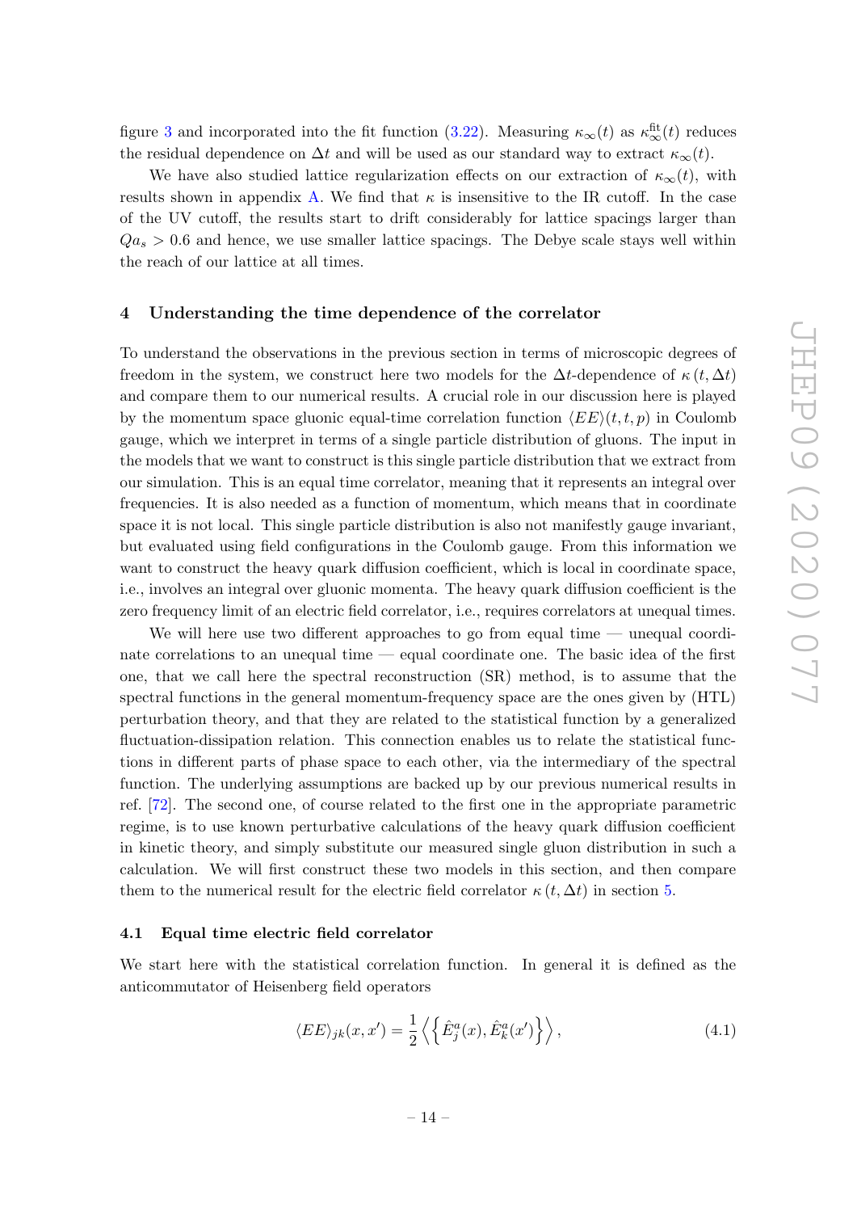figure 3 and incorporated into the fit function (3.22). Measuring $\kappa_\infty(t)$ as $\kappa_\infty^{\rm fit}(t)$ reduces the residual dependence on $\Delta t$ and will be used as our standard way to extract $\kappa_\infty(t)$.

We have also studied lattice regularization effects on our extraction of $\kappa_\infty(t)$, with results shown in appendix A. We find that $\kappa$ is insensitive to the IR cutoff. In the case of the UV cutoff, the results start to drift considerably for lattice spacings larger than $Qa_s > 0.6$ and hence, we use smaller lattice spacings. The Debye scale stays well within the reach of our lattice at all times.

## 4 Understanding the time dependence of the correlator

To understand the observations in the previous section in terms of microscopic degrees of freedom in the system, we construct here two models for the $\Delta t$-dependence of $\kappa\,(t, \Delta t)$ and compare them to our numerical results. A crucial role in our discussion here is played by the momentum space gluonic equal-time correlation function $\langle EE\rangle(t, t, p)$ in Coulomb gauge, which we interpret in terms of a single particle distribution of gluons. The input in the models that we want to construct is this single particle distribution that we extract from our simulation. This is an equal time correlator, meaning that it represents an integral over frequencies. It is also needed as a function of momentum, which means that in coordinate space it is not local. This single particle distribution is also not manifestly gauge invariant, but evaluated using field configurations in the Coulomb gauge. From this information we want to construct the heavy quark diffusion coefficient, which is local in coordinate space, i.e., involves an integral over gluonic momenta. The heavy quark diffusion coefficient is the zero frequency limit of an electric field correlator, i.e., requires correlators at unequal times.

We will here use two different approaches to go from equal time — unequal coordinate correlations to an unequal time — equal coordinate one. The basic idea of the first one, that we call here the spectral reconstruction (SR) method, is to assume that the spectral functions in the general momentum-frequency space are the ones given by (HTL) perturbation theory, and that they are related to the statistical function by a generalized fluctuation-dissipation relation. This connection enables us to relate the statistical functions in different parts of phase space to each other, via the intermediary of the spectral function. The underlying assumptions are backed up by our previous numerical results in ref. [72]. The second one, of course related to the first one in the appropriate parametric regime, is to use known perturbative calculations of the heavy quark diffusion coefficient in kinetic theory, and simply substitute our measured single gluon distribution in such a calculation. We will first construct these two models in this section, and then compare them to the numerical result for the electric field correlator $\kappa\,(t, \Delta t)$ in section 5.

### 4.1 Equal time electric field correlator

We start here with the statistical correlation function. In general it is defined as the anticommutator of Heisenberg field operators

$$\langle EE\rangle_{jk}(x, x') = \frac{1}{2}\left\langle \left\{ \hat{E}^a_j(x), \hat{E}^a_k(x') \right\} \right\rangle, \tag{4.1}$$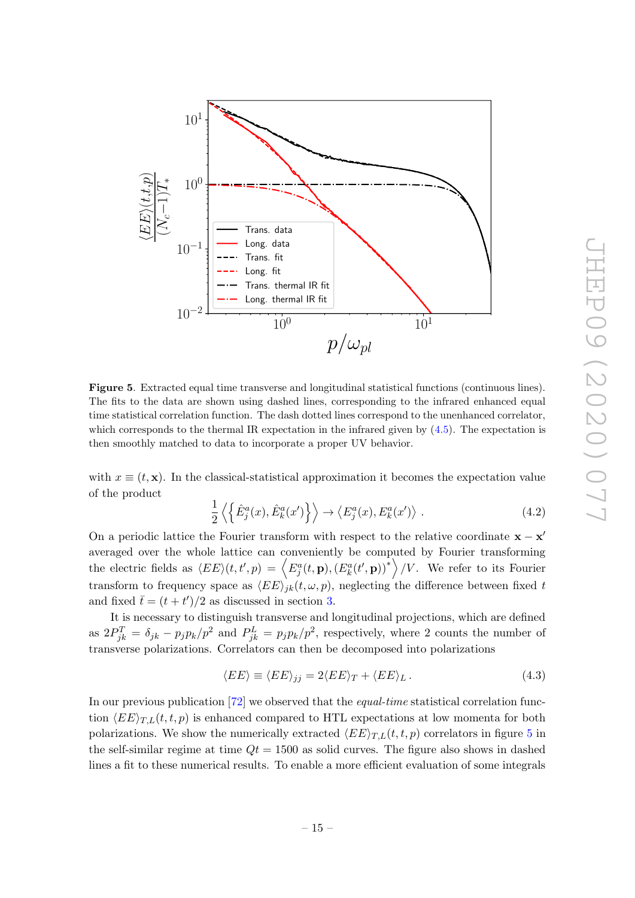**Figure 5**. Extracted equal time transverse and longitudinal statistical functions (continuous lines). The fits to the data are shown using dashed lines, corresponding to the infrared enhanced equal time statistical correlation function. The dash dotted lines correspond to the unenhanced correlator, which corresponds to the thermal IR expectation in the infrared given by (4.5). The expectation is then smoothly matched to data to incorporate a proper UV behavior.

with $x \equiv (t, \mathbf{x})$. In the classical-statistical approximation it becomes the expectation value of the product

$$\frac{1}{2}\left\langle\left\{\hat{E}^a_j(x), \hat{E}^a_k(x')\right\}\right\rangle \to \left\langle E^a_j(x), E^a_k(x')\right\rangle . \tag{4.2}$$

On a periodic lattice the Fourier transform with respect to the relative coordinate $\mathbf{x} - \mathbf{x}'$ averaged over the whole lattice can conveniently be computed by Fourier transforming the electric fields as $\langle EE\rangle(t, t', p) = \left\langle E^a_j(t, \mathbf{p}), (E^a_k(t', \mathbf{p}))^*\right\rangle / V$. We refer to its Fourier transform to frequency space as $\langle EE\rangle_{jk}(t, \omega, p)$, neglecting the difference between fixed $t$ and fixed $\bar{t} = (t + t')/2$ as discussed in section 3.

It is necessary to distinguish transverse and longitudinal projections, which are defined as $2P^T_{jk} = \delta_{jk} - p_j p_k/p^2$ and $P^L_{jk} = p_j p_k/p^2$, respectively, where 2 counts the number of transverse polarizations. Correlators can then be decomposed into polarizations

$$\langle EE\rangle \equiv \langle EE\rangle_{jj} = 2\langle EE\rangle_T + \langle EE\rangle_L \, . \tag{4.3}$$

In our previous publication [72] we observed that the *equal-time* statistical correlation function $\langle EE\rangle_{T,L}(t, t, p)$ is enhanced compared to HTL expectations at low momenta for both polarizations. We show the numerically extracted $\langle EE\rangle_{T,L}(t, t, p)$ correlators in figure 5 in the self-similar regime at time $Qt = 1500$ as solid curves. The figure also shows in dashed lines a fit to these numerical results. To enable a more efficient evaluation of some integrals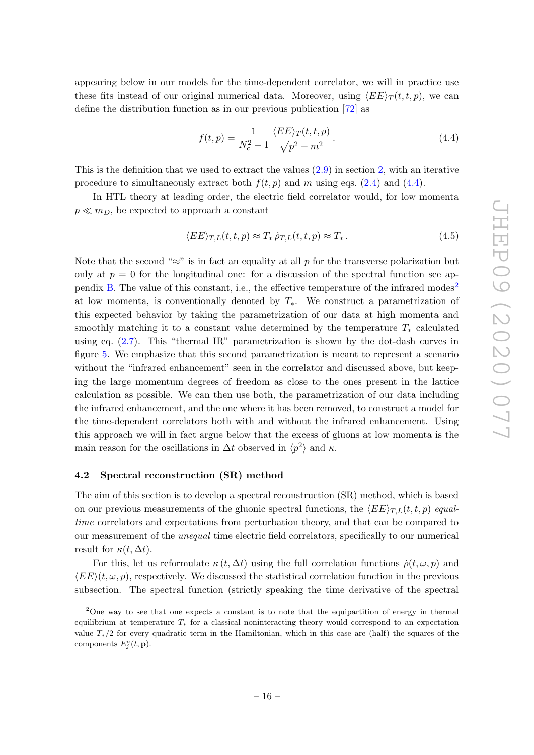appearing below in our models for the time-dependent correlator, we will in practice use these fits instead of our original numerical data. Moreover, using $\langle EE\rangle_T(t,t,p)$, we can define the distribution function as in our previous publication [72] as

$$f(t,p) = \frac{1}{N_c^2 - 1} \frac{\langle EE\rangle_T(t,t,p)}{\sqrt{p^2+m^2}}\,. \tag{4.4}$$

This is the definition that we used to extract the values (2.9) in section 2, with an iterative procedure to simultaneously extract both $f(t,p)$ and $m$ using eqs. (2.4) and (4.4).

In HTL theory at leading order, the electric field correlator would, for low momenta $p \ll m_D$, be expected to approach a constant

$$\langle EE\rangle_{T,L}(t,t,p) \approx T_* \, \dot{\rho}_{T,L}(t,t,p) \approx T_*\,. \tag{4.5}$$

Note that the second "$\approx$" is in fact an equality at all $p$ for the transverse polarization but only at $p=0$ for the longitudinal one: for a discussion of the spectral function see appendix B. The value of this constant, i.e., the effective temperature of the infrared modes[2] at low momenta, is conventionally denoted by $T_*$. We construct a parametrization of this expected behavior by taking the parametrization of our data at high momenta and smoothly matching it to a constant value determined by the temperature $T_*$ calculated using eq. (2.7). This "thermal IR" parametrization is shown by the dot-dash curves in figure 5. We emphasize that this second parametrization is meant to represent a scenario without the "infrared enhancement" seen in the correlator and discussed above, but keeping the large momentum degrees of freedom as close to the ones present in the lattice calculation as possible. We can then use both, the parametrization of our data including the infrared enhancement, and the one where it has been removed, to construct a model for the time-dependent correlators both with and without the infrared enhancement. Using this approach we will in fact argue below that the excess of gluons at low momenta is the main reason for the oscillations in $\Delta t$ observed in $\langle p^2\rangle$ and $\kappa$.

### 4.2 Spectral reconstruction (SR) method

The aim of this section is to develop a spectral reconstruction (SR) method, which is based on our previous measurements of the gluonic spectral functions, the $\langle EE\rangle_{T,L}(t,t,p)$ *equal-time* correlators and expectations from perturbation theory, and that can be compared to our measurement of the *unequal* time electric field correlators, specifically to our numerical result for $\kappa(t,\Delta t)$.

For this, let us reformulate $\kappa\,(t,\Delta t)$ using the full correlation functions $\dot{\rho}(t,\omega,p)$ and $\langle EE\rangle(t,\omega,p)$, respectively. We discussed the statistical correlation function in the previous subsection. The spectral function (strictly speaking the time derivative of the spectral

[2] One way to see that one expects a constant is to note that the equipartition of energy in thermal equilibrium at temperature $T_*$ for a classical noninteracting theory would correspond to an expectation value $T_*/2$ for every quadratic term in the Hamiltonian, which in this case are (half) the squares of the components $E^a_j(t,\mathbf{p})$.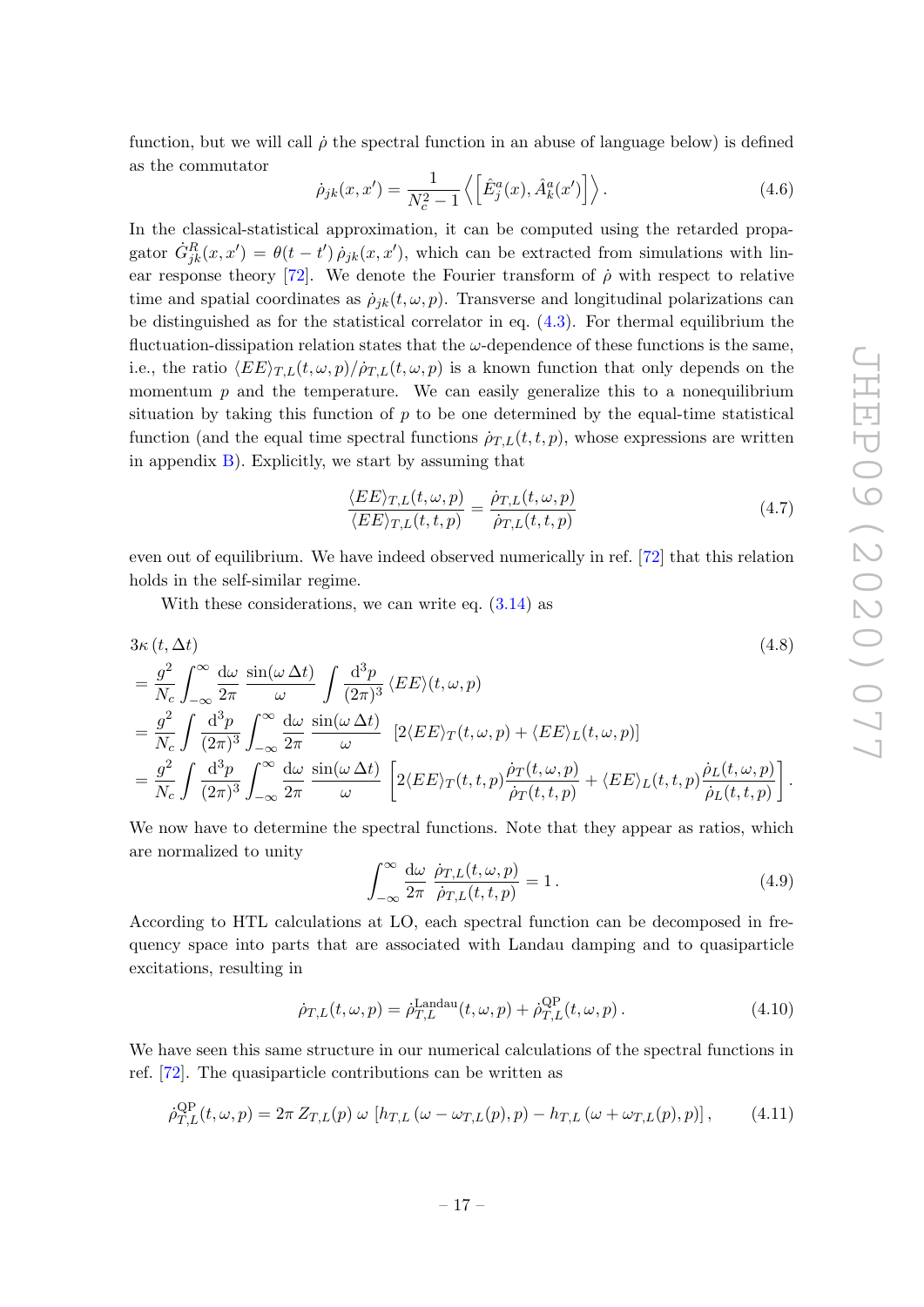function, but we will call $\dot{\rho}$ the spectral function in an abuse of language below) is defined as the commutator

$$\dot{\rho}_{jk}(x, x') = \frac{1}{N_c^2 - 1} \left\langle \left[ \hat{E}^a_j(x), \hat{A}^a_k(x') \right] \right\rangle . \tag{4.6}$$

In the classical-statistical approximation, it can be computed using the retarded propagator $\dot{G}^R_{jk}(x, x') = \theta(t - t')\, \dot{\rho}_{jk}(x, x')$, which can be extracted from simulations with linear response theory [72]. We denote the Fourier transform of $\dot{\rho}$ with respect to relative time and spatial coordinates as $\dot{\rho}_{jk}(t, \omega, p)$. Transverse and longitudinal polarizations can be distinguished as for the statistical correlator in eq. (4.3). For thermal equilibrium the fluctuation-dissipation relation states that the $\omega$-dependence of these functions is the same, i.e., the ratio $\langle EE \rangle_{T,L}(t, \omega, p)/\dot{\rho}_{T,L}(t, \omega, p)$ is a known function that only depends on the momentum $p$ and the temperature. We can easily generalize this to a nonequilibrium situation by taking this function of $p$ to be one determined by the equal-time statistical function (and the equal time spectral functions $\dot{\rho}_{T,L}(t, t, p)$, whose expressions are written in appendix B). Explicitly, we start by assuming that

$$\frac{\langle EE \rangle_{T,L}(t, \omega, p)}{\langle EE \rangle_{T,L}(t, t, p)} = \frac{\dot{\rho}_{T,L}(t, \omega, p)}{\dot{\rho}_{T,L}(t, t, p)} \tag{4.7}$$

even out of equilibrium. We have indeed observed numerically in ref. [72] that this relation holds in the self-similar regime.

With these considerations, we can write eq. (3.14) as

$$\begin{aligned}
&3\kappa\,(t, \Delta t) \qquad\qquad\qquad\qquad\qquad\qquad\qquad\qquad\qquad\qquad\qquad\qquad\qquad\qquad\qquad (4.8)\\
&= \frac{g^2}{N_c} \int_{-\infty}^{\infty} \frac{\mathrm{d}\omega}{2\pi}\, \frac{\sin(\omega\, \Delta t)}{\omega} \int \frac{\mathrm{d}^3 p}{(2\pi)^3}\, \langle EE \rangle(t, \omega, p) \\
&= \frac{g^2}{N_c} \int \frac{\mathrm{d}^3 p}{(2\pi)^3} \int_{-\infty}^{\infty} \frac{\mathrm{d}\omega}{2\pi}\, \frac{\sin(\omega\, \Delta t)}{\omega}\, \left[ 2\langle EE \rangle_T(t, \omega, p) + \langle EE \rangle_L(t, \omega, p) \right] \\
&= \frac{g^2}{N_c} \int \frac{\mathrm{d}^3 p}{(2\pi)^3} \int_{-\infty}^{\infty} \frac{\mathrm{d}\omega}{2\pi}\, \frac{\sin(\omega\, \Delta t)}{\omega} \left[ 2\langle EE \rangle_T(t, t, p) \frac{\dot{\rho}_T(t, \omega, p)}{\dot{\rho}_T(t, t, p)} + \langle EE \rangle_L(t, t, p) \frac{\dot{\rho}_L(t, \omega, p)}{\dot{\rho}_L(t, t, p)} \right].
\end{aligned}$$

We now have to determine the spectral functions. Note that they appear as ratios, which are normalized to unity

$$\int_{-\infty}^{\infty} \frac{\mathrm{d}\omega}{2\pi}\, \frac{\dot{\rho}_{T,L}(t, \omega, p)}{\dot{\rho}_{T,L}(t, t, p)} = 1\,. \tag{4.9}$$

According to HTL calculations at LO, each spectral function can be decomposed in frequency space into parts that are associated with Landau damping and to quasiparticle excitations, resulting in

$$\dot{\rho}_{T,L}(t, \omega, p) = \dot{\rho}^{\mathrm{Landau}}_{T,L}(t, \omega, p) + \dot{\rho}^{\mathrm{QP}}_{T,L}(t, \omega, p)\,. \tag{4.10}$$

We have seen this same structure in our numerical calculations of the spectral functions in ref. [72]. The quasiparticle contributions can be written as

$$\dot{\rho}^{\mathrm{QP}}_{T,L}(t, \omega, p) = 2\pi\, Z_{T,L}(p)\, \omega\, \left[ h_{T,L}\left(\omega - \omega_{T,L}(p), p\right) - h_{T,L}\left(\omega + \omega_{T,L}(p), p\right) \right], \tag{4.11}$$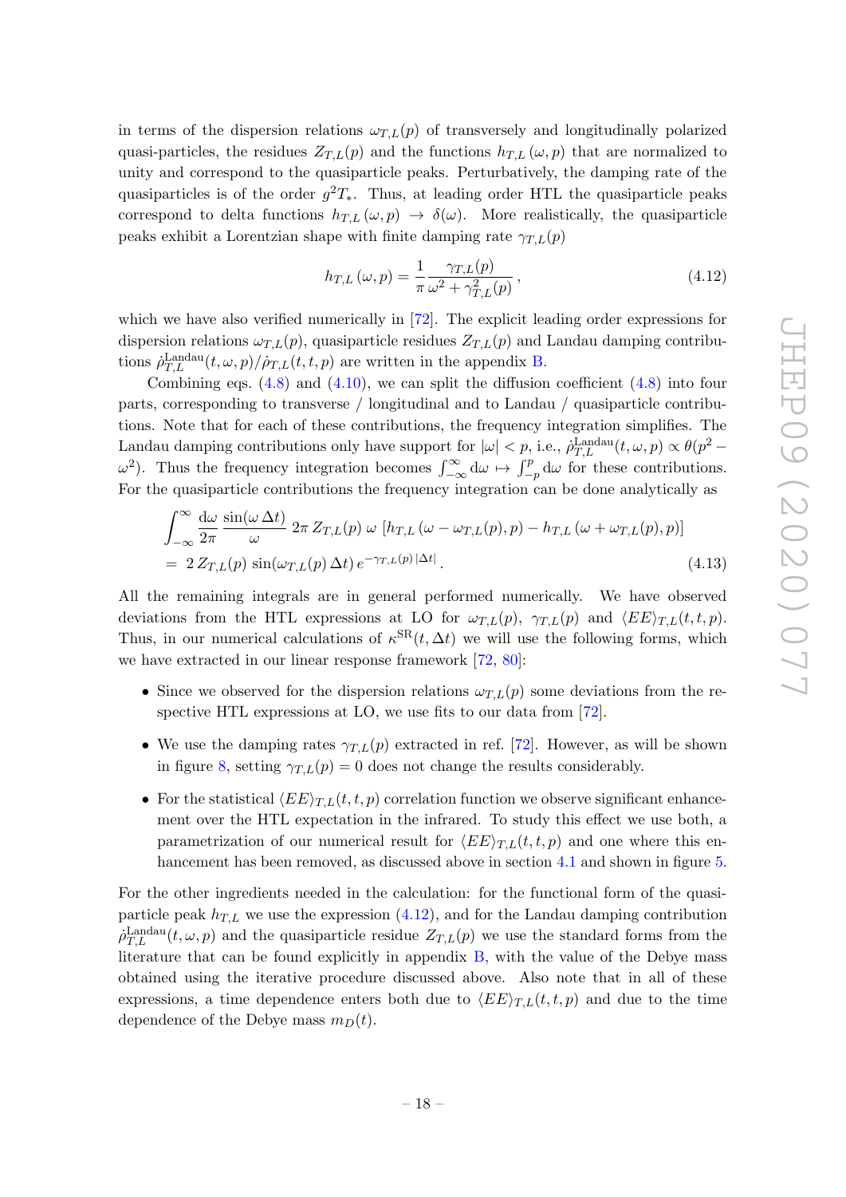in terms of the dispersion relations $\omega_{T,L}(p)$ of transversely and longitudinally polarized quasi-particles, the residues $Z_{T,L}(p)$ and the functions $h_{T,L}(\omega, p)$ that are normalized to unity and correspond to the quasiparticle peaks. Perturbatively, the damping rate of the quasiparticles is of the order $g^2 T_*$. Thus, at leading order HTL the quasiparticle peaks correspond to delta functions $h_{T,L}(\omega, p) \to \delta(\omega)$. More realistically, the quasiparticle peaks exhibit a Lorentzian shape with finite damping rate $\gamma_{T,L}(p)$

$$h_{T,L}(\omega, p) = \frac{1}{\pi} \frac{\gamma_{T,L}(p)}{\omega^2 + \gamma_{T,L}^2(p)}, \tag{4.12}$$

which we have also verified numerically in [72]. The explicit leading order expressions for dispersion relations $\omega_{T,L}(p)$, quasiparticle residues $Z_{T,L}(p)$ and Landau damping contributions $\dot{\rho}^{\text{Landau}}_{T,L}(t, \omega, p)/\dot{\rho}_{T,L}(t, t, p)$ are written in the appendix B.

Combining eqs. (4.8) and (4.10), we can split the diffusion coefficient (4.8) into four parts, corresponding to transverse / longitudinal and to Landau / quasiparticle contributions. Note that for each of these contributions, the frequency integration simplifies. The Landau damping contributions only have support for $|\omega| < p$, i.e., $\dot{\rho}^{\text{Landau}}_{T,L}(t, \omega, p) \propto \theta(p^2 - \omega^2)$. Thus the frequency integration becomes $\int_{-\infty}^{\infty} d\omega \mapsto \int_{-p}^{p} d\omega$ for these contributions. For the quasiparticle contributions the frequency integration can be done analytically as

$$\begin{aligned}
&\int_{-\infty}^{\infty} \frac{d\omega}{2\pi} \frac{\sin(\omega\,\Delta t)}{\omega}\, 2\pi\, Z_{T,L}(p)\, \omega\, \left[h_{T,L}\left(\omega - \omega_{T,L}(p), p\right) - h_{T,L}\left(\omega + \omega_{T,L}(p), p\right)\right] \\
&= 2\, Z_{T,L}(p)\, \sin(\omega_{T,L}(p)\, \Delta t)\, e^{-\gamma_{T,L}(p)\,|\Delta t|}\,.
\end{aligned} \tag{4.13}$$

All the remaining integrals are in general performed numerically. We have observed deviations from the HTL expressions at LO for $\omega_{T,L}(p)$, $\gamma_{T,L}(p)$ and $\langle EE \rangle_{T,L}(t, t, p)$. Thus, in our numerical calculations of $\kappa^{\text{SR}}(t, \Delta t)$ we will use the following forms, which we have extracted in our linear response framework [72, 80]:

- Since we observed for the dispersion relations $\omega_{T,L}(p)$ some deviations from the respective HTL expressions at LO, we use fits to our data from [72].
- We use the damping rates $\gamma_{T,L}(p)$ extracted in ref. [72]. However, as will be shown in figure 8, setting $\gamma_{T,L}(p) = 0$ does not change the results considerably.
- For the statistical $\langle EE \rangle_{T,L}(t, t, p)$ correlation function we observe significant enhancement over the HTL expectation in the infrared. To study this effect we use both, a parametrization of our numerical result for $\langle EE \rangle_{T,L}(t, t, p)$ and one where this enhancement has been removed, as discussed above in section 4.1 and shown in figure 5.

For the other ingredients needed in the calculation: for the functional form of the quasiparticle peak $h_{T,L}$ we use the expression (4.12), and for the Landau damping contribution $\dot{\rho}^{\text{Landau}}_{T,L}(t, \omega, p)$ and the quasiparticle residue $Z_{T,L}(p)$ we use the standard forms from the literature that can be found explicitly in appendix B, with the value of the Debye mass obtained using the iterative procedure discussed above. Also note that in all of these expressions, a time dependence enters both due to $\langle EE \rangle_{T,L}(t, t, p)$ and due to the time dependence of the Debye mass $m_D(t)$.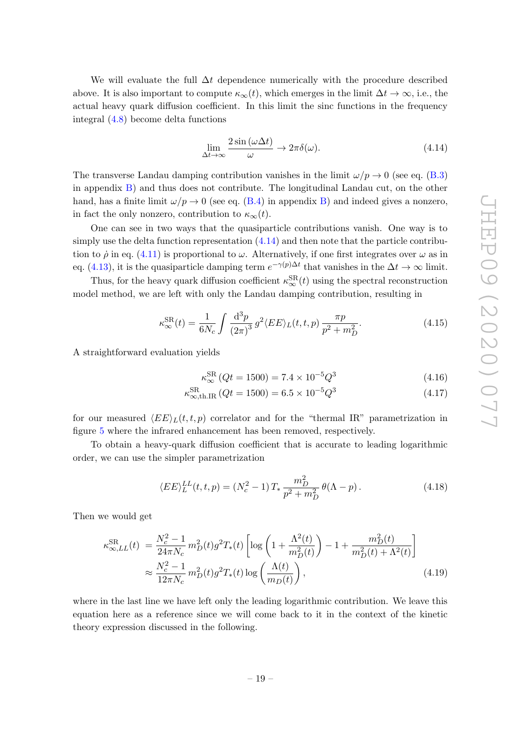We will evaluate the full $\Delta t$ dependence numerically with the procedure described above. It is also important to compute $\kappa_\infty(t)$, which emerges in the limit $\Delta t \to \infty$, i.e., the actual heavy quark diffusion coefficient. In this limit the sinc functions in the frequency integral (4.8) become delta functions

$$\lim_{\Delta t \to \infty} \frac{2\sin(\omega \Delta t)}{\omega} \to 2\pi\delta(\omega). \tag{4.14}$$

The transverse Landau damping contribution vanishes in the limit $\omega/p \to 0$ (see eq. (B.3) in appendix B) and thus does not contribute. The longitudinal Landau cut, on the other hand, has a finite limit $\omega/p \to 0$ (see eq. (B.4) in appendix B) and indeed gives a nonzero, in fact the only nonzero, contribution to $\kappa_\infty(t)$.

One can see in two ways that the quasiparticle contributions vanish. One way is to simply use the delta function representation (4.14) and then note that the particle contribution to $\dot{\rho}$ in eq. (4.11) is proportional to $\omega$. Alternatively, if one first integrates over $\omega$ as in eq. (4.13), it is the quasiparticle damping term $e^{-\gamma(p)\Delta t}$ that vanishes in the $\Delta t \to \infty$ limit.

Thus, for the heavy quark diffusion coefficient $\kappa_\infty^{\rm SR}(t)$ using the spectral reconstruction model method, we are left with only the Landau damping contribution, resulting in

$$\kappa_\infty^{\rm SR}(t) = \frac{1}{6N_c}\int \frac{{\rm d}^3 p}{(2\pi)^3}\, g^2 \langle EE\rangle_L(t,t,p)\, \frac{\pi p}{p^2 + m_D^2}. \tag{4.15}$$

A straightforward evaluation yields

$$\kappa_\infty^{\rm SR}(Qt = 1500) = 7.4 \times 10^{-5} Q^3 \tag{4.16}$$

$$\kappa_{\infty,\rm th.IR}^{\rm SR}(Qt = 1500) = 6.5 \times 10^{-5} Q^3 \tag{4.17}$$

for our measured $\langle EE\rangle_L(t,t,p)$ correlator and for the "thermal IR" parametrization in figure 5 where the infrared enhancement has been removed, respectively.

To obtain a heavy-quark diffusion coefficient that is accurate to leading logarithmic order, we can use the simpler parametrization

$$\langle EE\rangle_L^{LL}(t,t,p) = (N_c^2 - 1)\, T_*\, \frac{m_D^2}{p^2 + m_D^2}\, \theta(\Lambda - p)\,. \tag{4.18}$$

Then we would get

$$\begin{aligned}
\kappa_{\infty,LL}^{\rm SR}(t) &= \frac{N_c^2 - 1}{24\pi N_c}\, m_D^2(t) g^2 T_*(t) \left[\log\left(1 + \frac{\Lambda^2(t)}{m_D^2(t)}\right) - 1 + \frac{m_D^2(t)}{m_D^2(t) + \Lambda^2(t)}\right] \\
&\approx \frac{N_c^2 - 1}{12\pi N_c}\, m_D^2(t) g^2 T_*(t) \log\left(\frac{\Lambda(t)}{m_D(t)}\right),
\end{aligned} \tag{4.19}$$

where in the last line we have left only the leading logarithmic contribution. We leave this equation here as a reference since we will come back to it in the context of the kinetic theory expression discussed in the following.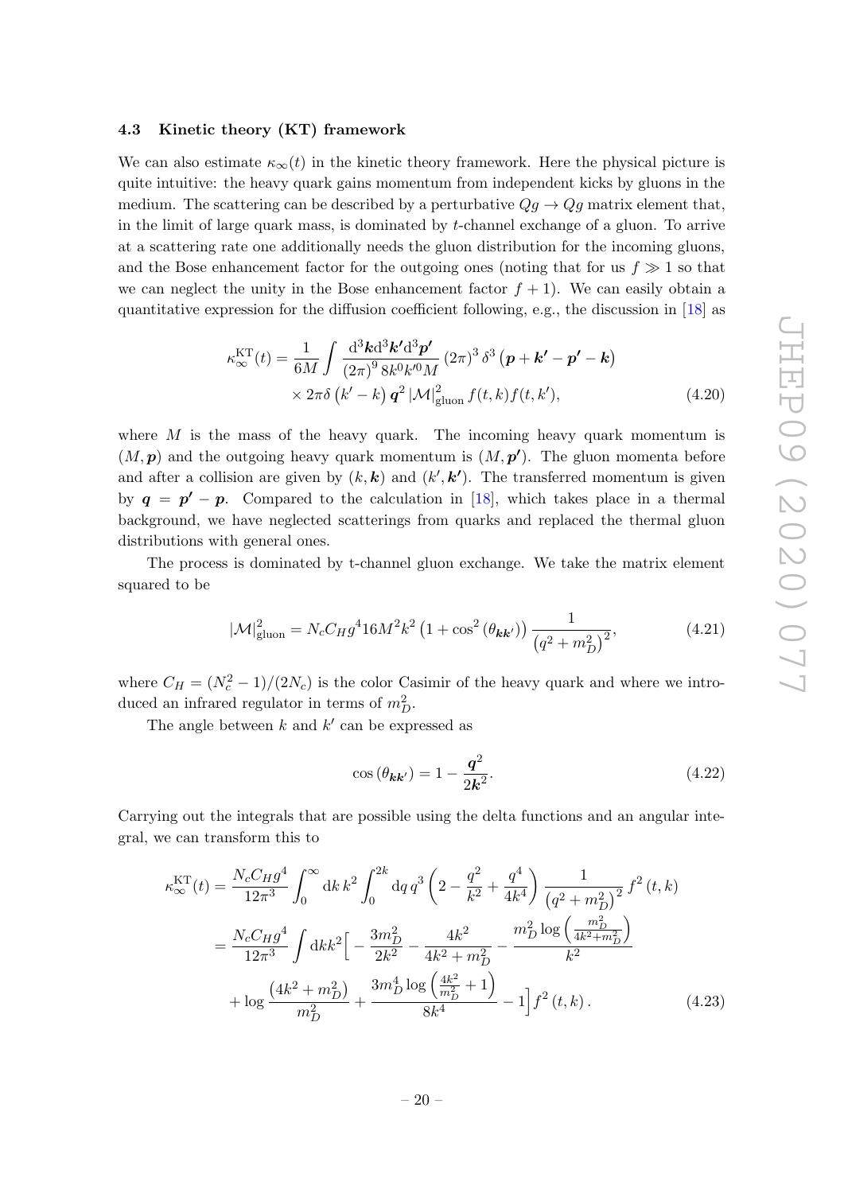### 4.3 Kinetic theory (KT) framework

We can also estimate $\kappa_\infty(t)$ in the kinetic theory framework. Here the physical picture is quite intuitive: the heavy quark gains momentum from independent kicks by gluons in the medium. The scattering can be described by a perturbative $Qg \to Qg$ matrix element that, in the limit of large quark mass, is dominated by $t$-channel exchange of a gluon. To arrive at a scattering rate one additionally needs the gluon distribution for the incoming gluons, and the Bose enhancement factor for the outgoing ones (noting that for us $f \gg 1$ so that we can neglect the unity in the Bose enhancement factor $f+1$). We can easily obtain a quantitative expression for the diffusion coefficient following, e.g., the discussion in [18] as

$$\kappa_\infty^{\mathrm{KT}}(t) = \frac{1}{6M}\int \frac{\mathrm{d}^3\boldsymbol{k}\mathrm{d}^3\boldsymbol{k'}\mathrm{d}^3\boldsymbol{p'}}{(2\pi)^9\, 8k^0 k'^0 M}\,(2\pi)^3\,\delta^3\left(\boldsymbol{p}+\boldsymbol{k'}-\boldsymbol{p'}-\boldsymbol{k}\right) \times 2\pi\delta\left(k'-k\right)\boldsymbol{q}^2\left|\mathcal{M}\right|^2_{\mathrm{gluon}} f(t,k) f(t,k'), \tag{4.20}$$

where $M$ is the mass of the heavy quark. The incoming heavy quark momentum is $(M,\boldsymbol{p})$ and the outgoing heavy quark momentum is $(M,\boldsymbol{p'})$. The gluon momenta before and after a collision are given by $(k,\boldsymbol{k})$ and $(k',\boldsymbol{k'})$. The transferred momentum is given by $\boldsymbol{q} = \boldsymbol{p'} - \boldsymbol{p}$. Compared to the calculation in [18], which takes place in a thermal background, we have neglected scatterings from quarks and replaced the thermal gluon distributions with general ones.

The process is dominated by t-channel gluon exchange. We take the matrix element squared to be

$$\left|\mathcal{M}\right|^2_{\mathrm{gluon}} = N_c C_H g^4 16 M^2 k^2\left(1+\cos^2\left(\theta_{\boldsymbol{k}\boldsymbol{k'}}\right)\right)\frac{1}{\left(q^2+m_D^2\right)^2}, \tag{4.21}$$

where $C_H = (N_c^2-1)/(2N_c)$ is the color Casimir of the heavy quark and where we introduced an infrared regulator in terms of $m_D^2$.

The angle between $k$ and $k'$ can be expressed as

$$\cos\left(\theta_{\boldsymbol{k}\boldsymbol{k'}}\right) = 1 - \frac{\boldsymbol{q}^2}{2\boldsymbol{k}^2}. \tag{4.22}$$

Carrying out the integrals that are possible using the delta functions and an angular integral, we can transform this to

$$\begin{aligned}
\kappa_\infty^{\mathrm{KT}}(t) &= \frac{N_c C_H g^4}{12\pi^3}\int_0^\infty \mathrm{d}k\, k^2 \int_0^{2k}\mathrm{d}q\, q^3\left(2-\frac{q^2}{k^2}+\frac{q^4}{4k^4}\right)\frac{1}{\left(q^2+m_D^2\right)^2} f^2(t,k) \\
&= \frac{N_c C_H g^4}{12\pi^3}\int \mathrm{d}k k^2\Big[-\frac{3m_D^2}{2k^2} - \frac{4k^2}{4k^2+m_D^2} - \frac{m_D^2\log\left(\frac{m_D^2}{4k^2+m_D^2}\right)}{k^2} \\
&\quad + \log\frac{\left(4k^2+m_D^2\right)}{m_D^2} + \frac{3m_D^4\log\left(\frac{4k^2}{m_D^2}+1\right)}{8k^4} - 1\Big] f^2(t,k).
\end{aligned} \tag{4.23}$$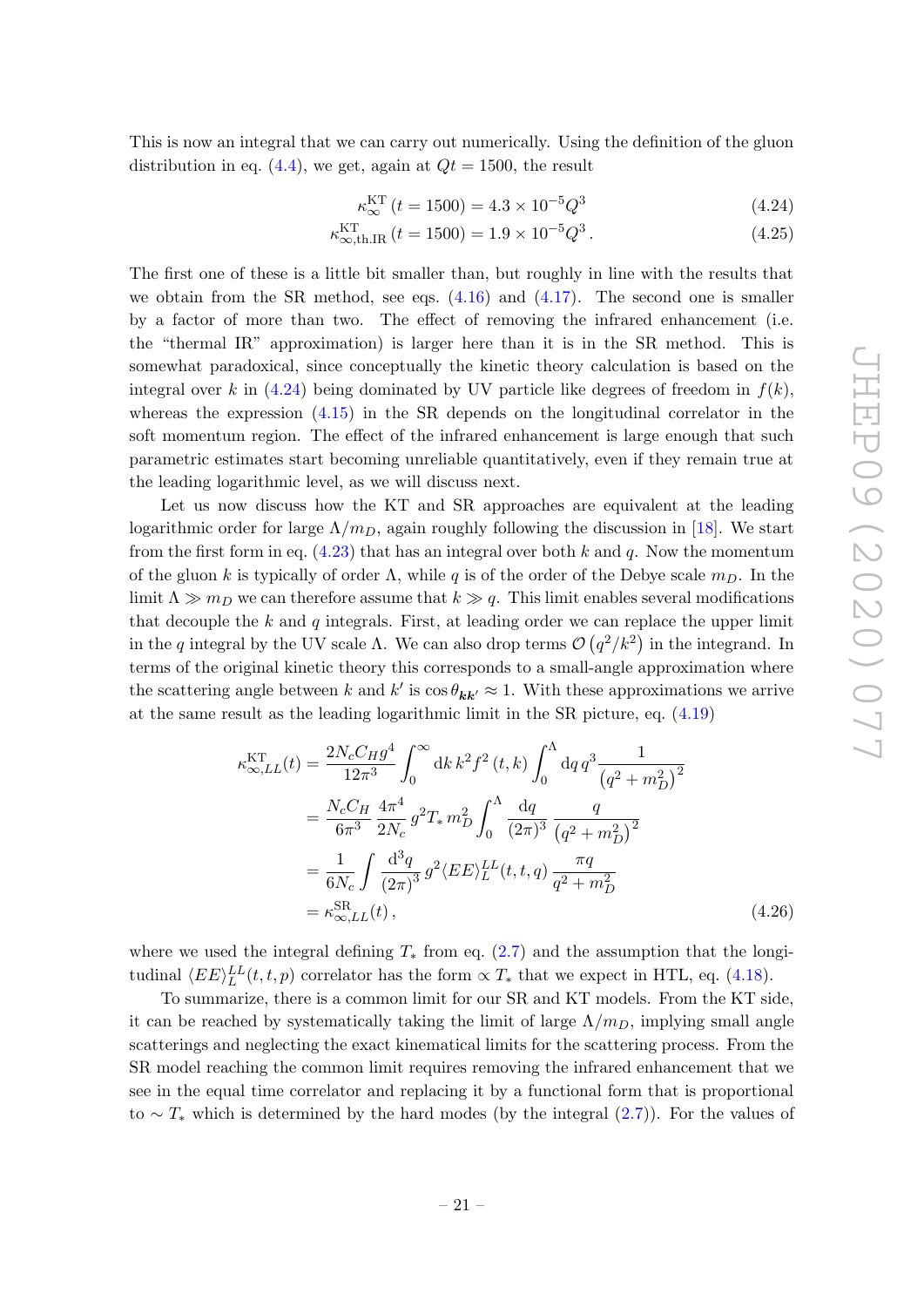This is now an integral that we can carry out numerically. Using the definition of the gluon distribution in eq. (4.4), we get, again at $Qt = 1500$, the result

$$\kappa_{\infty}^{\mathrm{KT}}\,(t = 1500) = 4.3 \times 10^{-5} Q^3 \tag{4.24}$$

$$\kappa_{\infty,\mathrm{th.IR}}^{\mathrm{KT}}\,(t = 1500) = 1.9 \times 10^{-5} Q^3\,. \tag{4.25}$$

The first one of these is a little bit smaller than, but roughly in line with the results that we obtain from the SR method, see eqs. (4.16) and (4.17). The second one is smaller by a factor of more than two. The effect of removing the infrared enhancement (i.e. the "thermal IR" approximation) is larger here than it is in the SR method. This is somewhat paradoxical, since conceptually the kinetic theory calculation is based on the integral over $k$ in (4.24) being dominated by UV particle like degrees of freedom in $f(k)$, whereas the expression (4.15) in the SR depends on the longitudinal correlator in the soft momentum region. The effect of the infrared enhancement is large enough that such parametric estimates start becoming unreliable quantitatively, even if they remain true at the leading logarithmic level, as we will discuss next.

Let us now discuss how the KT and SR approaches are equivalent at the leading logarithmic order for large $\Lambda/m_D$, again roughly following the discussion in [18]. We start from the first form in eq. (4.23) that has an integral over both $k$ and $q$. Now the momentum of the gluon $k$ is typically of order $\Lambda$, while $q$ is of the order of the Debye scale $m_D$. In the limit $\Lambda \gg m_D$ we can therefore assume that $k \gg q$. This limit enables several modifications that decouple the $k$ and $q$ integrals. First, at leading order we can replace the upper limit in the $q$ integral by the UV scale $\Lambda$. We can also drop terms $\mathcal{O}\left(q^2/k^2\right)$ in the integrand. In terms of the original kinetic theory this corresponds to a small-angle approximation where the scattering angle between $k$ and $k'$ is $\cos\theta_{\boldsymbol{k}\boldsymbol{k}'} \approx 1$. With these approximations we arrive at the same result as the leading logarithmic limit in the SR picture, eq. (4.19)

$$\begin{aligned}
\kappa_{\infty,LL}^{\mathrm{KT}}(t) &= \frac{2N_c C_H g^4}{12\pi^3} \int_0^\infty \mathrm{d}k\, k^2 f^2\left(t,k\right) \int_0^\Lambda \mathrm{d}q\, q^3 \frac{1}{\left(q^2+m_D^2\right)^2} \\
&= \frac{N_c C_H}{6\pi^3} \frac{4\pi^4}{2N_c}\, g^2 T_*\, m_D^2 \int_0^\Lambda \frac{\mathrm{d}q}{(2\pi)^3} \frac{q}{\left(q^2+m_D^2\right)^2} \\
&= \frac{1}{6N_c} \int \frac{\mathrm{d}^3 q}{(2\pi)^3}\, g^2 \langle EE\rangle_L^{LL}(t,t,q)\, \frac{\pi q}{q^2+m_D^2} \\
&= \kappa_{\infty,LL}^{\mathrm{SR}}(t)\,,
\end{aligned} \tag{4.26}$$

where we used the integral defining $T_*$ from eq. (2.7) and the assumption that the longitudinal $\langle EE\rangle_L^{LL}(t,t,p)$ correlator has the form $\propto T_*$ that we expect in HTL, eq. (4.18).

To summarize, there is a common limit for our SR and KT models. From the KT side, it can be reached by systematically taking the limit of large $\Lambda/m_D$, implying small angle scatterings and neglecting the exact kinematical limits for the scattering process. From the SR model reaching the common limit requires removing the infrared enhancement that we see in the equal time correlator and replacing it by a functional form that is proportional to $\sim T_*$ which is determined by the hard modes (by the integral (2.7)). For the values of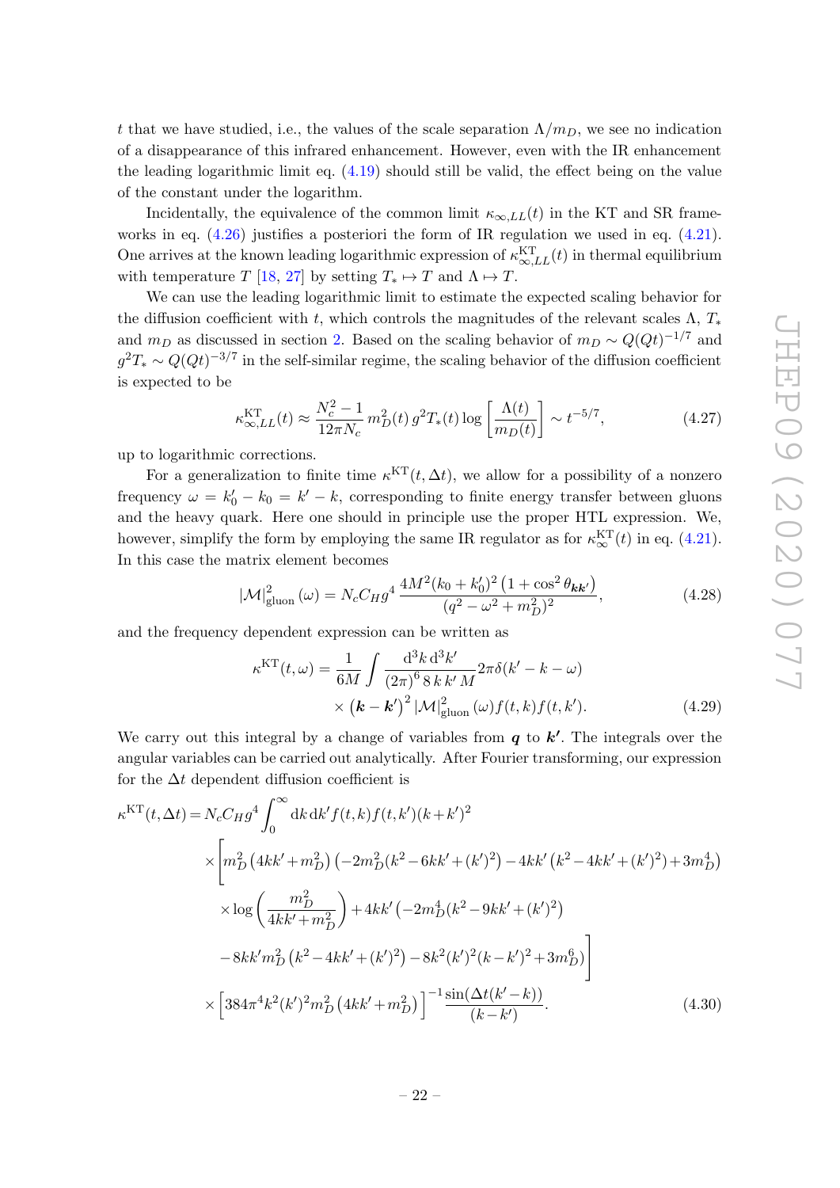$t$ that we have studied, i.e., the values of the scale separation $\Lambda/m_D$, we see no indication of a disappearance of this infrared enhancement. However, even with the IR enhancement the leading logarithmic limit eq. (4.19) should still be valid, the effect being on the value of the constant under the logarithm.

Incidentally, the equivalence of the common limit $\kappa_{\infty,LL}(t)$ in the KT and SR frameworks in eq. (4.26) justifies a posteriori the form of IR regulation we used in eq. (4.21). One arrives at the known leading logarithmic expression of $\kappa^{\rm KT}_{\infty,LL}(t)$ in thermal equilibrium with temperature $T$ [18, 27] by setting $T_* \mapsto T$ and $\Lambda \mapsto T$.

We can use the leading logarithmic limit to estimate the expected scaling behavior for the diffusion coefficient with $t$, which controls the magnitudes of the relevant scales $\Lambda$, $T_*$ and $m_D$ as discussed in section 2. Based on the scaling behavior of $m_D \sim Q(Qt)^{-1/7}$ and $g^2 T_* \sim Q(Qt)^{-3/7}$ in the self-similar regime, the scaling behavior of the diffusion coefficient is expected to be

$$\kappa^{\rm KT}_{\infty,LL}(t) \approx \frac{N_c^2-1}{12\pi N_c}\, m_D^2(t)\, g^2 T_*(t) \log\left[\frac{\Lambda(t)}{m_D(t)}\right] \sim t^{-5/7}, \tag{4.27}$$

up to logarithmic corrections.

For a generalization to finite time $\kappa^{\rm KT}(t, \Delta t)$, we allow for a possibility of a nonzero frequency $\omega = k_0' - k_0 = k' - k$, corresponding to finite energy transfer between gluons and the heavy quark. Here one should in principle use the proper HTL expression. We, however, simplify the form by employing the same IR regulator as for $\kappa^{\rm KT}_\infty(t)$ in eq. (4.21). In this case the matrix element becomes

$$|\mathcal{M}|^2_{\rm gluon}(\omega) = N_c C_H g^4\, \frac{4M^2(k_0 + k_0')^2\left(1+\cos^2\theta_{\boldsymbol{k}\boldsymbol{k}'}\right)}{(q^2-\omega^2+m_D^2)^2}, \tag{4.28}$$

and the frequency dependent expression can be written as

$$\begin{aligned}\kappa^{\rm KT}(t,\omega) = \frac{1}{6M}\int \frac{{\rm d}^3k\, {\rm d}^3k'}{(2\pi)^6\, 8\, k\, k'\, M} 2\pi\delta(k'-k-\omega) \\ \times \left(\boldsymbol{k}-\boldsymbol{k}'\right)^2 |\mathcal{M}|^2_{\rm gluon}(\omega) f(t,k) f(t,k').\end{aligned} \tag{4.29}$$

We carry out this integral by a change of variables from $\boldsymbol{q}$ to $\boldsymbol{k'}$. The integrals over the angular variables can be carried out analytically. After Fourier transforming, our expression for the $\Delta t$ dependent diffusion coefficient is

$$\begin{aligned}\kappa^{\rm KT}(t,\Delta t) = N_c C_H g^4 \int_0^\infty {\rm d}k\, {\rm d}k' f(t,k) f(t,k')(k+k')^2 \\ \times\Bigg[m_D^2\left(4kk'+m_D^2\right)\left(-2m_D^2(k^2-6kk'+(k')^2)-4kk'\left(k^2-4kk'+(k')^2\right)+3m_D^4\right) \\ \times\log\left(\frac{m_D^2}{4kk'+m_D^2}\right)+4kk'\left(-2m_D^4(k^2-9kk'+(k')^2)\right. \\ \left.-8kk'm_D^2\left(k^2-4kk'+(k')^2\right)-8k^2(k')^2(k-k')^2+3m_D^6\right)\Bigg] \\ \times\left[384\pi^4 k^2 (k')^2 m_D^2\left(4kk'+m_D^2\right)\right]^{-1}\frac{\sin(\Delta t(k'-k))}{(k-k')}.\end{aligned} \tag{4.30}$$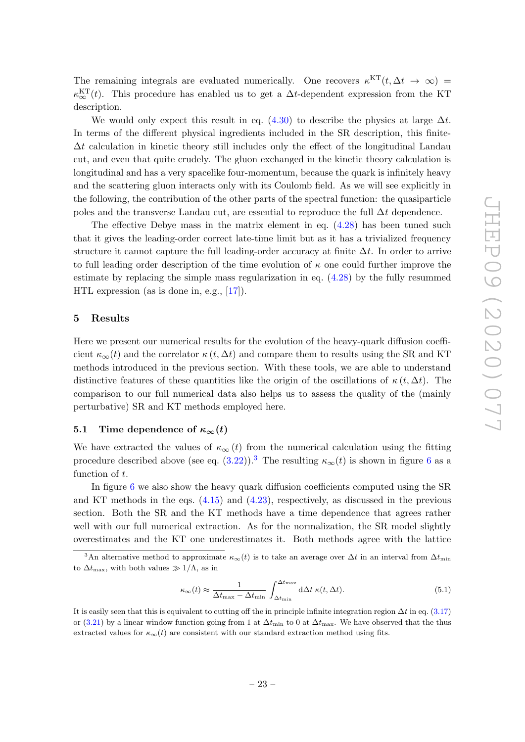The remaining integrals are evaluated numerically. One recovers $\kappa^{\mathrm{KT}}(t, \Delta t \to \infty) = \kappa_\infty^{\mathrm{KT}}(t)$. This procedure has enabled us to get a $\Delta t$-dependent expression from the KT description.

We would only expect this result in eq. (4.30) to describe the physics at large $\Delta t$. In terms of the different physical ingredients included in the SR description, this finite-$\Delta t$ calculation in kinetic theory still includes only the effect of the longitudinal Landau cut, and even that quite crudely. The gluon exchanged in the kinetic theory calculation is longitudinal and has a very spacelike four-momentum, because the quark is infinitely heavy and the scattering gluon interacts only with its Coulomb field. As we will see explicitly in the following, the contribution of the other parts of the spectral function: the quasiparticle poles and the transverse Landau cut, are essential to reproduce the full $\Delta t$ dependence.

The effective Debye mass in the matrix element in eq. (4.28) has been tuned such that it gives the leading-order correct late-time limit but as it has a trivialized frequency structure it cannot capture the full leading-order accuracy at finite $\Delta t$. In order to arrive to full leading order description of the time evolution of $\kappa$ one could further improve the estimate by replacing the simple mass regularization in eq. (4.28) by the fully resummed HTL expression (as is done in, e.g., [17]).

## 5 Results

Here we present our numerical results for the evolution of the heavy-quark diffusion coefficient $\kappa_\infty(t)$ and the correlator $\kappa(t, \Delta t)$ and compare them to results using the SR and KT methods introduced in the previous section. With these tools, we are able to understand distinctive features of these quantities like the origin of the oscillations of $\kappa(t, \Delta t)$. The comparison to our full numerical data also helps us to assess the quality of the (mainly perturbative) SR and KT methods employed here.

### 5.1 Time dependence of $\kappa_\infty(t)$

We have extracted the values of $\kappa_\infty(t)$ from the numerical calculation using the fitting procedure described above (see eq. (3.22)).[3] The resulting $\kappa_\infty(t)$ is shown in figure 6 as a function of $t$.

In figure 6 we also show the heavy quark diffusion coefficients computed using the SR and KT methods in the eqs. (4.15) and (4.23), respectively, as discussed in the previous section. Both the SR and the KT methods have a time dependence that agrees rather well with our full numerical extraction. As for the normalization, the SR model slightly overestimates and the KT one underestimates it. Both methods agree with the lattice

[3] An alternative method to approximate $\kappa_\infty(t)$ is to take an average over $\Delta t$ in an interval from $\Delta t_{\mathrm{min}}$ to $\Delta t_{\mathrm{max}}$, with both values $\gg 1/\Lambda$, as in

$$\kappa_\infty(t) \approx \frac{1}{\Delta t_{\mathrm{max}} - \Delta t_{\mathrm{min}}} \int_{\Delta t_{\mathrm{min}}}^{\Delta t_{\mathrm{max}}} \mathrm{d}\Delta t \; \kappa(t, \Delta t). \tag{5.1}$$

It is easily seen that this is equivalent to cutting off the in principle infinite integration region $\Delta t$ in eq. (3.17) or (3.21) by a linear window function going from 1 at $\Delta t_{\mathrm{min}}$ to 0 at $\Delta t_{\mathrm{max}}$. We have observed that the thus extracted values for $\kappa_\infty(t)$ are consistent with our standard extraction method using fits.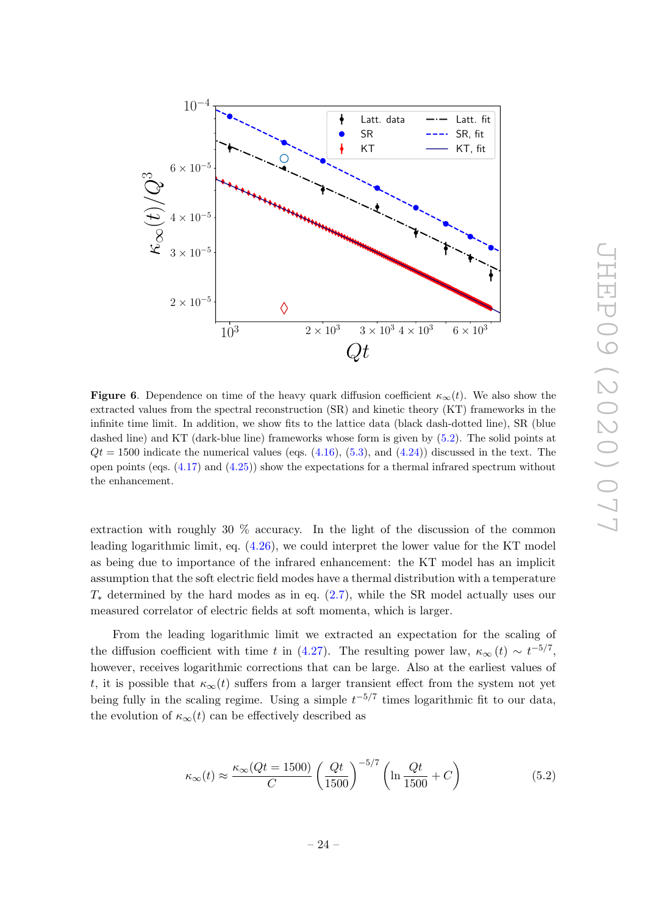**Figure 6**. Dependence on time of the heavy quark diffusion coefficient $\kappa_\infty(t)$. We also show the extracted values from the spectral reconstruction (SR) and kinetic theory (KT) frameworks in the infinite time limit. In addition, we show fits to the lattice data (black dash-dotted line), SR (blue dashed line) and KT (dark-blue line) frameworks whose form is given by (5.2). The solid points at $Qt = 1500$ indicate the numerical values (eqs. (4.16), (5.3), and (4.24)) discussed in the text. The open points (eqs. (4.17) and (4.25)) show the expectations for a thermal infrared spectrum without the enhancement.

extraction with roughly 30 % accuracy. In the light of the discussion of the common leading logarithmic limit, eq. (4.26), we could interpret the lower value for the KT model as being due to importance of the infrared enhancement: the KT model has an implicit assumption that the soft electric field modes have a thermal distribution with a temperature $T_*$ determined by the hard modes as in eq. (2.7), while the SR model actually uses our measured correlator of electric fields at soft momenta, which is larger.

From the leading logarithmic limit we extracted an expectation for the scaling of the diffusion coefficient with time $t$ in (4.27). The resulting power law, $\kappa_\infty(t) \sim t^{-5/7}$, however, receives logarithmic corrections that can be large. Also at the earliest values of $t$, it is possible that $\kappa_\infty(t)$ suffers from a larger transient effect from the system not yet being fully in the scaling regime. Using a simple $t^{-5/7}$ times logarithmic fit to our data, the evolution of $\kappa_\infty(t)$ can be effectively described as

$$\kappa_\infty(t) \approx \frac{\kappa_\infty(Qt = 1500)}{C} \left(\frac{Qt}{1500}\right)^{-5/7} \left(\ln \frac{Qt}{1500} + C\right) \tag{5.2}$$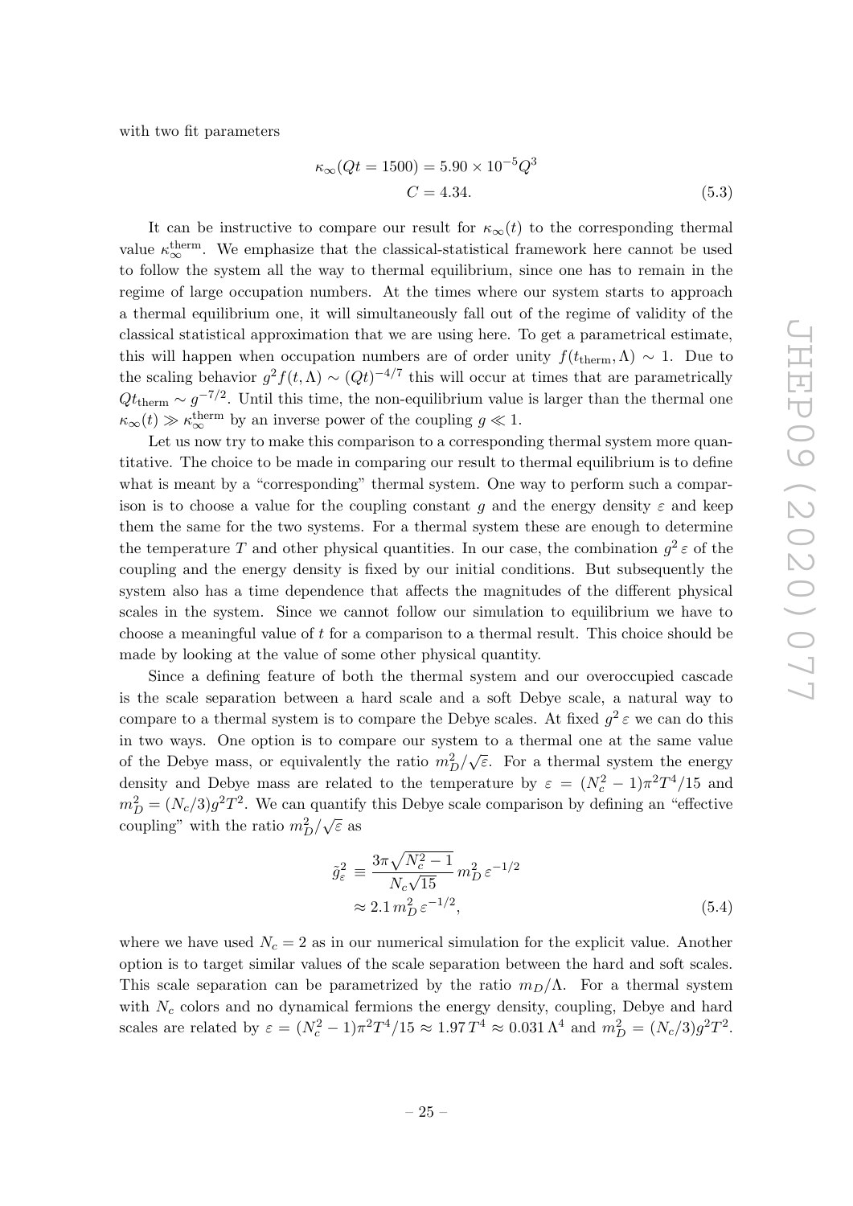with two fit parameters

$$
\begin{aligned}
\kappa_\infty(Qt = 1500) &= 5.90 \times 10^{-5} Q^3 \\
C &= 4.34.
\end{aligned}
\tag{5.3}
$$

It can be instructive to compare our result for $\kappa_\infty(t)$ to the corresponding thermal value $\kappa_\infty^{\text{therm}}$. We emphasize that the classical-statistical framework here cannot be used to follow the system all the way to thermal equilibrium, since one has to remain in the regime of large occupation numbers. At the times where our system starts to approach a thermal equilibrium one, it will simultaneously fall out of the regime of validity of the classical statistical approximation that we are using here. To get a parametrical estimate, this will happen when occupation numbers are of order unity $f(t_{\text{therm}}, \Lambda) \sim 1$. Due to the scaling behavior $g^2 f(t, \Lambda) \sim (Qt)^{-4/7}$ this will occur at times that are parametrically $Qt_{\text{therm}} \sim g^{-7/2}$. Until this time, the non-equilibrium value is larger than the thermal one $\kappa_\infty(t) \gg \kappa_\infty^{\text{therm}}$ by an inverse power of the coupling $g \ll 1$.

Let us now try to make this comparison to a corresponding thermal system more quantitative. The choice to be made in comparing our result to thermal equilibrium is to define what is meant by a "corresponding" thermal system. One way to perform such a comparison is to choose a value for the coupling constant $g$ and the energy density $\varepsilon$ and keep them the same for the two systems. For a thermal system these are enough to determine the temperature $T$ and other physical quantities. In our case, the combination $g^2 \varepsilon$ of the coupling and the energy density is fixed by our initial conditions. But subsequently the system also has a time dependence that affects the magnitudes of the different physical scales in the system. Since we cannot follow our simulation to equilibrium we have to choose a meaningful value of $t$ for a comparison to a thermal result. This choice should be made by looking at the value of some other physical quantity.

Since a defining feature of both the thermal system and our overoccupied cascade is the scale separation between a hard scale and a soft Debye scale, a natural way to compare to a thermal system is to compare the Debye scales. At fixed $g^2 \varepsilon$ we can do this in two ways. One option is to compare our system to a thermal one at the same value of the Debye mass, or equivalently the ratio $m_D^2/\sqrt{\varepsilon}$. For a thermal system the energy density and Debye mass are related to the temperature by $\varepsilon = (N_c^2 - 1)\pi^2 T^4/15$ and $m_D^2 = (N_c/3) g^2 T^2$. We can quantify this Debye scale comparison by defining an "effective coupling" with the ratio $m_D^2/\sqrt{\varepsilon}$ as

$$
\begin{aligned}
\tilde{g}_\varepsilon^2 &\equiv \frac{3\pi\sqrt{N_c^2 - 1}}{N_c \sqrt{15}} \, m_D^2 \, \varepsilon^{-1/2} \\
&\approx 2.1 \, m_D^2 \, \varepsilon^{-1/2},
\end{aligned}
\tag{5.4}
$$

where we have used $N_c = 2$ as in our numerical simulation for the explicit value. Another option is to target similar values of the scale separation between the hard and soft scales. This scale separation can be parametrized by the ratio $m_D/\Lambda$. For a thermal system with $N_c$ colors and no dynamical fermions the energy density, coupling, Debye and hard scales are related by $\varepsilon = (N_c^2 - 1)\pi^2 T^4/15 \approx 1.97\, T^4 \approx 0.031\, \Lambda^4$ and $m_D^2 = (N_c/3) g^2 T^2$.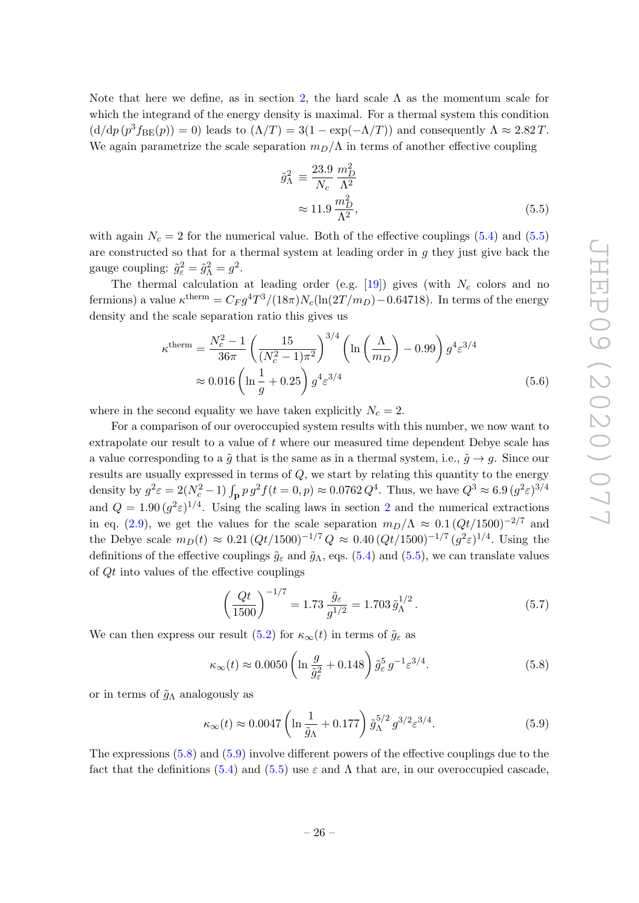Note that here we define, as in section 2, the hard scale $\Lambda$ as the momentum scale for which the integrand of the energy density is maximal. For a thermal system this condition $(\mathrm{d}/\mathrm{d}p\,(p^3 f_{\mathrm{BE}}(p)) = 0)$ leads to $(\Lambda/T) = 3(1-\exp(-\Lambda/T))$ and consequently $\Lambda \approx 2.82\,T$. We again parametrize the scale separation $m_D/\Lambda$ in terms of another effective coupling

$$\begin{aligned}\tilde{g}_\Lambda^2 &\equiv \frac{23.9}{N_c}\frac{m_D^2}{\Lambda^2} \\ &\approx 11.9\,\frac{m_D^2}{\Lambda^2},\end{aligned}\tag{5.5}$$

with again $N_c = 2$ for the numerical value. Both of the effective couplings (5.4) and (5.5) are constructed so that for a thermal system at leading order in $g$ they just give back the gauge coupling: $\tilde{g}_\varepsilon^2 = \tilde{g}_\Lambda^2 = g^2$.

The thermal calculation at leading order (e.g. [19]) gives (with $N_c$ colors and no fermions) a value $\kappa^{\mathrm{therm}} = C_F g^4 T^3/(18\pi) N_c (\ln(2T/m_D) - 0.64718)$. In terms of the energy density and the scale separation ratio this gives us

$$\begin{aligned}\kappa^{\mathrm{therm}} &= \frac{N_c^2-1}{36\pi}\left(\frac{15}{(N_c^2-1)\pi^2}\right)^{3/4}\left(\ln\left(\frac{\Lambda}{m_D}\right) - 0.99\right) g^4 \varepsilon^{3/4} \\ &\approx 0.016\left(\ln\frac{1}{g} + 0.25\right) g^4 \varepsilon^{3/4}\end{aligned}\tag{5.6}$$

where in the second equality we have taken explicitly $N_c = 2$.

For a comparison of our overoccupied system results with this number, we now want to extrapolate our result to a value of $t$ where our measured time dependent Debye scale has a value corresponding to a $\tilde{g}$ that is the same as in a thermal system, i.e., $\tilde{g} \to g$. Since our results are usually expressed in terms of $Q$, we start by relating this quantity to the energy density by $g^2\varepsilon = 2(N_c^2-1)\int_{\mathbf{p}} p\, g^2 f(t=0,p) \approx 0.0762\, Q^4$. Thus, we have $Q^3 \approx 6.9\,(g^2\varepsilon)^{3/4}$ and $Q = 1.90\,(g^2\varepsilon)^{1/4}$. Using the scaling laws in section 2 and the numerical extractions in eq. (2.9), we get the values for the scale separation $m_D/\Lambda \approx 0.1\,(Qt/1500)^{-2/7}$ and the Debye scale $m_D(t) \approx 0.21\,(Qt/1500)^{-1/7}\,Q \approx 0.40\,(Qt/1500)^{-1/7}\,(g^2\varepsilon)^{1/4}$. Using the definitions of the effective couplings $\tilde{g}_\varepsilon$ and $\tilde{g}_\Lambda$, eqs. (5.4) and (5.5), we can translate values of $Qt$ into values of the effective couplings

$$\left(\frac{Qt}{1500}\right)^{-1/7} = 1.73\,\frac{\tilde{g}_\varepsilon}{g^{1/2}} = 1.703\,\tilde{g}_\Lambda^{1/2}\,.\tag{5.7}$$

We can then express our result (5.2) for $\kappa_\infty(t)$ in terms of $\tilde{g}_\varepsilon$ as

$$\kappa_\infty(t) \approx 0.0050\left(\ln\frac{g}{\tilde{g}_\varepsilon^2} + 0.148\right)\tilde{g}_\varepsilon^5\, g^{-1}\varepsilon^{3/4}.\tag{5.8}$$

or in terms of $\tilde{g}_\Lambda$ analogously as

$$\kappa_\infty(t) \approx 0.0047\left(\ln\frac{1}{\tilde{g}_\Lambda} + 0.177\right)\tilde{g}_\Lambda^{5/2}\, g^{3/2}\varepsilon^{3/4}.\tag{5.9}$$

The expressions (5.8) and (5.9) involve different powers of the effective couplings due to the fact that the definitions (5.4) and (5.5) use $\varepsilon$ and $\Lambda$ that are, in our overoccupied cascade,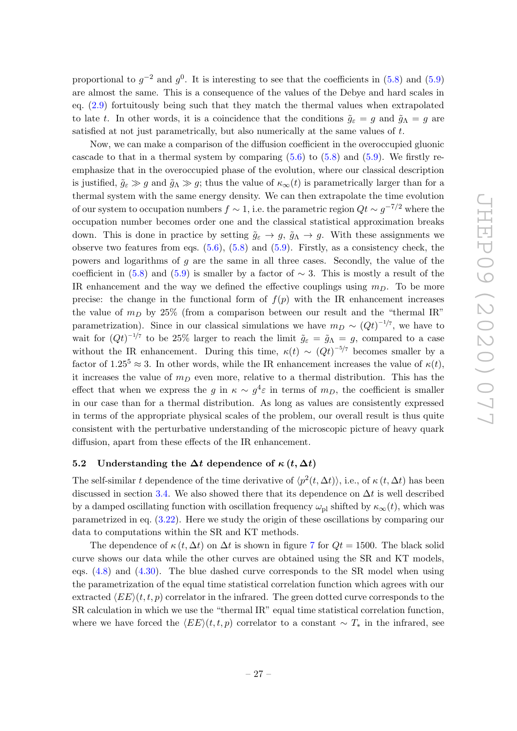proportional to $g^{-2}$ and $g^0$. It is interesting to see that the coefficients in (5.8) and (5.9) are almost the same. This is a consequence of the values of the Debye and hard scales in eq. (2.9) fortuitously being such that they match the thermal values when extrapolated to late $t$. In other words, it is a coincidence that the conditions $\tilde{g}_\varepsilon = g$ and $\tilde{g}_\Lambda = g$ are satisfied at not just parametrically, but also numerically at the same values of $t$.

Now, we can make a comparison of the diffusion coefficient in the overoccupied gluonic cascade to that in a thermal system by comparing (5.6) to (5.8) and (5.9). We firstly re-emphasize that in the overoccupied phase of the evolution, where our classical description is justified, $\tilde{g}_\varepsilon \gg g$ and $\tilde{g}_\Lambda \gg g$; thus the value of $\kappa_\infty(t)$ is parametrically larger than for a thermal system with the same energy density. We can then extrapolate the time evolution of our system to occupation numbers $f \sim 1$, i.e. the parametric region $Qt \sim g^{-7/2}$ where the occupation number becomes order one and the classical statistical approximation breaks down. This is done in practice by setting $\tilde{g}_\varepsilon \to g$, $\tilde{g}_\Lambda \to g$. With these assignments we observe two features from eqs. (5.6), (5.8) and (5.9). Firstly, as a consistency check, the powers and logarithms of $g$ are the same in all three cases. Secondly, the value of the coefficient in (5.8) and (5.9) is smaller by a factor of $\sim 3$. This is mostly a result of the IR enhancement and the way we defined the effective couplings using $m_D$. To be more precise: the change in the functional form of $f(p)$ with the IR enhancement increases the value of $m_D$ by 25% (from a comparison between our result and the "thermal IR" parametrization). Since in our classical simulations we have $m_D \sim (Qt)^{-1/7}$, we have to wait for $(Qt)^{-1/7}$ to be 25% larger to reach the limit $\tilde{g}_\varepsilon = \tilde{g}_\Lambda = g$, compared to a case without the IR enhancement. During this time, $\kappa(t) \sim (Qt)^{-5/7}$ becomes smaller by a factor of $1.25^5 \approx 3$. In other words, while the IR enhancement increases the value of $\kappa(t)$, it increases the value of $m_D$ even more, relative to a thermal distribution. This has the effect that when we express the $g$ in $\kappa \sim g^4\varepsilon$ in terms of $m_D$, the coefficient is smaller in our case than for a thermal distribution. As long as values are consistently expressed in terms of the appropriate physical scales of the problem, our overall result is thus quite consistent with the perturbative understanding of the microscopic picture of heavy quark diffusion, apart from these effects of the IR enhancement.

## 5.2 Understanding the $\Delta t$ dependence of $\kappa(t, \Delta t)$

The self-similar $t$ dependence of the time derivative of $\langle p^2(t, \Delta t)\rangle$, i.e., of $\kappa(t, \Delta t)$ has been discussed in section 3.4. We also showed there that its dependence on $\Delta t$ is well described by a damped oscillating function with oscillation frequency $\omega_{\mathrm{pl}}$ shifted by $\kappa_\infty(t)$, which was parametrized in eq. (3.22). Here we study the origin of these oscillations by comparing our data to computations within the SR and KT methods.

The dependence of $\kappa(t, \Delta t)$ on $\Delta t$ is shown in figure 7 for $Qt = 1500$. The black solid curve shows our data while the other curves are obtained using the SR and KT models, eqs. (4.8) and (4.30). The blue dashed curve corresponds to the SR model when using the parametrization of the equal time statistical correlation function which agrees with our extracted $\langle EE\rangle(t, t, p)$ correlator in the infrared. The green dotted curve corresponds to the SR calculation in which we use the "thermal IR" equal time statistical correlation function, where we have forced the $\langle EE\rangle(t, t, p)$ correlator to a constant $\sim T_*$ in the infrared, see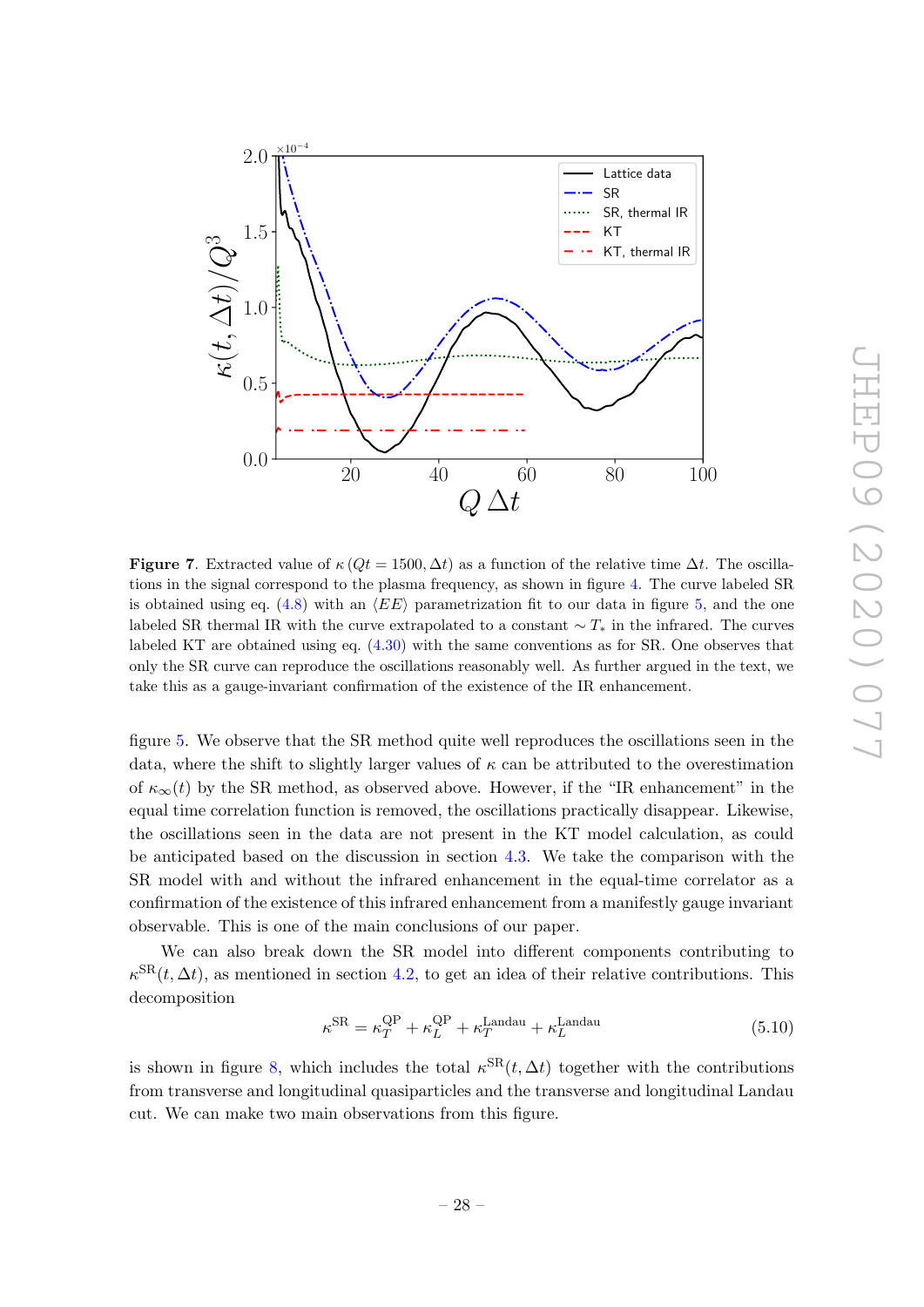**Figure 7**. Extracted value of $\kappa\,(Qt = 1500, \Delta t)$ as a function of the relative time $\Delta t$. The oscillations in the signal correspond to the plasma frequency, as shown in figure 4. The curve labeled SR is obtained using eq. (4.8) with an $\langle EE \rangle$ parametrization fit to our data in figure 5, and the one labeled SR thermal IR with the curve extrapolated to a constant $\sim T_*$ in the infrared. The curves labeled KT are obtained using eq. (4.30) with the same conventions as for SR. One observes that only the SR curve can reproduce the oscillations reasonably well. As further argued in the text, we take this as a gauge-invariant confirmation of the existence of the IR enhancement.

figure 5. We observe that the SR method quite well reproduces the oscillations seen in the data, where the shift to slightly larger values of $\kappa$ can be attributed to the overestimation of $\kappa_\infty(t)$ by the SR method, as observed above. However, if the "IR enhancement" in the equal time correlation function is removed, the oscillations practically disappear. Likewise, the oscillations seen in the data are not present in the KT model calculation, as could be anticipated based on the discussion in section 4.3. We take the comparison with the SR model with and without the infrared enhancement in the equal-time correlator as a confirmation of the existence of this infrared enhancement from a manifestly gauge invariant observable. This is one of the main conclusions of our paper.

We can also break down the SR model into different components contributing to $\kappa^{\mathrm{SR}}(t, \Delta t)$, as mentioned in section 4.2, to get an idea of their relative contributions. This decomposition

$$\kappa^{\mathrm{SR}} = \kappa_T^{\mathrm{QP}} + \kappa_L^{\mathrm{QP}} + \kappa_T^{\mathrm{Landau}} + \kappa_L^{\mathrm{Landau}} \tag{5.10}$$

is shown in figure 8, which includes the total $\kappa^{\mathrm{SR}}(t, \Delta t)$ together with the contributions from transverse and longitudinal quasiparticles and the transverse and longitudinal Landau cut. We can make two main observations from this figure.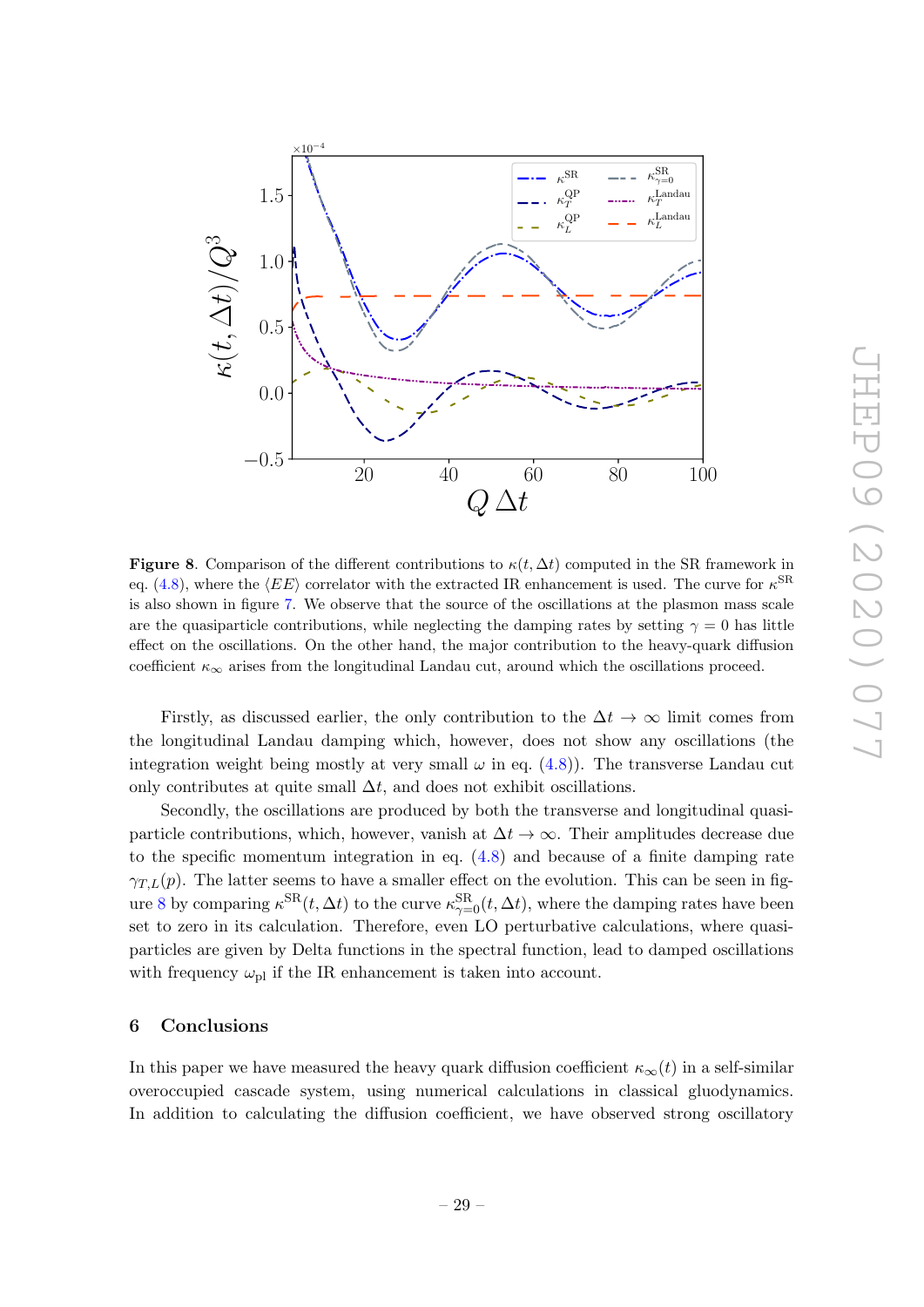**Figure 8**. Comparison of the different contributions to $\kappa(t, \Delta t)$ computed in the SR framework in eq. (4.8), where the $\langle EE \rangle$ correlator with the extracted IR enhancement is used. The curve for $\kappa^{\rm SR}$ is also shown in figure 7. We observe that the source of the oscillations at the plasmon mass scale are the quasiparticle contributions, while neglecting the damping rates by setting $\gamma = 0$ has little effect on the oscillations. On the other hand, the major contribution to the heavy-quark diffusion coefficient $\kappa_\infty$ arises from the longitudinal Landau cut, around which the oscillations proceed.

Firstly, as discussed earlier, the only contribution to the $\Delta t \to \infty$ limit comes from the longitudinal Landau damping which, however, does not show any oscillations (the integration weight being mostly at very small $\omega$ in eq. (4.8)). The transverse Landau cut only contributes at quite small $\Delta t$, and does not exhibit oscillations.

Secondly, the oscillations are produced by both the transverse and longitudinal quasiparticle contributions, which, however, vanish at $\Delta t \to \infty$. Their amplitudes decrease due to the specific momentum integration in eq. (4.8) and because of a finite damping rate $\gamma_{T,L}(p)$. The latter seems to have a smaller effect on the evolution. This can be seen in figure 8 by comparing $\kappa^{\rm SR}(t, \Delta t)$ to the curve $\kappa^{\rm SR}_{\gamma=0}(t, \Delta t)$, where the damping rates have been set to zero in its calculation. Therefore, even LO perturbative calculations, where quasiparticles are given by Delta functions in the spectral function, lead to damped oscillations with frequency $\omega_{\rm pl}$ if the IR enhancement is taken into account.

## 6 Conclusions

In this paper we have measured the heavy quark diffusion coefficient $\kappa_\infty(t)$ in a self-similar overoccupied cascade system, using numerical calculations in classical gluodynamics. In addition to calculating the diffusion coefficient, we have observed strong oscillatory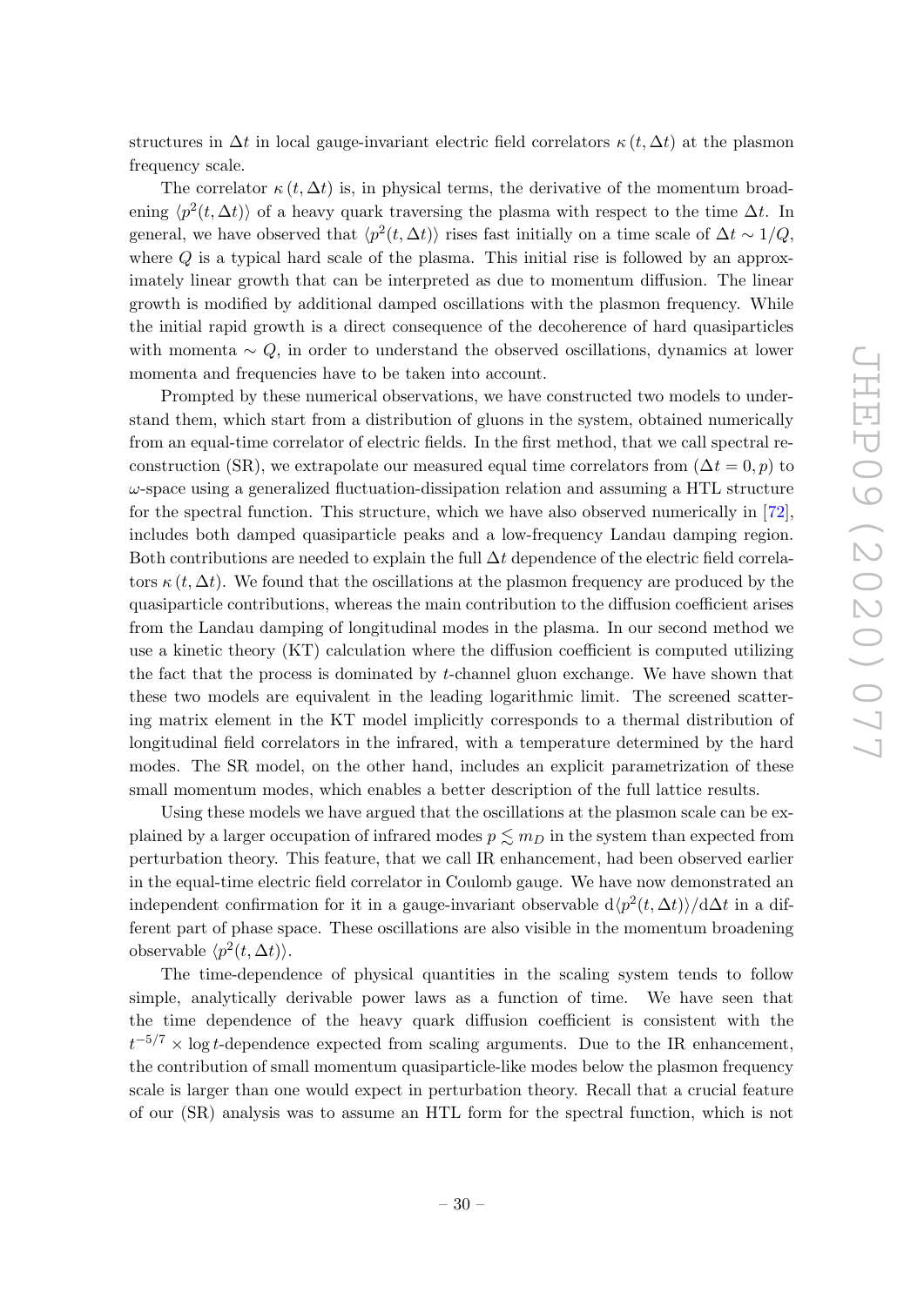structures in $\Delta t$ in local gauge-invariant electric field correlators $\kappa(t, \Delta t)$ at the plasmon frequency scale.

The correlator $\kappa(t, \Delta t)$ is, in physical terms, the derivative of the momentum broadening $\langle p^2(t, \Delta t)\rangle$ of a heavy quark traversing the plasma with respect to the time $\Delta t$. In general, we have observed that $\langle p^2(t, \Delta t)\rangle$ rises fast initially on a time scale of $\Delta t \sim 1/Q$, where $Q$ is a typical hard scale of the plasma. This initial rise is followed by an approximately linear growth that can be interpreted as due to momentum diffusion. The linear growth is modified by additional damped oscillations with the plasmon frequency. While the initial rapid growth is a direct consequence of the decoherence of hard quasiparticles with momenta $\sim Q$, in order to understand the observed oscillations, dynamics at lower momenta and frequencies have to be taken into account.

Prompted by these numerical observations, we have constructed two models to understand them, which start from a distribution of gluons in the system, obtained numerically from an equal-time correlator of electric fields. In the first method, that we call spectral reconstruction (SR), we extrapolate our measured equal time correlators from $(\Delta t = 0, p)$ to $\omega$-space using a generalized fluctuation-dissipation relation and assuming a HTL structure for the spectral function. This structure, which we have also observed numerically in [72], includes both damped quasiparticle peaks and a low-frequency Landau damping region. Both contributions are needed to explain the full $\Delta t$ dependence of the electric field correlators $\kappa(t, \Delta t)$. We found that the oscillations at the plasmon frequency are produced by the quasiparticle contributions, whereas the main contribution to the diffusion coefficient arises from the Landau damping of longitudinal modes in the plasma. In our second method we use a kinetic theory (KT) calculation where the diffusion coefficient is computed utilizing the fact that the process is dominated by $t$-channel gluon exchange. We have shown that these two models are equivalent in the leading logarithmic limit. The screened scattering matrix element in the KT model implicitly corresponds to a thermal distribution of longitudinal field correlators in the infrared, with a temperature determined by the hard modes. The SR model, on the other hand, includes an explicit parametrization of these small momentum modes, which enables a better description of the full lattice results.

Using these models we have argued that the oscillations at the plasmon scale can be explained by a larger occupation of infrared modes $p \lesssim m_D$ in the system than expected from perturbation theory. This feature, that we call IR enhancement, had been observed earlier in the equal-time electric field correlator in Coulomb gauge. We have now demonstrated an independent confirmation for it in a gauge-invariant observable $\mathrm{d}\langle p^2(t, \Delta t)\rangle/\mathrm{d}\Delta t$ in a different part of phase space. These oscillations are also visible in the momentum broadening observable $\langle p^2(t, \Delta t)\rangle$.

The time-dependence of physical quantities in the scaling system tends to follow simple, analytically derivable power laws as a function of time. We have seen that the time dependence of the heavy quark diffusion coefficient is consistent with the $t^{-5/7} \times \log t$-dependence expected from scaling arguments. Due to the IR enhancement, the contribution of small momentum quasiparticle-like modes below the plasmon frequency scale is larger than one would expect in perturbation theory. Recall that a crucial feature of our (SR) analysis was to assume an HTL form for the spectral function, which is not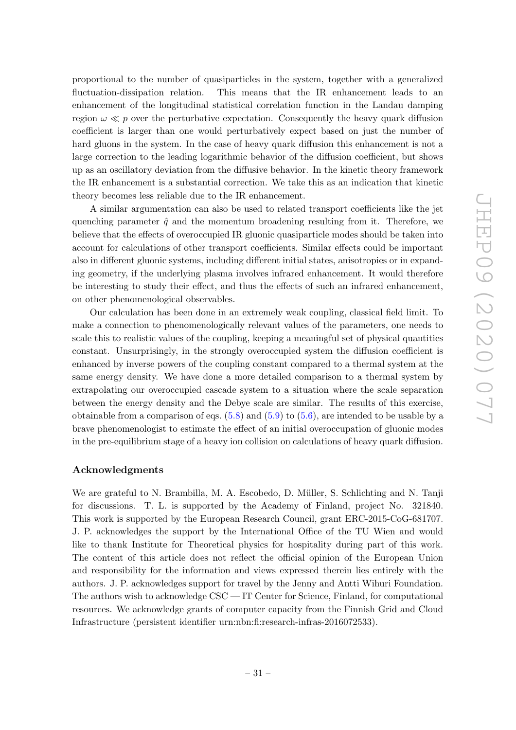proportional to the number of quasiparticles in the system, together with a generalized fluctuation-dissipation relation. This means that the IR enhancement leads to an enhancement of the longitudinal statistical correlation function in the Landau damping region $\omega \ll p$ over the perturbative expectation. Consequently the heavy quark diffusion coefficient is larger than one would perturbatively expect based on just the number of hard gluons in the system. In the case of heavy quark diffusion this enhancement is not a large correction to the leading logarithmic behavior of the diffusion coefficient, but shows up as an oscillatory deviation from the diffusive behavior. In the kinetic theory framework the IR enhancement is a substantial correction. We take this as an indication that kinetic theory becomes less reliable due to the IR enhancement.

A similar argumentation can also be used to related transport coefficients like the jet quenching parameter $\hat{q}$ and the momentum broadening resulting from it. Therefore, we believe that the effects of overoccupied IR gluonic quasiparticle modes should be taken into account for calculations of other transport coefficients. Similar effects could be important also in different gluonic systems, including different initial states, anisotropies or in expanding geometry, if the underlying plasma involves infrared enhancement. It would therefore be interesting to study their effect, and thus the effects of such an infrared enhancement, on other phenomenological observables.

Our calculation has been done in an extremely weak coupling, classical field limit. To make a connection to phenomenologically relevant values of the parameters, one needs to scale this to realistic values of the coupling, keeping a meaningful set of physical quantities constant. Unsurprisingly, in the strongly overoccupied system the diffusion coefficient is enhanced by inverse powers of the coupling constant compared to a thermal system at the same energy density. We have done a more detailed comparison to a thermal system by extrapolating our overoccupied cascade system to a situation where the scale separation between the energy density and the Debye scale are similar. The results of this exercise, obtainable from a comparison of eqs. (5.8) and (5.9) to (5.6), are intended to be usable by a brave phenomenologist to estimate the effect of an initial overoccupation of gluonic modes in the pre-equilibrium stage of a heavy ion collision on calculations of heavy quark diffusion.

## Acknowledgments

We are grateful to N. Brambilla, M. A. Escobedo, D. Müller, S. Schlichting and N. Tanji for discussions. T. L. is supported by the Academy of Finland, project No. 321840. This work is supported by the European Research Council, grant ERC-2015-CoG-681707. J. P. acknowledges the support by the International Office of the TU Wien and would like to thank Institute for Theoretical physics for hospitality during part of this work. The content of this article does not reflect the official opinion of the European Union and responsibility for the information and views expressed therein lies entirely with the authors. J. P. acknowledges support for travel by the Jenny and Antti Wihuri Foundation. The authors wish to acknowledge CSC — IT Center for Science, Finland, for computational resources. We acknowledge grants of computer capacity from the Finnish Grid and Cloud Infrastructure (persistent identifier urn:nbn:fi:research-infras-2016072533).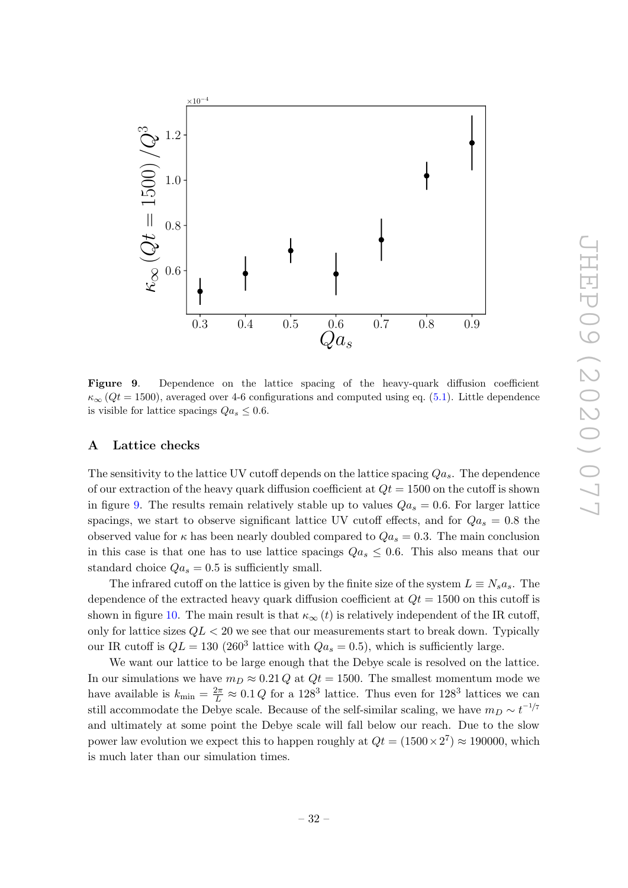**Figure 9**. Dependence on the lattice spacing of the heavy-quark diffusion coefficient $\kappa_\infty (Qt = 1500)$, averaged over 4-6 configurations and computed using eq. (5.1). Little dependence is visible for lattice spacings $Qa_s \leq 0.6$.

## A Lattice checks

The sensitivity to the lattice UV cutoff depends on the lattice spacing $Qa_s$. The dependence of our extraction of the heavy quark diffusion coefficient at $Qt = 1500$ on the cutoff is shown in figure 9. The results remain relatively stable up to values $Qa_s = 0.6$. For larger lattice spacings, we start to observe significant lattice UV cutoff effects, and for $Qa_s = 0.8$ the observed value for $\kappa$ has been nearly doubled compared to $Qa_s = 0.3$. The main conclusion in this case is that one has to use lattice spacings $Qa_s \leq 0.6$. This also means that our standard choice $Qa_s = 0.5$ is sufficiently small.

The infrared cutoff on the lattice is given by the finite size of the system $L \equiv N_s a_s$. The dependence of the extracted heavy quark diffusion coefficient at $Qt = 1500$ on this cutoff is shown in figure 10. The main result is that $\kappa_\infty (t)$ is relatively independent of the IR cutoff, only for lattice sizes $QL < 20$ we see that our measurements start to break down. Typically our IR cutoff is $QL = 130$ ($260^3$ lattice with $Qa_s = 0.5$), which is sufficiently large.

We want our lattice to be large enough that the Debye scale is resolved on the lattice. In our simulations we have $m_D \approx 0.21\, Q$ at $Qt = 1500$. The smallest momentum mode we have available is $k_{\min} = \frac{2\pi}{L} \approx 0.1\, Q$ for a $128^3$ lattice. Thus even for $128^3$ lattices we can still accommodate the Debye scale. Because of the self-similar scaling, we have $m_D \sim t^{-1/7}$ and ultimately at some point the Debye scale will fall below our reach. Due to the slow power law evolution we expect this to happen roughly at $Qt = (1500 \times 2^7) \approx 190000$, which is much later than our simulation times.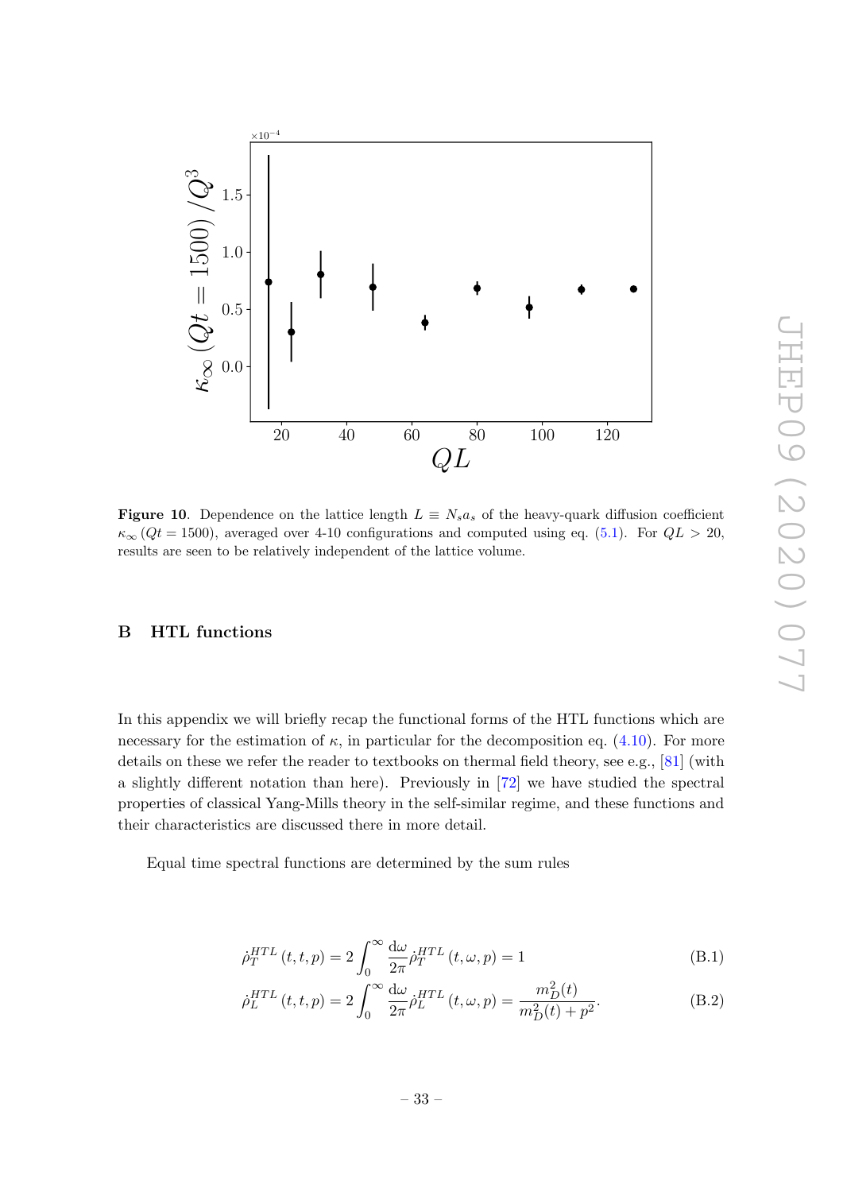**Figure 10**. Dependence on the lattice length $L \equiv N_s a_s$ of the heavy-quark diffusion coefficient $\kappa_\infty(Qt = 1500)$, averaged over 4-10 configurations and computed using eq. (5.1). For $QL > 20$, results are seen to be relatively independent of the lattice volume.

## B HTL functions

In this appendix we will briefly recap the functional forms of the HTL functions which are necessary for the estimation of $\kappa$, in particular for the decomposition eq. (4.10). For more details on these we refer the reader to textbooks on thermal field theory, see e.g., [81] (with a slightly different notation than here). Previously in [72] we have studied the spectral properties of classical Yang-Mills theory in the self-similar regime, and these functions and their characteristics are discussed there in more detail.

Equal time spectral functions are determined by the sum rules

$$\dot{\rho}_T^{HTL}(t,t,p) = 2\int_0^\infty \frac{\mathrm{d}\omega}{2\pi}\dot{\rho}_T^{HTL}(t,\omega,p) = 1 \tag{B.1}$$

$$\dot{\rho}_L^{HTL}(t,t,p) = 2\int_0^\infty \frac{\mathrm{d}\omega}{2\pi}\dot{\rho}_L^{HTL}(t,\omega,p) = \frac{m_D^2(t)}{m_D^2(t)+p^2}. \tag{B.2}$$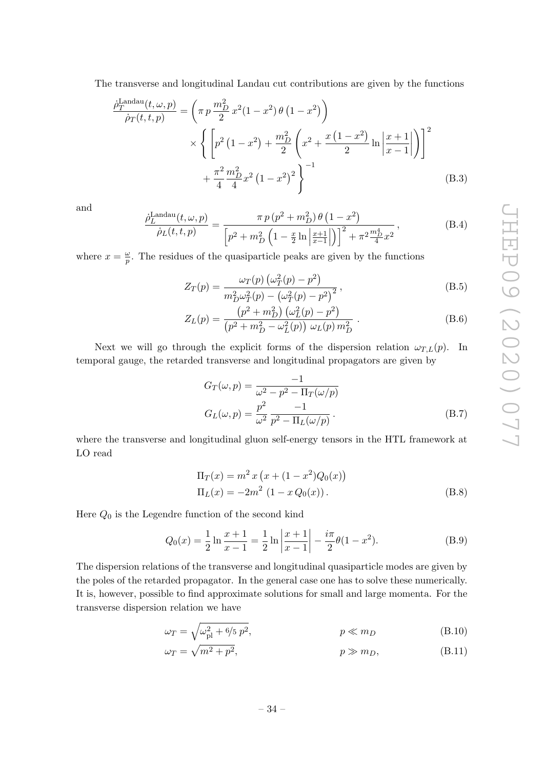The transverse and longitudinal Landau cut contributions are given by the functions

$$\frac{\dot{\rho}_T^{\mathrm{Landau}}(t,\omega,p)}{\dot{\rho}_T(t,t,p)} = \left(\pi\, p\, \frac{m_D^2}{2}\, x^2(1-x^2)\, \theta\left(1-x^2\right)\right) \times \left\{ \left[ p^2\left(1-x^2\right) + \frac{m_D^2}{2}\left(x^2 + \frac{x\left(1-x^2\right)}{2}\ln\left|\frac{x+1}{x-1}\right|\right)\right]^2 + \frac{\pi^2}{4}\frac{m_D^2}{4}x^2\left(1-x^2\right)^2 \right\}^{-1} \tag{B.3}$$

and

$$\frac{\dot{\rho}_L^{\mathrm{Landau}}(t,\omega,p)}{\dot{\rho}_L(t,t,p)} = \frac{\pi\, p\,(p^2+m_D^2)\,\theta\left(1-x^2\right)}{\left[p^2 + m_D^2\left(1-\frac{x}{2}\ln\left|\frac{x+1}{x-1}\right|\right)\right]^2 + \pi^2\frac{m_D^4}{4}x^2}\,, \tag{B.4}$$

where $x = \frac{\omega}{p}$. The residues of the quasiparticle peaks are given by the functions

$$Z_T(p) = \frac{\omega_T(p)\left(\omega_T^2(p) - p^2\right)}{m_D^2\omega_T^2(p) - \left(\omega_T^2(p)-p^2\right)^2}\,, \tag{B.5}$$

$$Z_L(p) = \frac{\left(p^2+m_D^2\right)\left(\omega_L^2(p)-p^2\right)}{\left(p^2+m_D^2-\omega_L^2(p)\right)\,\omega_L(p)\,m_D^2}\,. \tag{B.6}$$

Next we will go through the explicit forms of the dispersion relation $\omega_{T,L}(p)$. In temporal gauge, the retarded transverse and longitudinal propagators are given by

$$G_T(\omega,p) = \frac{-1}{\omega^2 - p^2 - \Pi_T(\omega/p)}$$
$$G_L(\omega,p) = \frac{p^2}{\omega^2}\,\frac{-1}{p^2 - \Pi_L(\omega/p)}\,. \tag{B.7}$$

where the transverse and longitudinal gluon self-energy tensors in the HTL framework at LO read

$$\Pi_T(x) = m^2\, x\left(x + (1-x^2)Q_0(x)\right)$$
$$\Pi_L(x) = -2m^2\,\left(1 - x\,Q_0(x)\right). \tag{B.8}$$

Here $Q_0$ is the Legendre function of the second kind

$$Q_0(x) = \frac{1}{2}\ln\frac{x+1}{x-1} = \frac{1}{2}\ln\left|\frac{x+1}{x-1}\right| - \frac{i\pi}{2}\theta(1-x^2). \tag{B.9}$$

The dispersion relations of the transverse and longitudinal quasiparticle modes are given by the poles of the retarded propagator. In the general case one has to solve these numerically. It is, however, possible to find approximate solutions for small and large momenta. For the transverse dispersion relation we have

$$\omega_T = \sqrt{\omega_{\mathrm{pl}}^2 + {}^6\!/\!{}_5\, p^2}, \qquad p \ll m_D \tag{B.10}$$

$$\omega_T = \sqrt{m^2 + p^2}, \qquad p \gg m_D, \tag{B.11}$$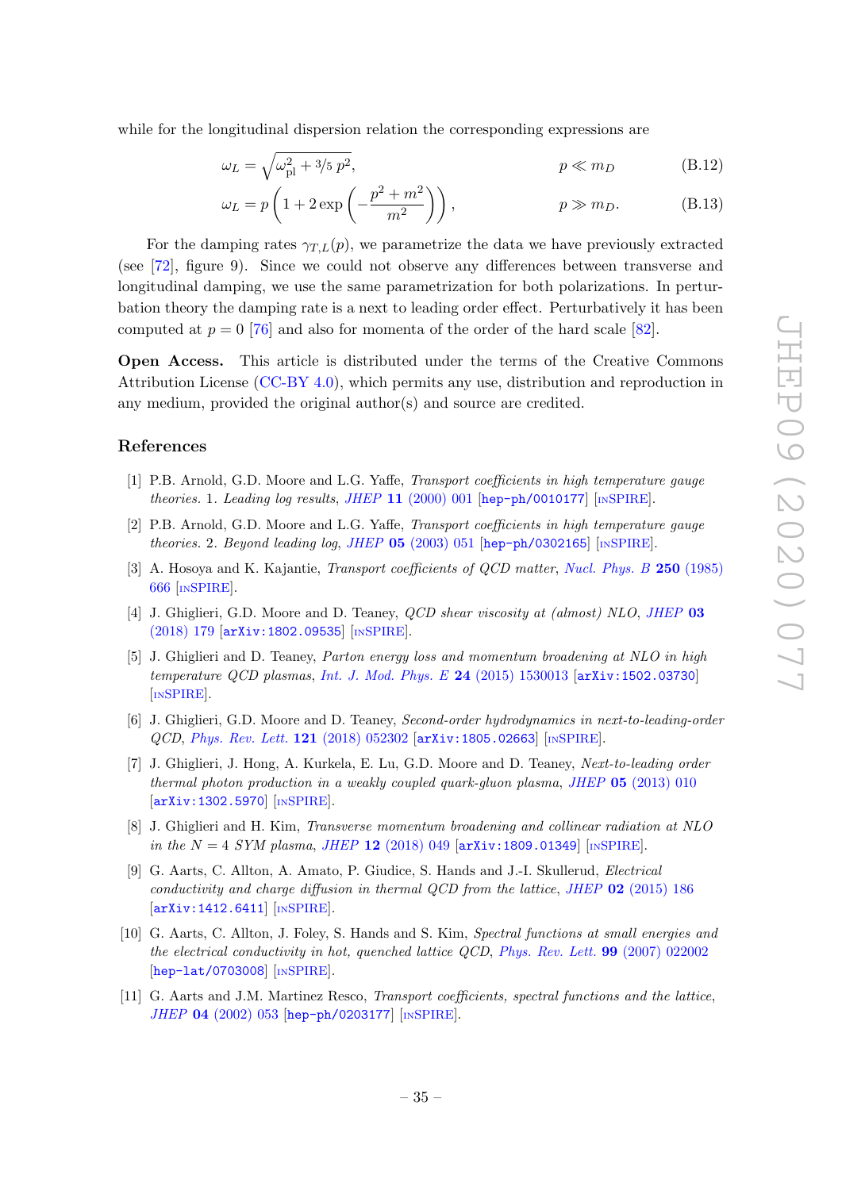while for the longitudinal dispersion relation the corresponding expressions are

$$\omega_L = \sqrt{\omega_{\rm pl}^2 + {}^3\!/_5\, p^2}, \qquad\qquad p \ll m_D \tag{B.12}$$

$$\omega_L = p\left(1 + 2\exp\left(-\frac{p^2+m^2}{m^2}\right)\right), \qquad\qquad p \gg m_D. \tag{B.13}$$

For the damping rates $\gamma_{T,L}(p)$, we parametrize the data we have previously extracted (see [72], figure 9). Since we could not observe any differences between transverse and longitudinal damping, we use the same parametrization for both polarizations. In perturbation theory the damping rate is a next to leading order effect. Perturbatively it has been computed at $p = 0$ [76] and also for momenta of the order of the hard scale [82].

**Open Access.** This article is distributed under the terms of the Creative Commons Attribution License (CC-BY 4.0), which permits any use, distribution and reproduction in any medium, provided the original author(s) and source are credited.

## References

[1] P.B. Arnold, G.D. Moore and L.G. Yaffe, *Transport coefficients in high temperature gauge theories. 1. Leading log results*, JHEP **11** (2000) 001 [hep-ph/0010177] [INSPIRE].

[2] P.B. Arnold, G.D. Moore and L.G. Yaffe, *Transport coefficients in high temperature gauge theories. 2. Beyond leading log*, JHEP **05** (2003) 051 [hep-ph/0302165] [INSPIRE].

[3] A. Hosoya and K. Kajantie, *Transport coefficients of QCD matter*, Nucl. Phys. B **250** (1985) 666 [INSPIRE].

[4] J. Ghiglieri, G.D. Moore and D. Teaney, *QCD shear viscosity at (almost) NLO*, JHEP **03** (2018) 179 [arXiv:1802.09535] [INSPIRE].

[5] J. Ghiglieri and D. Teaney, *Parton energy loss and momentum broadening at NLO in high temperature QCD plasmas*, Int. J. Mod. Phys. E **24** (2015) 1530013 [arXiv:1502.03730] [INSPIRE].

[6] J. Ghiglieri, G.D. Moore and D. Teaney, *Second-order hydrodynamics in next-to-leading-order QCD*, Phys. Rev. Lett. **121** (2018) 052302 [arXiv:1805.02663] [INSPIRE].

[7] J. Ghiglieri, J. Hong, A. Kurkela, E. Lu, G.D. Moore and D. Teaney, *Next-to-leading order thermal photon production in a weakly coupled quark-gluon plasma*, JHEP **05** (2013) 010 [arXiv:1302.5970] [INSPIRE].

[8] J. Ghiglieri and H. Kim, *Transverse momentum broadening and collinear radiation at NLO in the N = 4 SYM plasma*, JHEP **12** (2018) 049 [arXiv:1809.01349] [INSPIRE].

[9] G. Aarts, C. Allton, A. Amato, P. Giudice, S. Hands and J.-I. Skullerud, *Electrical conductivity and charge diffusion in thermal QCD from the lattice*, JHEP **02** (2015) 186 [arXiv:1412.6411] [INSPIRE].

[10] G. Aarts, C. Allton, J. Foley, S. Hands and S. Kim, *Spectral functions at small energies and the electrical conductivity in hot, quenched lattice QCD*, Phys. Rev. Lett. **99** (2007) 022002 [hep-lat/0703008] [INSPIRE].

[11] G. Aarts and J.M. Martinez Resco, *Transport coefficients, spectral functions and the lattice*, JHEP **04** (2002) 053 [hep-ph/0203177] [INSPIRE].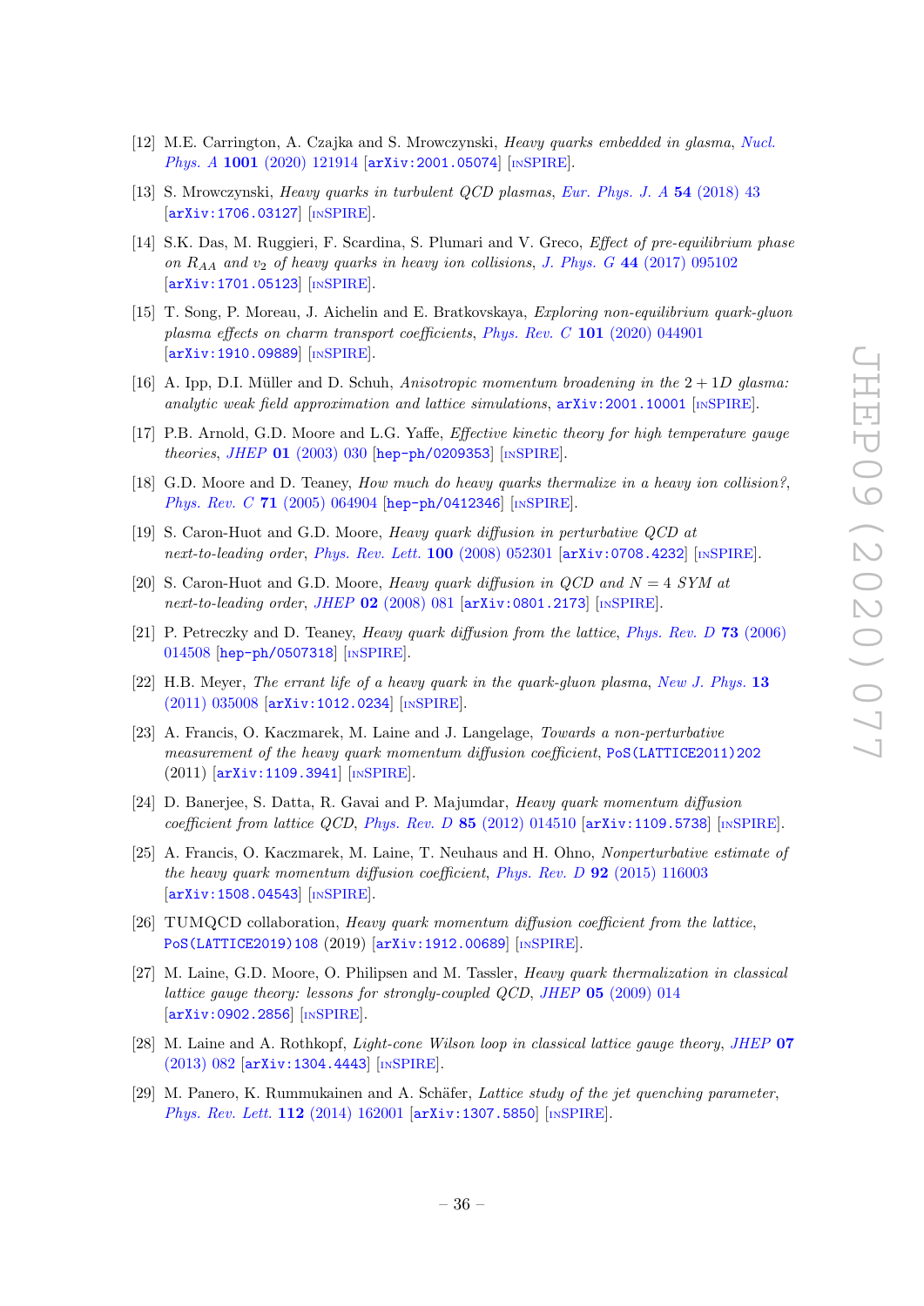[12] M.E. Carrington, A. Czajka and S. Mrowczynski, *Heavy quarks embedded in glasma*, *Nucl. Phys. A* **1001** (2020) 121914 [arXiv:2001.05074] [INSPIRE].

[13] S. Mrowczynski, *Heavy quarks in turbulent QCD plasmas*, *Eur. Phys. J. A* **54** (2018) 43 [arXiv:1706.03127] [INSPIRE].

[14] S.K. Das, M. Ruggieri, F. Scardina, S. Plumari and V. Greco, *Effect of pre-equilibrium phase on $R_{AA}$ and $v_2$ of heavy quarks in heavy ion collisions*, *J. Phys. G* **44** (2017) 095102 [arXiv:1701.05123] [INSPIRE].

[15] T. Song, P. Moreau, J. Aichelin and E. Bratkovskaya, *Exploring non-equilibrium quark-gluon plasma effects on charm transport coefficients*, *Phys. Rev. C* **101** (2020) 044901 [arXiv:1910.09889] [INSPIRE].

[16] A. Ipp, D.I. Müller and D. Schuh, *Anisotropic momentum broadening in the 2 + 1D glasma: analytic weak field approximation and lattice simulations*, arXiv:2001.10001 [INSPIRE].

[17] P.B. Arnold, G.D. Moore and L.G. Yaffe, *Effective kinetic theory for high temperature gauge theories*, *JHEP* **01** (2003) 030 [hep-ph/0209353] [INSPIRE].

[18] G.D. Moore and D. Teaney, *How much do heavy quarks thermalize in a heavy ion collision?*, *Phys. Rev. C* **71** (2005) 064904 [hep-ph/0412346] [INSPIRE].

[19] S. Caron-Huot and G.D. Moore, *Heavy quark diffusion in perturbative QCD at next-to-leading order*, *Phys. Rev. Lett.* **100** (2008) 052301 [arXiv:0708.4232] [INSPIRE].

[20] S. Caron-Huot and G.D. Moore, *Heavy quark diffusion in QCD and $N = 4$ SYM at next-to-leading order*, *JHEP* **02** (2008) 081 [arXiv:0801.2173] [INSPIRE].

[21] P. Petreczky and D. Teaney, *Heavy quark diffusion from the lattice*, *Phys. Rev. D* **73** (2006) 014508 [hep-ph/0507318] [INSPIRE].

[22] H.B. Meyer, *The errant life of a heavy quark in the quark-gluon plasma*, *New J. Phys.* **13** (2011) 035008 [arXiv:1012.0234] [INSPIRE].

[23] A. Francis, O. Kaczmarek, M. Laine and J. Langelage, *Towards a non-perturbative measurement of the heavy quark momentum diffusion coefficient*, PoS(LATTICE2011)202 (2011) [arXiv:1109.3941] [INSPIRE].

[24] D. Banerjee, S. Datta, R. Gavai and P. Majumdar, *Heavy quark momentum diffusion coefficient from lattice QCD*, *Phys. Rev. D* **85** (2012) 014510 [arXiv:1109.5738] [INSPIRE].

[25] A. Francis, O. Kaczmarek, M. Laine, T. Neuhaus and H. Ohno, *Nonperturbative estimate of the heavy quark momentum diffusion coefficient*, *Phys. Rev. D* **92** (2015) 116003 [arXiv:1508.04543] [INSPIRE].

[26] TUMQCD collaboration, *Heavy quark momentum diffusion coefficient from the lattice*, PoS(LATTICE2019)108 (2019) [arXiv:1912.00689] [INSPIRE].

[27] M. Laine, G.D. Moore, O. Philipsen and M. Tassler, *Heavy quark thermalization in classical lattice gauge theory: lessons for strongly-coupled QCD*, *JHEP* **05** (2009) 014 [arXiv:0902.2856] [INSPIRE].

[28] M. Laine and A. Rothkopf, *Light-cone Wilson loop in classical lattice gauge theory*, *JHEP* **07** (2013) 082 [arXiv:1304.4443] [INSPIRE].

[29] M. Panero, K. Rummukainen and A. Schäfer, *Lattice study of the jet quenching parameter*, *Phys. Rev. Lett.* **112** (2014) 162001 [arXiv:1307.5850] [INSPIRE].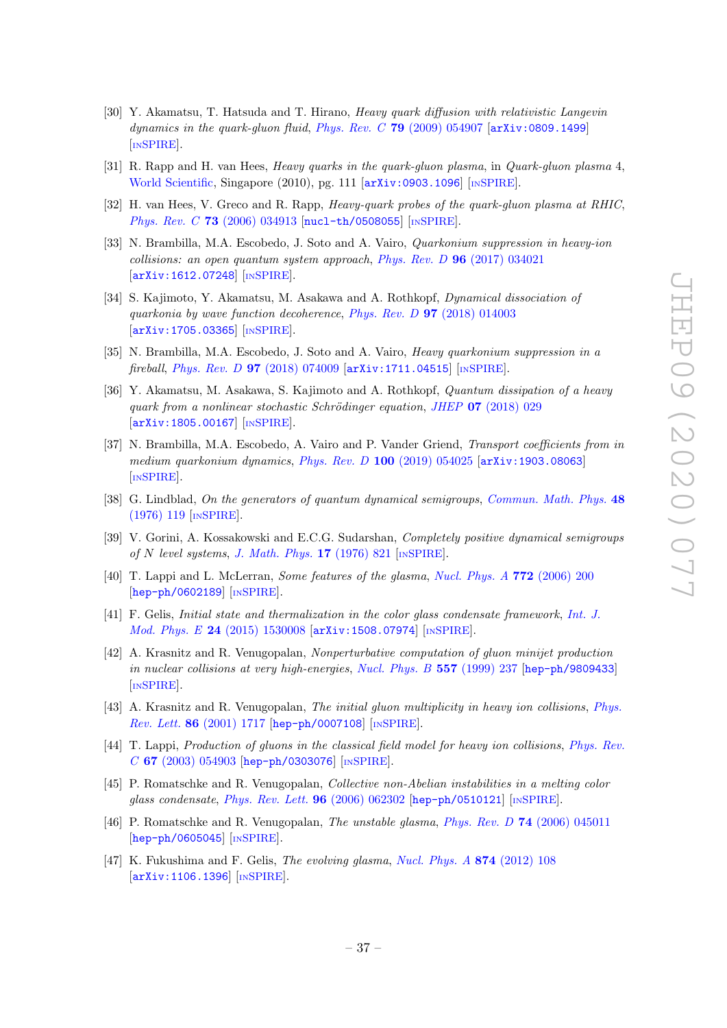- [30] Y. Akamatsu, T. Hatsuda and T. Hirano, *Heavy quark diffusion with relativistic Langevin dynamics in the quark-gluon fluid*, *Phys. Rev. C* **79** (2009) 054907 [arXiv:0809.1499] [INSPIRE].
- [31] R. Rapp and H. van Hees, *Heavy quarks in the quark-gluon plasma*, in *Quark-gluon plasma* 4, World Scientific, Singapore (2010), pg. 111 [arXiv:0903.1096] [INSPIRE].
- [32] H. van Hees, V. Greco and R. Rapp, *Heavy-quark probes of the quark-gluon plasma at RHIC*, *Phys. Rev. C* **73** (2006) 034913 [nucl-th/0508055] [INSPIRE].
- [33] N. Brambilla, M.A. Escobedo, J. Soto and A. Vairo, *Quarkonium suppression in heavy-ion collisions: an open quantum system approach*, *Phys. Rev. D* **96** (2017) 034021 [arXiv:1612.07248] [INSPIRE].
- [34] S. Kajimoto, Y. Akamatsu, M. Asakawa and A. Rothkopf, *Dynamical dissociation of quarkonia by wave function decoherence*, *Phys. Rev. D* **97** (2018) 014003 [arXiv:1705.03365] [INSPIRE].
- [35] N. Brambilla, M.A. Escobedo, J. Soto and A. Vairo, *Heavy quarkonium suppression in a fireball*, *Phys. Rev. D* **97** (2018) 074009 [arXiv:1711.04515] [INSPIRE].
- [36] Y. Akamatsu, M. Asakawa, S. Kajimoto and A. Rothkopf, *Quantum dissipation of a heavy quark from a nonlinear stochastic Schrödinger equation*, *JHEP* **07** (2018) 029 [arXiv:1805.00167] [INSPIRE].
- [37] N. Brambilla, M.A. Escobedo, A. Vairo and P. Vander Griend, *Transport coefficients from in medium quarkonium dynamics*, *Phys. Rev. D* **100** (2019) 054025 [arXiv:1903.08063] [INSPIRE].
- [38] G. Lindblad, *On the generators of quantum dynamical semigroups*, *Commun. Math. Phys.* **48** (1976) 119 [INSPIRE].
- [39] V. Gorini, A. Kossakowski and E.C.G. Sudarshan, *Completely positive dynamical semigroups of N level systems*, *J. Math. Phys.* **17** (1976) 821 [INSPIRE].
- [40] T. Lappi and L. McLerran, *Some features of the glasma*, *Nucl. Phys. A* **772** (2006) 200 [hep-ph/0602189] [INSPIRE].
- [41] F. Gelis, *Initial state and thermalization in the color glass condensate framework*, *Int. J. Mod. Phys. E* **24** (2015) 1530008 [arXiv:1508.07974] [INSPIRE].
- [42] A. Krasnitz and R. Venugopalan, *Nonperturbative computation of gluon minijet production in nuclear collisions at very high-energies*, *Nucl. Phys. B* **557** (1999) 237 [hep-ph/9809433] [INSPIRE].
- [43] A. Krasnitz and R. Venugopalan, *The initial gluon multiplicity in heavy ion collisions*, *Phys. Rev. Lett.* **86** (2001) 1717 [hep-ph/0007108] [INSPIRE].
- [44] T. Lappi, *Production of gluons in the classical field model for heavy ion collisions*, *Phys. Rev. C* **67** (2003) 054903 [hep-ph/0303076] [INSPIRE].
- [45] P. Romatschke and R. Venugopalan, *Collective non-Abelian instabilities in a melting color glass condensate*, *Phys. Rev. Lett.* **96** (2006) 062302 [hep-ph/0510121] [INSPIRE].
- [46] P. Romatschke and R. Venugopalan, *The unstable glasma*, *Phys. Rev. D* **74** (2006) 045011 [hep-ph/0605045] [INSPIRE].
- [47] K. Fukushima and F. Gelis, *The evolving glasma*, *Nucl. Phys. A* **874** (2012) 108 [arXiv:1106.1396] [INSPIRE].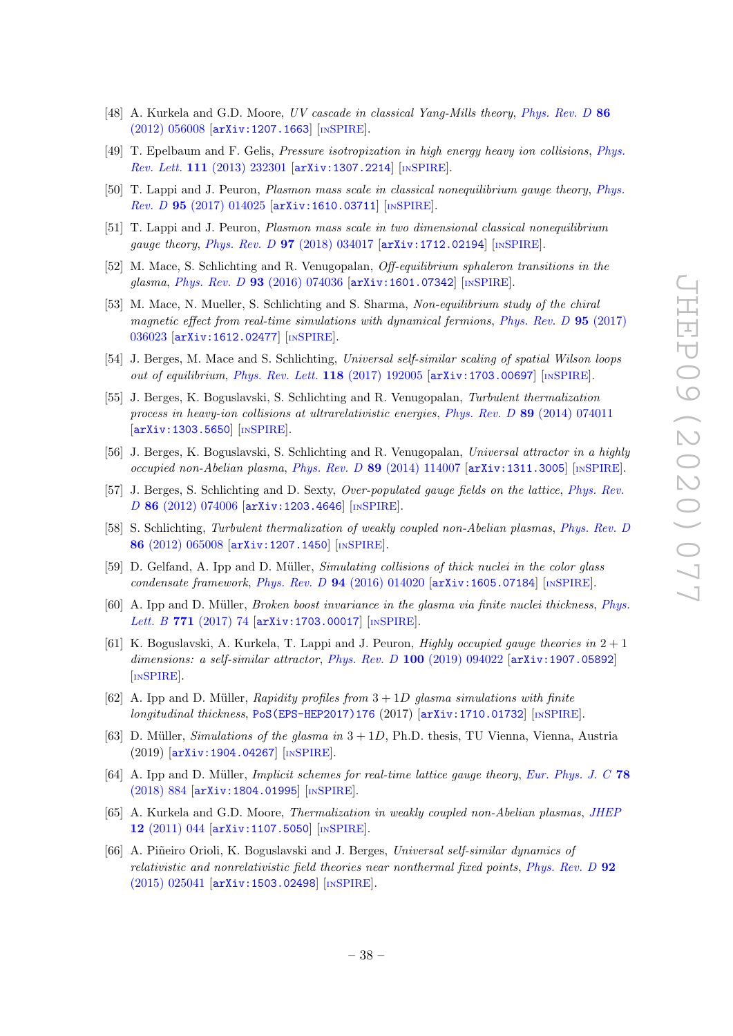[48] A. Kurkela and G.D. Moore, *UV cascade in classical Yang-Mills theory*, *Phys. Rev. D* **86** (2012) 056008 [arXiv:1207.1663] [INSPIRE].

[49] T. Epelbaum and F. Gelis, *Pressure isotropization in high energy heavy ion collisions*, *Phys. Rev. Lett.* **111** (2013) 232301 [arXiv:1307.2214] [INSPIRE].

[50] T. Lappi and J. Peuron, *Plasmon mass scale in classical nonequilibrium gauge theory*, *Phys. Rev. D* **95** (2017) 014025 [arXiv:1610.03711] [INSPIRE].

[51] T. Lappi and J. Peuron, *Plasmon mass scale in two dimensional classical nonequilibrium gauge theory*, *Phys. Rev. D* **97** (2018) 034017 [arXiv:1712.02194] [INSPIRE].

[52] M. Mace, S. Schlichting and R. Venugopalan, *Off-equilibrium sphaleron transitions in the glasma*, *Phys. Rev. D* **93** (2016) 074036 [arXiv:1601.07342] [INSPIRE].

[53] M. Mace, N. Mueller, S. Schlichting and S. Sharma, *Non-equilibrium study of the chiral magnetic effect from real-time simulations with dynamical fermions*, *Phys. Rev. D* **95** (2017) 036023 [arXiv:1612.02477] [INSPIRE].

[54] J. Berges, M. Mace and S. Schlichting, *Universal self-similar scaling of spatial Wilson loops out of equilibrium*, *Phys. Rev. Lett.* **118** (2017) 192005 [arXiv:1703.00697] [INSPIRE].

[55] J. Berges, K. Boguslavski, S. Schlichting and R. Venugopalan, *Turbulent thermalization process in heavy-ion collisions at ultrarelativistic energies*, *Phys. Rev. D* **89** (2014) 074011 [arXiv:1303.5650] [INSPIRE].

[56] J. Berges, K. Boguslavski, S. Schlichting and R. Venugopalan, *Universal attractor in a highly occupied non-Abelian plasma*, *Phys. Rev. D* **89** (2014) 114007 [arXiv:1311.3005] [INSPIRE].

[57] J. Berges, S. Schlichting and D. Sexty, *Over-populated gauge fields on the lattice*, *Phys. Rev. D* **86** (2012) 074006 [arXiv:1203.4646] [INSPIRE].

[58] S. Schlichting, *Turbulent thermalization of weakly coupled non-Abelian plasmas*, *Phys. Rev. D* **86** (2012) 065008 [arXiv:1207.1450] [INSPIRE].

[59] D. Gelfand, A. Ipp and D. Müller, *Simulating collisions of thick nuclei in the color glass condensate framework*, *Phys. Rev. D* **94** (2016) 014020 [arXiv:1605.07184] [INSPIRE].

[60] A. Ipp and D. Müller, *Broken boost invariance in the glasma via finite nuclei thickness*, *Phys. Lett. B* **771** (2017) 74 [arXiv:1703.00017] [INSPIRE].

[61] K. Boguslavski, A. Kurkela, T. Lappi and J. Peuron, *Highly occupied gauge theories in $2+1$ dimensions: a self-similar attractor*, *Phys. Rev. D* **100** (2019) 094022 [arXiv:1907.05892] [INSPIRE].

[62] A. Ipp and D. Müller, *Rapidity profiles from $3+1D$ glasma simulations with finite longitudinal thickness*, PoS(EPS-HEP2017)176 (2017) [arXiv:1710.01732] [INSPIRE].

[63] D. Müller, *Simulations of the glasma in $3+1D$*, Ph.D. thesis, TU Vienna, Vienna, Austria (2019) [arXiv:1904.04267] [INSPIRE].

[64] A. Ipp and D. Müller, *Implicit schemes for real-time lattice gauge theory*, *Eur. Phys. J. C* **78** (2018) 884 [arXiv:1804.01995] [INSPIRE].

[65] A. Kurkela and G.D. Moore, *Thermalization in weakly coupled non-Abelian plasmas*, *JHEP* **12** (2011) 044 [arXiv:1107.5050] [INSPIRE].

[66] A. Piñeiro Orioli, K. Boguslavski and J. Berges, *Universal self-similar dynamics of relativistic and nonrelativistic field theories near nonthermal fixed points*, *Phys. Rev. D* **92** (2015) 025041 [arXiv:1503.02498] [INSPIRE].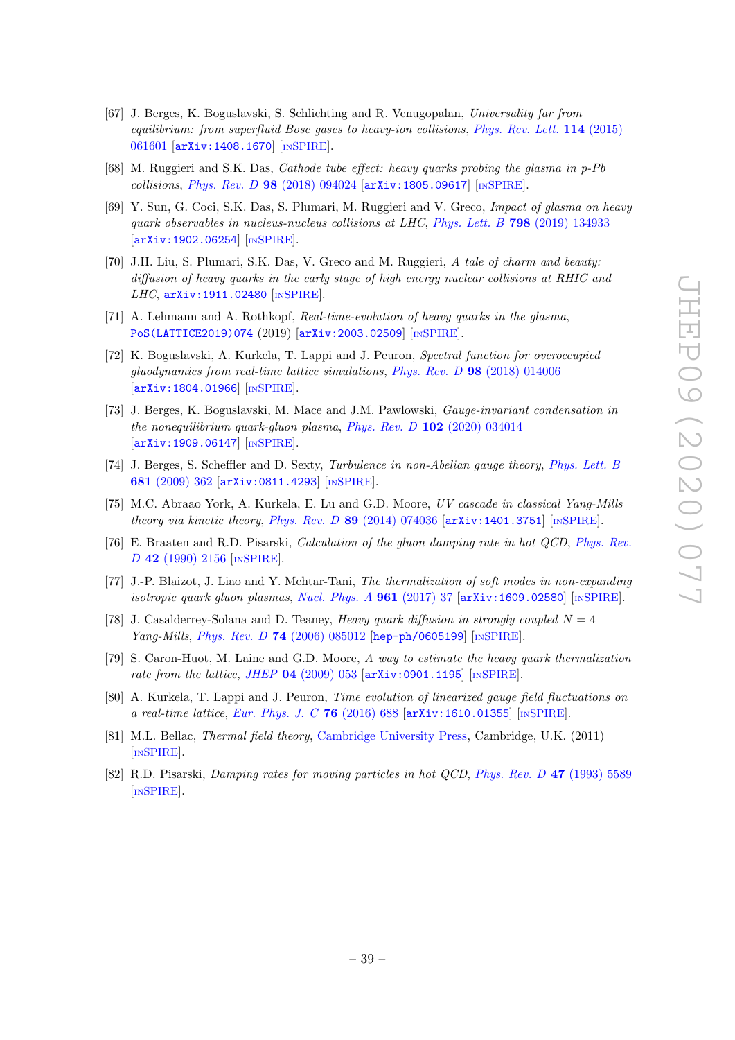[67] J. Berges, K. Boguslavski, S. Schlichting and R. Venugopalan, *Universality far from equilibrium: from superfluid Bose gases to heavy-ion collisions*, Phys. Rev. Lett. **114** (2015) 061601 [arXiv:1408.1670] [INSPIRE].

[68] M. Ruggieri and S.K. Das, *Cathode tube effect: heavy quarks probing the glasma in p-Pb collisions*, Phys. Rev. D **98** (2018) 094024 [arXiv:1805.09617] [INSPIRE].

[69] Y. Sun, G. Coci, S.K. Das, S. Plumari, M. Ruggieri and V. Greco, *Impact of glasma on heavy quark observables in nucleus-nucleus collisions at LHC*, Phys. Lett. B **798** (2019) 134933 [arXiv:1902.06254] [INSPIRE].

[70] J.H. Liu, S. Plumari, S.K. Das, V. Greco and M. Ruggieri, *A tale of charm and beauty: diffusion of heavy quarks in the early stage of high energy nuclear collisions at RHIC and LHC*, arXiv:1911.02480 [INSPIRE].

[71] A. Lehmann and A. Rothkopf, *Real-time-evolution of heavy quarks in the glasma*, PoS(LATTICE2019)074 (2019) [arXiv:2003.02509] [INSPIRE].

[72] K. Boguslavski, A. Kurkela, T. Lappi and J. Peuron, *Spectral function for overoccupied gluodynamics from real-time lattice simulations*, Phys. Rev. D **98** (2018) 014006 [arXiv:1804.01966] [INSPIRE].

[73] J. Berges, K. Boguslavski, M. Mace and J.M. Pawlowski, *Gauge-invariant condensation in the nonequilibrium quark-gluon plasma*, Phys. Rev. D **102** (2020) 034014 [arXiv:1909.06147] [INSPIRE].

[74] J. Berges, S. Scheffler and D. Sexty, *Turbulence in non-Abelian gauge theory*, Phys. Lett. B **681** (2009) 362 [arXiv:0811.4293] [INSPIRE].

[75] M.C. Abraao York, A. Kurkela, E. Lu and G.D. Moore, *UV cascade in classical Yang-Mills theory via kinetic theory*, Phys. Rev. D **89** (2014) 074036 [arXiv:1401.3751] [INSPIRE].

[76] E. Braaten and R.D. Pisarski, *Calculation of the gluon damping rate in hot QCD*, Phys. Rev. D **42** (1990) 2156 [INSPIRE].

[77] J.-P. Blaizot, J. Liao and Y. Mehtar-Tani, *The thermalization of soft modes in non-expanding isotropic quark gluon plasmas*, Nucl. Phys. A **961** (2017) 37 [arXiv:1609.02580] [INSPIRE].

[78] J. Casalderrey-Solana and D. Teaney, *Heavy quark diffusion in strongly coupled $N = 4$ Yang-Mills*, Phys. Rev. D **74** (2006) 085012 [hep-ph/0605199] [INSPIRE].

[79] S. Caron-Huot, M. Laine and G.D. Moore, *A way to estimate the heavy quark thermalization rate from the lattice*, JHEP **04** (2009) 053 [arXiv:0901.1195] [INSPIRE].

[80] A. Kurkela, T. Lappi and J. Peuron, *Time evolution of linearized gauge field fluctuations on a real-time lattice*, Eur. Phys. J. C **76** (2016) 688 [arXiv:1610.01355] [INSPIRE].

[81] M.L. Bellac, *Thermal field theory*, Cambridge University Press, Cambridge, U.K. (2011) [INSPIRE].

[82] R.D. Pisarski, *Damping rates for moving particles in hot QCD*, Phys. Rev. D **47** (1993) 5589 [INSPIRE].